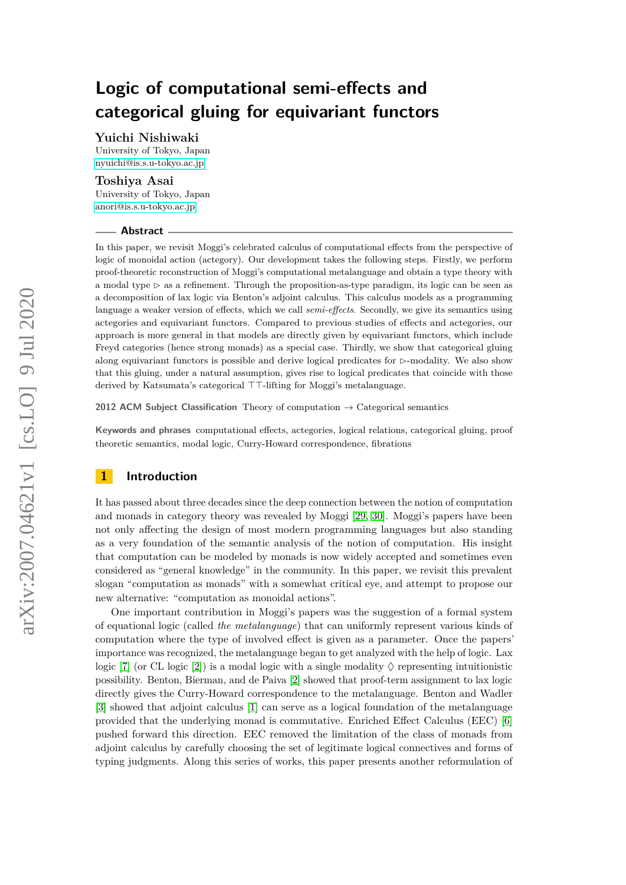# Logic of computational semi-effects and categorical gluing for equivariant functors

**Yuichi Nishiwaki**
University of Tokyo, Japan
nyuichi@is.s.u-tokyo.ac.jp

**Toshiya Asai**
University of Tokyo, Japan
anori@is.s.u-tokyo.ac.jp

## Abstract

In this paper, we revisit Moggi's celebrated calculus of computational effects from the perspective of logic of monoidal action (actegory). Our development takes the following steps. Firstly, we perform proof-theoretic reconstruction of Moggi's computational metalanguage and obtain a type theory with a modal type $\triangleright$ as a refinement. Through the proposition-as-type paradigm, its logic can be seen as a decomposition of lax logic via Benton's adjoint calculus. This calculus models as a programming language a weaker version of effects, which we call *semi-effects*. Secondly, we give its semantics using actegories and equivariant functors. Compared to previous studies of effects and actegories, our approach is more general in that models are directly given by equivariant functors, which include Freyd categories (hence strong monads) as a special case. Thirdly, we show that categorical gluing along equivariant functors is possible and derive logical predicates for $\triangleright$-modality. We also show that this gluing, under a natural assumption, gives rise to logical predicates that coincide with those derived by Katsumata's categorical $\top\top$-lifting for Moggi's metalanguage.

**2012 ACM Subject Classification** Theory of computation → Categorical semantics

**Keywords and phrases** computational effects, actegories, logical relations, categorical gluing, proof theoretic semantics, modal logic, Curry-Howard correspondence, fibrations

## 1 Introduction

It has passed about three decades since the deep connection between the notion of computation and monads in category theory was revealed by Moggi [29, 30]. Moggi's papers have been not only affecting the design of most modern programming languages but also standing as a very foundation of the semantic analysis of the notion of computation. His insight that computation can be modeled by monads is now widely accepted and sometimes even considered as "general knowledge" in the community. In this paper, we revisit this prevalent slogan "computation as monads" with a somewhat critical eye, and attempt to propose our new alternative: "computation as monoidal actions".

One important contribution in Moggi's papers was the suggestion of a formal system of equational logic (called *the metalanguage*) that can uniformly represent various kinds of computation where the type of involved effect is given as a parameter. Once the papers' importance was recognized, the metalanguage began to get analyzed with the help of logic. Lax logic [7] (or CL logic [2]) is a modal logic with a single modality $\lozenge$ representing intuitionistic possibility. Benton, Bierman, and de Paiva [2] showed that proof-term assignment to lax logic directly gives the Curry-Howard correspondence to the metalanguage. Benton and Wadler [3] showed that adjoint calculus [1] can serve as a logical foundation of the metalanguage provided that the underlying monad is commutative. Enriched Effect Calculus (EEC) [6] pushed forward this direction. EEC removed the limitation of the class of monads from adjoint calculus by carefully choosing the set of legitimate logical connectives and forms of typing judgments. Along this series of works, this paper presents another reformulation of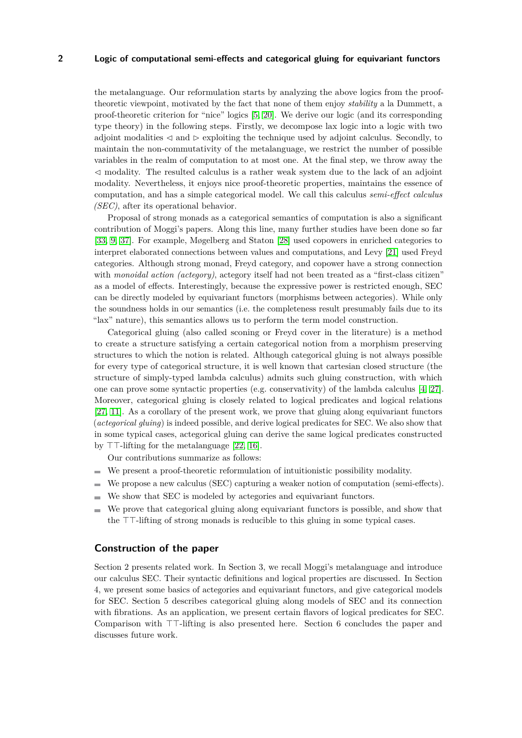the metalanguage. Our reformulation starts by analyzing the above logics from the proof-theoretic viewpoint, motivated by the fact that none of them enjoy *stability* a la Dummett, a proof-theoretic criterion for "nice" logics [5, 20]. We derive our logic (and its corresponding type theory) in the following steps. Firstly, we decompose lax logic into a logic with two adjoint modalities $\lhd$ and $\rhd$ exploiting the technique used by adjoint calculus. Secondly, to maintain the non-commutativity of the metalanguage, we restrict the number of possible variables in the realm of computation to at most one. At the final step, we throw away the $\lhd$ modality. The resulted calculus is a rather weak system due to the lack of an adjoint modality. Nevertheless, it enjoys nice proof-theoretic properties, maintains the essence of computation, and has a simple categorical model. We call this calculus *semi-effect calculus (SEC)*, after its operational behavior.

Proposal of strong monads as a categorical semantics of computation is also a significant contribution of Moggi's papers. Along this line, many further studies have been done so far [33, 9, 37]. For example, Møgelberg and Staton [28] used copowers in enriched categories to interpret elaborated connections between values and computations, and Levy [21] used Freyd categories. Although strong monad, Freyd category, and copower have a strong connection with *monoidal action (actegory)*, actegory itself had not been treated as a "first-class citizen" as a model of effects. Interestingly, because the expressive power is restricted enough, SEC can be directly modeled by equivariant functors (morphisms between actegories). While only the soundness holds in our semantics (i.e. the completeness result presumably fails due to its "lax" nature), this semantics allows us to perform the term model construction.

Categorical gluing (also called sconing or Freyd cover in the literature) is a method to create a structure satisfying a certain categorical notion from a morphism preserving structures to which the notion is related. Although categorical gluing is not always possible for every type of categorical structure, it is well known that cartesian closed structure (the structure of simply-typed lambda calculus) admits such gluing construction, with which one can prove some syntactic properties (e.g. conservativity) of the lambda calculus [4, 27]. Moreover, categorical gluing is closely related to logical predicates and logical relations [27, 11]. As a corollary of the present work, we prove that gluing along equivariant functors (*actegorical gluing*) is indeed possible, and derive logical predicates for SEC. We also show that in some typical cases, actegorical gluing can derive the same logical predicates constructed by $\top\top$-lifting for the metalanguage [22, 16].

Our contributions summarize as follows:

- We present a proof-theoretic reformulation of intuitionistic possibility modality.
- We propose a new calculus (SEC) capturing a weaker notion of computation (semi-effects).
- We show that SEC is modeled by actegories and equivariant functors.
- We prove that categorical gluing along equivariant functors is possible, and show that the $\top\top$-lifting of strong monads is reducible to this gluing in some typical cases.

## Construction of the paper

Section 2 presents related work. In Section 3, we recall Moggi's metalanguage and introduce our calculus SEC. Their syntactic definitions and logical properties are discussed. In Section 4, we present some basics of actegories and equivariant functors, and give categorical models for SEC. Section 5 describes categorical gluing along models of SEC and its connection with fibrations. As an application, we present certain flavors of logical predicates for SEC. Comparison with $\top\top$-lifting is also presented here. Section 6 concludes the paper and discusses future work.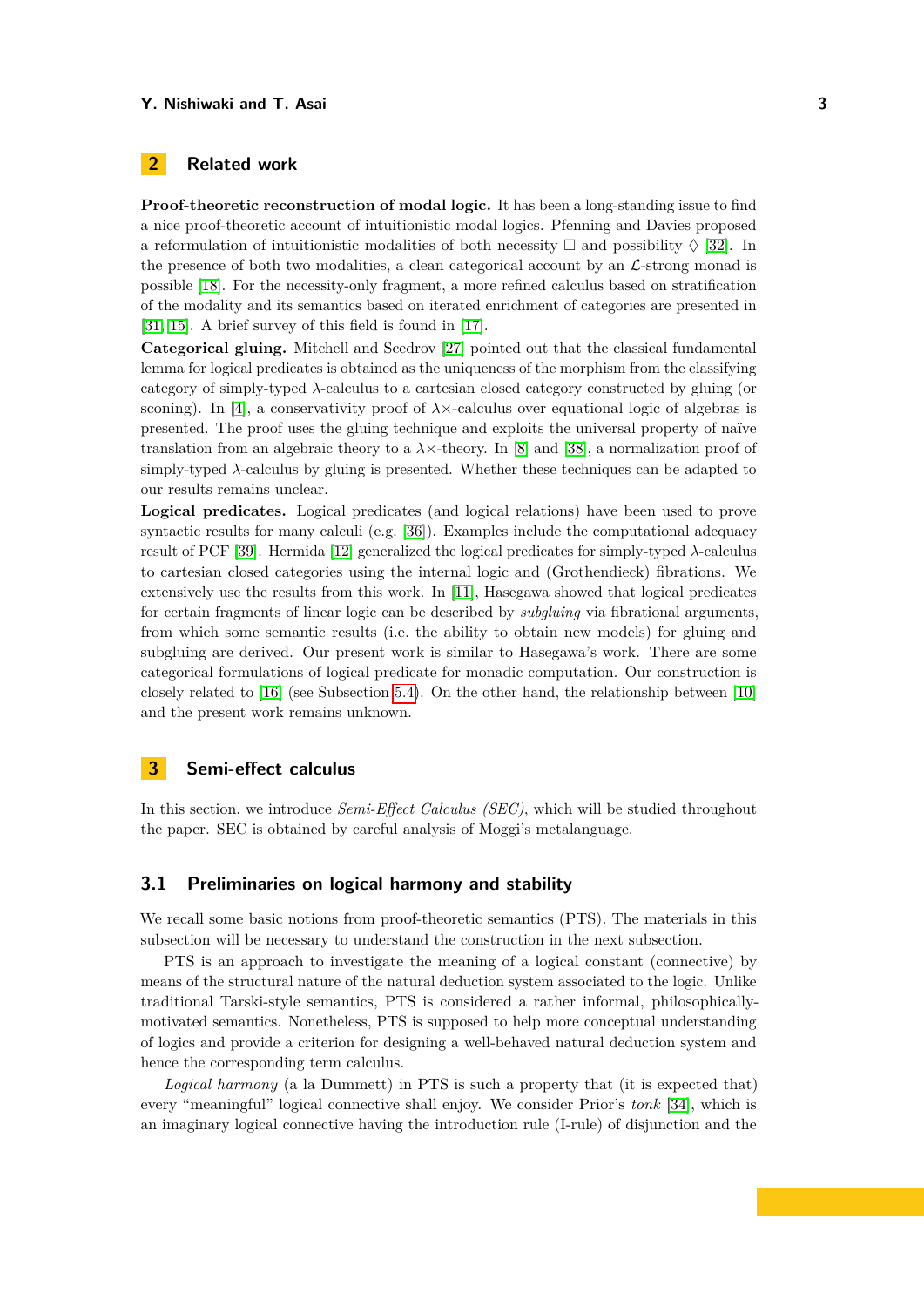## 2 Related work

**Proof-theoretic reconstruction of modal logic.** It has been a long-standing issue to find a nice proof-theoretic account of intuitionistic modal logics. Pfenning and Davies proposed a reformulation of intuitionistic modalities of both necessity $\Box$ and possibility $\Diamond$ [32]. In the presence of both two modalities, a clean categorical account by an $\mathcal{L}$-strong monad is possible [18]. For the necessity-only fragment, a more refined calculus based on stratification of the modality and its semantics based on iterated enrichment of categories are presented in [31, 15]. A brief survey of this field is found in [17].

**Categorical gluing.** Mitchell and Scedrov [27] pointed out that the classical fundamental lemma for logical predicates is obtained as the uniqueness of the morphism from the classifying category of simply-typed $\lambda$-calculus to a cartesian closed category constructed by gluing (or sconing). In [4], a conservativity proof of $\lambda\times$-calculus over equational logic of algebras is presented. The proof uses the gluing technique and exploits the universal property of naïve translation from an algebraic theory to a $\lambda\times$-theory. In [8] and [38], a normalization proof of simply-typed $\lambda$-calculus by gluing is presented. Whether these techniques can be adapted to our results remains unclear.

**Logical predicates.** Logical predicates (and logical relations) have been used to prove syntactic results for many calculi (e.g. [36]). Examples include the computational adequacy result of PCF [39]. Hermida [12] generalized the logical predicates for simply-typed $\lambda$-calculus to cartesian closed categories using the internal logic and (Grothendieck) fibrations. We extensively use the results from this work. In [11], Hasegawa showed that logical predicates for certain fragments of linear logic can be described by *subgluing* via fibrational arguments, from which some semantic results (i.e. the ability to obtain new models) for gluing and subgluing are derived. Our present work is similar to Hasegawa's work. There are some categorical formulations of logical predicate for monadic computation. Our construction is closely related to [16] (see Subsection 5.4). On the other hand, the relationship between [10] and the present work remains unknown.

## 3 Semi-effect calculus

In this section, we introduce *Semi-Effect Calculus (SEC)*, which will be studied throughout the paper. SEC is obtained by careful analysis of Moggi's metalanguage.

### 3.1 Preliminaries on logical harmony and stability

We recall some basic notions from proof-theoretic semantics (PTS). The materials in this subsection will be necessary to understand the construction in the next subsection.

PTS is an approach to investigate the meaning of a logical constant (connective) by means of the structural nature of the natural deduction system associated to the logic. Unlike traditional Tarski-style semantics, PTS is considered a rather informal, philosophically-motivated semantics. Nonetheless, PTS is supposed to help more conceptual understanding of logics and provide a criterion for designing a well-behaved natural deduction system and hence the corresponding term calculus.

*Logical harmony* (a la Dummett) in PTS is such a property that (it is expected that) every "meaningful" logical connective shall enjoy. We consider Prior's *tonk* [34], which is an imaginary logical connective having the introduction rule (I-rule) of disjunction and the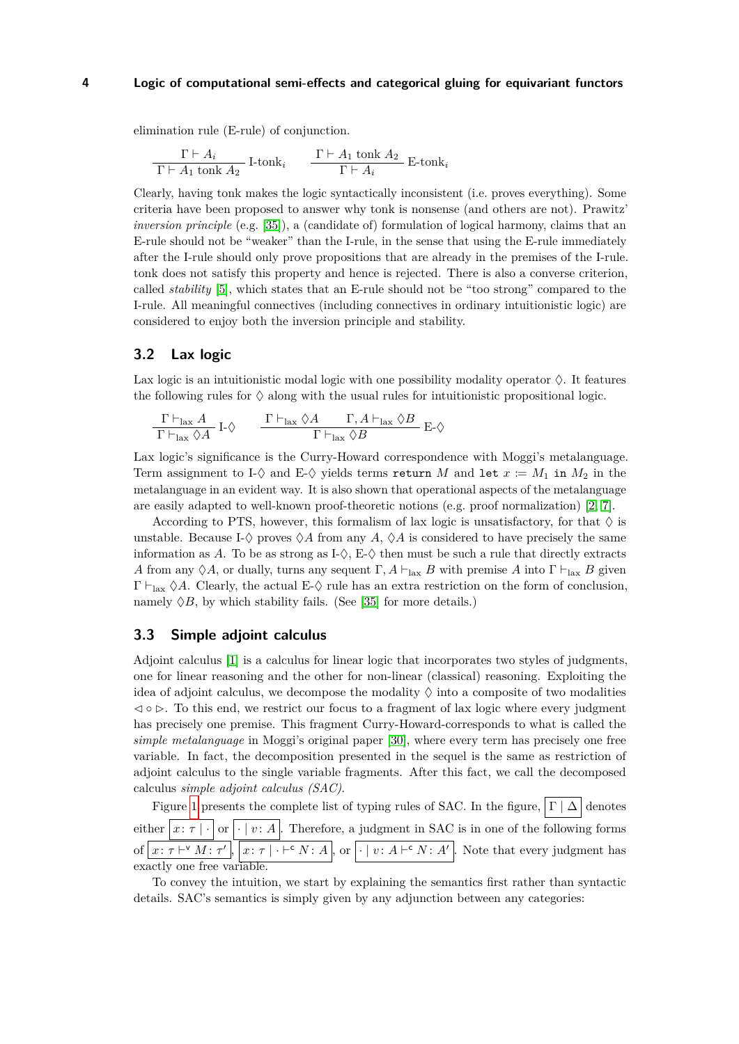elimination rule (E-rule) of conjunction.

$$\frac{\Gamma \vdash A_i}{\Gamma \vdash A_1 \text{ tonk } A_2}\ \text{I-tonk}_i \qquad \frac{\Gamma \vdash A_1 \text{ tonk } A_2}{\Gamma \vdash A_i}\ \text{E-tonk}_i$$

Clearly, having tonk makes the logic syntactically inconsistent (i.e. proves everything). Some criteria have been proposed to answer why tonk is nonsense (and others are not). Prawitz' *inversion principle* (e.g. [35]), a (candidate of) formulation of logical harmony, claims that an E-rule should not be "weaker" than the I-rule, in the sense that using the E-rule immediately after the I-rule should only prove propositions that are already in the premises of the I-rule. tonk does not satisfy this property and hence is rejected. There is also a converse criterion, called *stability* [5], which states that an E-rule should not be "too strong" compared to the I-rule. All meaningful connectives (including connectives in ordinary intuitionistic logic) are considered to enjoy both the inversion principle and stability.

## 3.2 Lax logic

Lax logic is an intuitionistic modal logic with one possibility modality operator $\lozenge$. It features the following rules for $\lozenge$ along with the usual rules for intuitionistic propositional logic.

$$\frac{\Gamma \vdash_{\text{lax}} A}{\Gamma \vdash_{\text{lax}} \lozenge A}\ \text{I-}\lozenge \qquad \frac{\Gamma \vdash_{\text{lax}} \lozenge A \qquad \Gamma, A \vdash_{\text{lax}} \lozenge B}{\Gamma \vdash_{\text{lax}} \lozenge B}\ \text{E-}\lozenge$$

Lax logic's significance is the Curry-Howard correspondence with Moggi's metalanguage. Term assignment to I-$\lozenge$ and E-$\lozenge$ yields terms `return` $M$ and `let` $x := M_1$ `in` $M_2$ in the metalanguage in an evident way. It is also shown that operational aspects of the metalanguage are easily adapted to well-known proof-theoretic notions (e.g. proof normalization) [2, 7].

According to PTS, however, this formalism of lax logic is unsatisfactory, for that $\lozenge$ is unstable. Because I-$\lozenge$ proves $\lozenge A$ from any $A$, $\lozenge A$ is considered to have precisely the same information as $A$. To be as strong as I-$\lozenge$, E-$\lozenge$ then must be such a rule that directly extracts $A$ from any $\lozenge A$, or dually, turns any sequent $\Gamma, A \vdash_{\text{lax}} B$ with premise $A$ into $\Gamma \vdash_{\text{lax}} B$ given $\Gamma \vdash_{\text{lax}} \lozenge A$. Clearly, the actual E-$\lozenge$ rule has an extra restriction on the form of conclusion, namely $\lozenge B$, by which stability fails. (See [35] for more details.)

## 3.3 Simple adjoint calculus

Adjoint calculus [1] is a calculus for linear logic that incorporates two styles of judgments, one for linear reasoning and the other for non-linear (classical) reasoning. Exploiting the idea of adjoint calculus, we decompose the modality $\lozenge$ into a composite of two modalities $\lhd \circ \rhd$. To this end, we restrict our focus to a fragment of lax logic where every judgment has precisely one premise. This fragment Curry-Howard-corresponds to what is called the *simple metalanguage* in Moggi's original paper [30], where every term has precisely one free variable. In fact, the decomposition presented in the sequel is the same as restriction of adjoint calculus to the single variable fragments. After this fact, we call the decomposed calculus *simple adjoint calculus (SAC)*.

Figure 1 presents the complete list of typing rules of SAC. In the figure, $\boxed{\Gamma \mid \Delta}$ denotes either $\boxed{x\colon \tau \mid \cdot}$ or $\boxed{\cdot \mid v\colon A}$. Therefore, a judgment in SAC is in one of the following forms of $\boxed{x\colon \tau \vdash^{\mathsf{v}} M\colon \tau'}$, $\boxed{x\colon \tau \mid \cdot \vdash^{\mathsf{c}} N\colon A}$, or $\boxed{\cdot \mid v\colon A \vdash^{\mathsf{c}} N\colon A'}$. Note that every judgment has exactly one free variable.

To convey the intuition, we start by explaining the semantics first rather than syntactic details. SAC's semantics is simply given by any adjunction between any categories: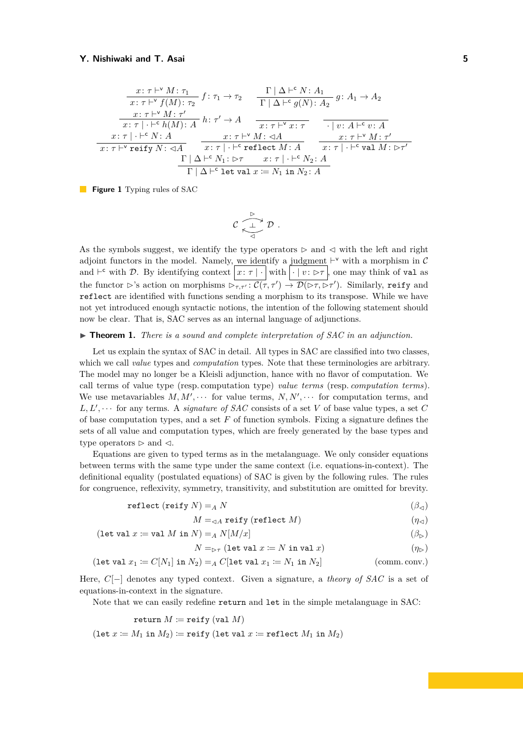$$\frac{x\colon \tau \vdash^{\mathsf{v}} M\colon \tau_1}{x\colon \tau \vdash^{\mathsf{v}} f(M)\colon \tau_2}\ f\colon \tau_1 \to \tau_2 \qquad \frac{\Gamma \mid \Delta \vdash^{\mathsf{c}} N\colon A_1}{\Gamma \mid \Delta \vdash^{\mathsf{c}} g(N)\colon A_2}\ g\colon A_1 \to A_2$$

$$\frac{x\colon \tau \vdash^{\mathsf{v}} M\colon \tau'}{x\colon \tau \mid \cdot \vdash^{\mathsf{c}} h(M)\colon A}\ h\colon \tau' \to A \qquad \frac{}{x\colon \tau \vdash^{\mathsf{v}} x\colon \tau} \qquad \frac{}{\cdot \mid v\colon A \vdash^{\mathsf{c}} v\colon A}$$

$$\frac{x\colon \tau \mid \cdot \vdash^{\mathsf{c}} N\colon A}{x\colon \tau \vdash^{\mathsf{v}} \texttt{reify}\ N\colon \lhd A} \qquad \frac{x\colon \tau \vdash^{\mathsf{v}} M\colon \lhd A}{x\colon \tau \mid \cdot \vdash^{\mathsf{c}} \texttt{reflect}\ M\colon A} \qquad \frac{x\colon \tau \vdash^{\mathsf{v}} M\colon \tau'}{x\colon \tau \mid \cdot \vdash^{\mathsf{c}} \texttt{val}\ M\colon \rhd\tau'}$$

$$\frac{\Gamma \mid \Delta \vdash^{\mathsf{c}} N_1\colon \rhd\tau \qquad x\colon \tau \mid \cdot \vdash^{\mathsf{c}} N_2\colon A}{\Gamma \mid \Delta \vdash^{\mathsf{c}} \texttt{let val}\ x \coloneqq N_1\ \texttt{in}\ N_2\colon A}$$

**Figure 1** Typing rules of SAC

$$\mathcal{C} \underset{\lhd}{\overset{\rhd}{\underset{\longleftarrow}{\overset{\longrightarrow}{\bot}}}} \mathcal{D}\ .$$

As the symbols suggest, we identify the type operators $\rhd$ and $\lhd$ with the left and right adjoint functors in the model. Namely, we identify a judgment $\vdash^{\mathsf{v}}$ with a morphism in $\mathcal{C}$ and $\vdash^{\mathsf{c}}$ with $\mathcal{D}$. By identifying context $\boxed{x\colon \tau \mid \cdot}$ with $\boxed{\cdot \mid v\colon \rhd\tau}$, one may think of `val` as the functor $\rhd$'s action on morphisms $\rhd_{\tau,\tau'}\colon \mathcal{C}(\tau,\tau') \to \mathcal{D}(\rhd\tau, \rhd\tau')$. Similarly, `reify` and `reflect` are identified with functions sending a morphism to its transpose. While we have not yet introduced enough syntactic notions, the intention of the following statement should now be clear. That is, SAC serves as an internal language of adjunctions.

▶ **Theorem 1.** *There is a sound and complete interpretation of SAC in an adjunction.*

Let us explain the syntax of SAC in detail. All types in SAC are classified into two classes, which we call *value* types and *computation* types. Note that these terminologies are arbitrary. The model may no longer be a Kleisli adjunction, hence with no flavor of computation. We call terms of value type (resp. computation type) *value terms* (resp. *computation terms*). We use metavariables $M, M', \cdots$ for value terms, $N, N', \cdots$ for computation terms, and $L, L', \cdots$ for any terms. A *signature of SAC* consists of a set $V$ of base value types, a set $C$ of base computation types, and a set $F$ of function symbols. Fixing a signature defines the sets of all value and computation types, which are freely generated by the base types and type operators $\rhd$ and $\lhd$.

Equations are given to typed terms as in the metalanguage. We only consider equations between terms with the same type under the same context (i.e. equations-in-context). The definitional equality (postulated equations) of SAC is given by the following rules. The rules for congruence, reflexivity, symmetry, transitivity, and substitution are omitted for brevity.

$$\texttt{reflect}\ (\texttt{reify}\ N) =_A N \qquad (\beta_\lhd)$$

$$M =_{\lhd A} \texttt{reify}\ (\texttt{reflect}\ M) \qquad (\eta_\lhd)$$

$$(\texttt{let val}\ x \coloneqq \texttt{val}\ M\ \texttt{in}\ N) =_A N[M/x] \qquad (\beta_\rhd)$$

$$N =_{\rhd\tau} (\texttt{let val}\ x \coloneqq N\ \texttt{in val}\ x) \qquad (\eta_\rhd)$$

$$(\texttt{let val}\ x_1 \coloneqq C[N_1]\ \texttt{in}\ N_2) =_A C[\texttt{let val}\ x_1 \coloneqq N_1\ \texttt{in}\ N_2] \qquad (\text{comm. conv.})$$

Here, $C[-]$ denotes any typed context. Given a signature, a *theory of SAC* is a set of equations-in-context in the signature.

Note that we can easily redefine `return` and `let` in the simple metalanguage in SAC:

$$\texttt{return}\ M \coloneqq \texttt{reify}\ (\texttt{val}\ M)$$

$$(\texttt{let}\ x \coloneqq M_1\ \texttt{in}\ M_2) \coloneqq \texttt{reify}\ (\texttt{let val}\ x \coloneqq \texttt{reflect}\ M_1\ \texttt{in}\ M_2)$$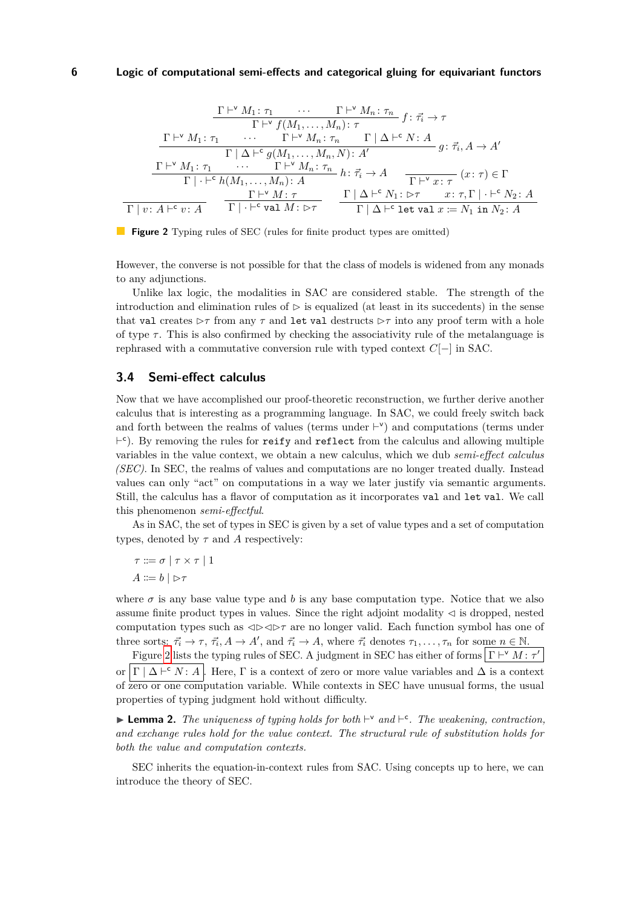$$\frac{\Gamma \vdash^{\mathsf{v}} M_1 \colon \tau_1 \quad \cdots \quad \Gamma \vdash^{\mathsf{v}} M_n \colon \tau_n}{\Gamma \vdash^{\mathsf{v}} f(M_1, \ldots, M_n) \colon \tau}\ f \colon \vec{\tau_i} \to \tau$$

$$\frac{\Gamma \vdash^{\mathsf{v}} M_1 \colon \tau_1 \quad \cdots \quad \Gamma \vdash^{\mathsf{v}} M_n \colon \tau_n \qquad \Gamma \mid \Delta \vdash^{\mathsf{c}} N \colon A}{\Gamma \mid \Delta \vdash^{\mathsf{c}} g(M_1, \ldots, M_n, N) \colon A'}\ g \colon \vec{\tau_i}, A \to A'$$

$$\frac{\Gamma \vdash^{\mathsf{v}} M_1 \colon \tau_1 \quad \cdots \quad \Gamma \vdash^{\mathsf{v}} M_n \colon \tau_n}{\Gamma \mid \cdot \vdash^{\mathsf{c}} h(M_1, \ldots, M_n) \colon A}\ h \colon \vec{\tau_i} \to A \qquad \frac{}{\Gamma \vdash^{\mathsf{v}} x \colon \tau}\ (x \colon \tau) \in \Gamma$$

$$\frac{}{\Gamma \mid v \colon A \vdash^{\mathsf{c}} v \colon A} \qquad \frac{\Gamma \vdash^{\mathsf{v}} M \colon \tau}{\Gamma \mid \cdot \vdash^{\mathsf{c}} \mathtt{val}\ M \colon \rhd\tau} \qquad \frac{\Gamma \mid \Delta \vdash^{\mathsf{c}} N_1 \colon \rhd\tau \qquad x \colon \tau, \Gamma \mid \cdot \vdash^{\mathsf{c}} N_2 \colon A}{\Gamma \mid \Delta \vdash^{\mathsf{c}} \mathtt{let\ val}\ x \coloneqq N_1\ \mathtt{in}\ N_2 \colon A}$$

**Figure 2** Typing rules of SEC (rules for finite product types are omitted)

However, the converse is not possible for that the class of models is widened from any monads to any adjunctions.

Unlike lax logic, the modalities in SAC are considered stable. The strength of the introduction and elimination rules of $\rhd$ is equalized (at least in its succedents) in the sense that `val` creates $\rhd\tau$ from any $\tau$ and `let val` destructs $\rhd\tau$ into any proof term with a hole of type $\tau$. This is also confirmed by checking the associativity rule of the metalanguage is rephrased with a commutative conversion rule with typed context $C[-]$ in SAC.

## 3.4 Semi-effect calculus

Now that we have accomplished our proof-theoretic reconstruction, we further derive another calculus that is interesting as a programming language. In SAC, we could freely switch back and forth between the realms of values (terms under $\vdash^{\mathsf{v}}$) and computations (terms under $\vdash^{\mathsf{c}}$). By removing the rules for `reify` and `reflect` from the calculus and allowing multiple variables in the value context, we obtain a new calculus, which we dub *semi-effect calculus (SEC)*. In SEC, the realms of values and computations are no longer treated dually. Instead values can only "act" on computations in a way we later justify via semantic arguments. Still, the calculus has a flavor of computation as it incorporates `val` and `let val`. We call this phenomenon *semi-effectful*.

As in SAC, the set of types in SEC is given by a set of value types and a set of computation types, denoted by $\tau$ and $A$ respectively:

$$\tau ::= \sigma \mid \tau \times \tau \mid 1$$
$$A ::= b \mid \rhd\tau$$

where $\sigma$ is any base value type and $b$ is any base computation type. Notice that we also assume finite product types in values. Since the right adjoint modality $\lhd$ is dropped, nested computation types such as $\lhd\rhd\lhd\rhd\tau$ are no longer valid. Each function symbol has one of three sorts: $\vec{\tau_i} \to \tau$, $\vec{\tau_i}, A \to A'$, and $\vec{\tau_i} \to A$, where $\vec{\tau_i}$ denotes $\tau_1, \ldots, \tau_n$ for some $n \in \mathbb{N}$.

Figure 2 lists the typing rules of SEC. A judgment in SEC has either of forms $\boxed{\Gamma \vdash^{\mathsf{v}} M \colon \tau'}$ or $\boxed{\Gamma \mid \Delta \vdash^{\mathsf{c}} N \colon A}$. Here, $\Gamma$ is a context of zero or more value variables and $\Delta$ is a context of zero or one computation variable. While contexts in SEC have unusual forms, the usual properties of typing judgment hold without difficulty.

▶ **Lemma 2.** *The uniqueness of typing holds for both $\vdash^{\mathsf{v}}$ and $\vdash^{\mathsf{c}}$. The weakening, contraction, and exchange rules hold for the value context. The structural rule of substitution holds for both the value and computation contexts.*

SEC inherits the equation-in-context rules from SAC. Using concepts up to here, we can introduce the theory of SEC.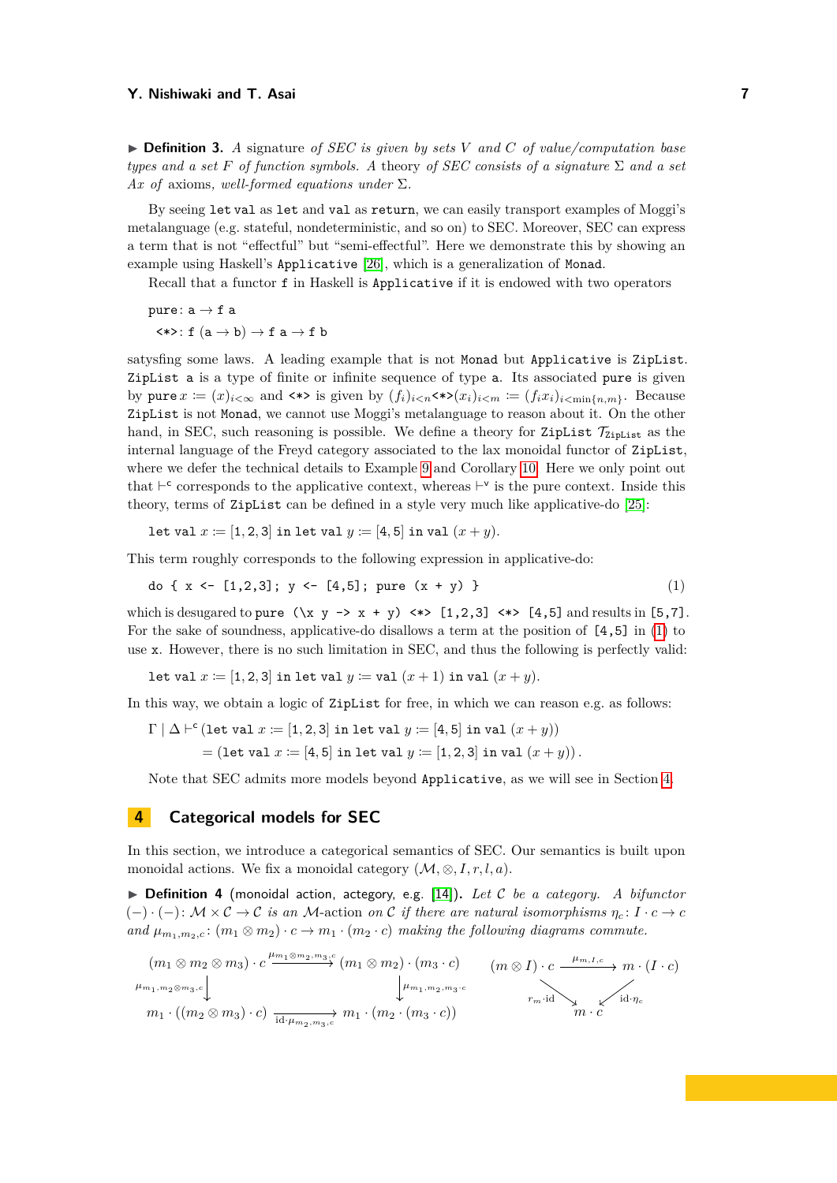▶ **Definition 3.** *A* signature *of SEC is given by sets $V$ and $C$ of value/computation base types and a set $F$ of function symbols. A* theory *of SEC consists of a signature $\Sigma$ and a set $Ax$ of* axioms*, well-formed equations under $\Sigma$.*

By seeing `let val` as `let` and `val` as `return`, we can easily transport examples of Moggi's metalanguage (e.g. stateful, nondeterministic, and so on) to SEC. Moreover, SEC can express a term that is not "effectful" but "semi-effectful". Here we demonstrate this by showing an example using Haskell's `Applicative` [26], which is a generalization of `Monad`.

Recall that a functor `f` in Haskell is `Applicative` if it is endowed with two operators

```
pure: a → f a
 <*>: f (a → b) → f a → f b
```

satysfing some laws. A leading example that is not `Monad` but `Applicative` is `ZipList`. `ZipList a` is a type of finite or infinite sequence of type `a`. Its associated `pure` is given by `pure` $x \coloneqq (x)_{i<\infty}$ and `<*>` is given by $(f_i)_{i<n}$`<*>`$(x_i)_{i<m} \coloneqq (f_i x_i)_{i<\min\{n,m\}}$. Because `ZipList` is not `Monad`, we cannot use Moggi's metalanguage to reason about it. On the other hand, in SEC, such reasoning is possible. We define a theory for `ZipList` $\mathcal{T}_{\texttt{ZipList}}$ as the internal language of the Freyd category associated to the lax monoidal functor of `ZipList`, where we defer the technical details to Example 9 and Corollary 10. Here we only point out that $\vdash^{\mathsf{c}}$ corresponds to the applicative context, whereas $\vdash^{\mathsf{v}}$ is the pure context. Inside this theory, terms of `ZipList` can be defined in a style very much like applicative-do [25]:

$$\texttt{let val}\ x \coloneqq [1,2,3]\ \texttt{in let val}\ y \coloneqq [4,5]\ \texttt{in val}\ (x+y).$$

This term roughly corresponds to the following expression in applicative-do:

```
do { x <- [1,2,3]; y <- [4,5]; pure (x + y) }                                (1)
```

which is desugared to `pure (\x y -> x + y) <*> [1,2,3] <*> [4,5]` and results in `[5,7]`. For the sake of soundness, applicative-do disallows a term at the position of `[4,5]` in (1) to use `x`. However, there is no such limitation in SEC, and thus the following is perfectly valid:

$$\texttt{let val}\ x \coloneqq [1,2,3]\ \texttt{in let val}\ y \coloneqq \texttt{val}\ (x+1)\ \texttt{in val}\ (x+y).$$

In this way, we obtain a logic of `ZipList` for free, in which we can reason e.g. as follows:

$$\begin{aligned}\Gamma \mid \Delta \vdash^{\mathsf{c}} & (\texttt{let val}\ x \coloneqq [1,2,3]\ \texttt{in let val}\ y \coloneqq [4,5]\ \texttt{in val}\ (x+y)) \\ &= (\texttt{let val}\ x \coloneqq [4,5]\ \texttt{in let val}\ y \coloneqq [1,2,3]\ \texttt{in val}\ (x+y)).\end{aligned}$$

Note that SEC admits more models beyond `Applicative`, as we will see in Section 4.

## 4 Categorical models for SEC

In this section, we introduce a categorical semantics of SEC. Our semantics is built upon monoidal actions. We fix a monoidal category $(\mathcal{M}, \otimes, I, r, l, a)$.

▶ **Definition 4** (monoidal action, actegory, e.g. [14])**.** *Let $\mathcal{C}$ be a category. A bifunctor $(-)\cdot(-) \colon \mathcal{M} \times \mathcal{C} \to \mathcal{C}$ is an $\mathcal{M}$-action on $\mathcal{C}$ if there are natural isomorphisms $\eta_c \colon I \cdot c \to c$ and $\mu_{m_1,m_2,c} \colon (m_1 \otimes m_2) \cdot c \to m_1 \cdot (m_2 \cdot c)$ making the following diagrams commute.*

$$\begin{array}{ccc} (m_1 \otimes m_2 \otimes m_3) \cdot c & \xrightarrow{\mu_{m_1 \otimes m_2, m_3, c}} & (m_1 \otimes m_2) \cdot (m_3 \cdot c) \\ \downarrow{\scriptstyle \mu_{m_1, m_2 \otimes m_3, c}} & & \downarrow{\scriptstyle \mu_{m_1, m_2, m_3 \cdot c}} \\ m_1 \cdot ((m_2 \otimes m_3) \cdot c) & \xrightarrow[\mathrm{id} \cdot \mu_{m_2, m_3, c}]{} & m_1 \cdot (m_2 \cdot (m_3 \cdot c)) \end{array}
\qquad
\begin{array}{ccc} (m \otimes I) \cdot c & \xrightarrow{\mu_{m,I,c}} & m \cdot (I \cdot c) \\ & {\scriptstyle r_m \cdot \mathrm{id}} \searrow \quad \swarrow {\scriptstyle \mathrm{id} \cdot \eta_c} & \\ & m \cdot c & \end{array}$$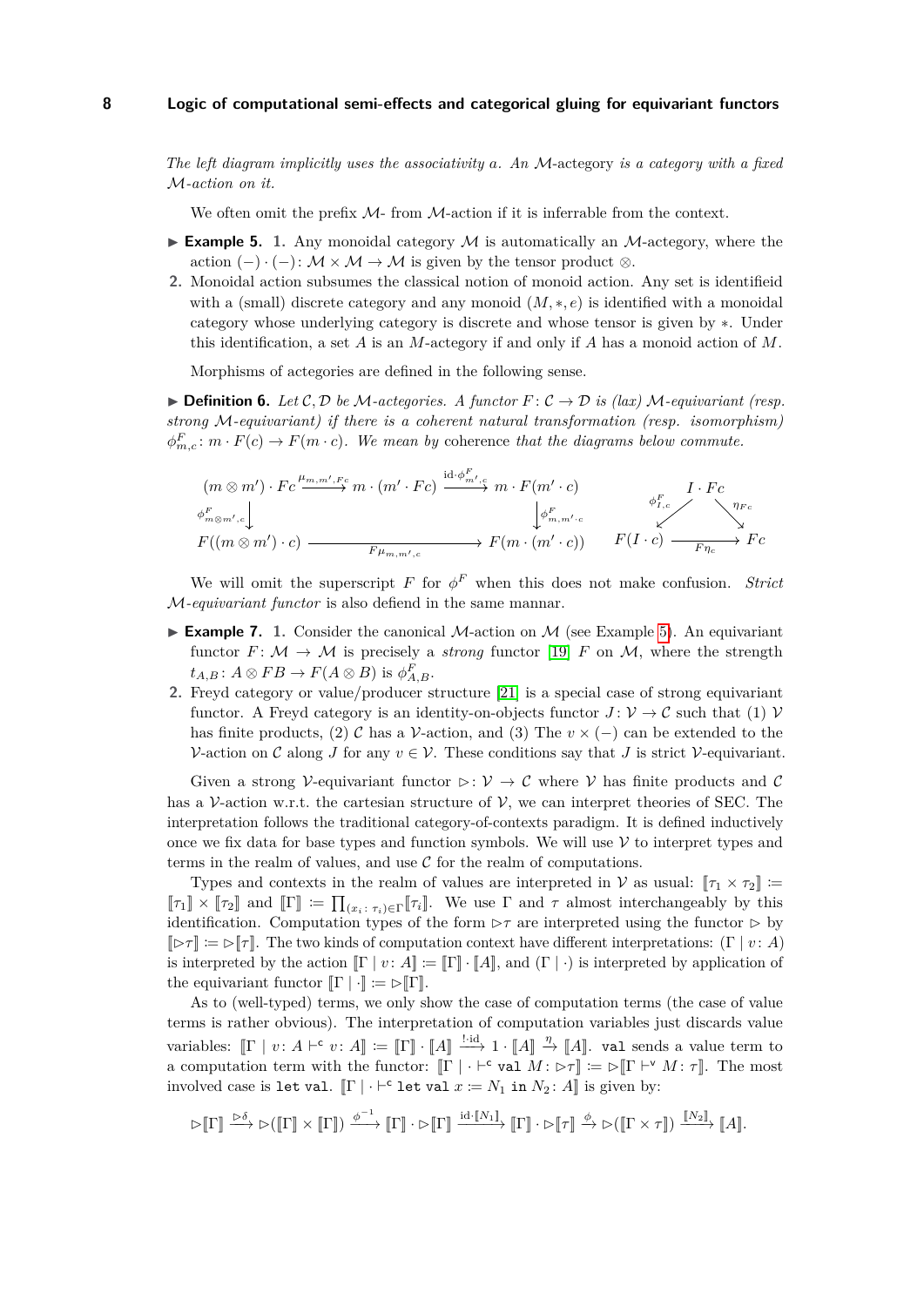*The left diagram implicitly uses the associativity $a$. An $\mathcal{M}$-actegory is a category with a fixed $\mathcal{M}$-action on it.*

We often omit the prefix $\mathcal{M}$- from $\mathcal{M}$-action if it is inferrable from the context.

▶ **Example 5.**
1. Any monoidal category $\mathcal{M}$ is automatically an $\mathcal{M}$-actegory, where the action $(-) \cdot (-) \colon \mathcal{M} \times \mathcal{M} \to \mathcal{M}$ is given by the tensor product $\otimes$.
2. Monoidal action subsumes the classical notion of monoid action. Any set is identifieid with a (small) discrete category and any monoid $(M, *, e)$ is identified with a monoidal category whose underlying category is discrete and whose tensor is given by $*$. Under this identification, a set $A$ is an $M$-actegory if and only if $A$ has a monoid action of $M$.

Morphisms of actegories are defined in the following sense.

▶ **Definition 6.** *Let $\mathcal{C}, \mathcal{D}$ be $\mathcal{M}$-actegories. A functor $F \colon \mathcal{C} \to \mathcal{D}$ is (lax) $\mathcal{M}$-equivariant (resp. strong $\mathcal{M}$-equivariant) if there is a coherent natural transformation (resp. isomorphism) $\phi^F_{m,c} \colon m \cdot F(c) \to F(m \cdot c)$. We mean by coherence that the diagrams below commute.*

$$\begin{array}{ccccc}
(m \otimes m') \cdot Fc & \xrightarrow{\mu_{m,m',Fc}} & m \cdot (m' \cdot Fc) & \xrightarrow{\mathrm{id} \cdot \phi^F_{m',c}} & m \cdot F(m' \cdot c) \\
\downarrow{\scriptstyle \phi^F_{m \otimes m', c}} & & & & \downarrow{\scriptstyle \phi^F_{m, m' \cdot c}} \\
F((m \otimes m') \cdot c) & & \xrightarrow{F\mu_{m,m',c}} & & F(m \cdot (m' \cdot c))
\end{array}
\qquad
\begin{array}{ccc}
& I \cdot Fc & \\
{\scriptstyle \phi^F_{I,c}} \swarrow & & \searrow {\scriptstyle \eta_{Fc}} \\
F(I \cdot c) & \xrightarrow{F\eta_c} & Fc
\end{array}$$

We will omit the superscript $F$ for $\phi^F$ when this does not make confusion. *Strict $\mathcal{M}$-equivariant functor* is also defiend in the same mannar.

▶ **Example 7.**
1. Consider the canonical $\mathcal{M}$-action on $\mathcal{M}$ (see Example 5). An equivariant functor $F \colon \mathcal{M} \to \mathcal{M}$ is precisely a *strong* functor [19] $F$ on $\mathcal{M}$, where the strength $t_{A,B} \colon A \otimes FB \to F(A \otimes B)$ is $\phi^F_{A,B}$.
2. Freyd category or value/producer structure [21] is a special case of strong equivariant functor. A Freyd category is an identity-on-objects functor $J \colon \mathcal{V} \to \mathcal{C}$ such that (1) $\mathcal{V}$ has finite products, (2) $\mathcal{C}$ has a $\mathcal{V}$-action, and (3) The $v \times (-)$ can be extended to the $\mathcal{V}$-action on $\mathcal{C}$ along $J$ for any $v \in \mathcal{V}$. These conditions say that $J$ is strict $\mathcal{V}$-equivariant.

Given a strong $\mathcal{V}$-equivariant functor $\rhd \colon \mathcal{V} \to \mathcal{C}$ where $\mathcal{V}$ has finite products and $\mathcal{C}$ has a $\mathcal{V}$-action w.r.t. the cartesian structure of $\mathcal{V}$, we can interpret theories of SEC. The interpretation follows the traditional category-of-contexts paradigm. It is defined inductively once we fix data for base types and function symbols. We will use $\mathcal{V}$ to interpret types and terms in the realm of values, and use $\mathcal{C}$ for the realm of computations.

Types and contexts in the realm of values are interpreted in $\mathcal{V}$ as usual: $[\![\tau_1 \times \tau_2]\!] \coloneqq [\![\tau_1]\!] \times [\![\tau_2]\!]$ and $[\![\Gamma]\!] \coloneqq \prod_{(x_i \colon \tau_i) \in \Gamma} [\![\tau_i]\!]$. We use $\Gamma$ and $\tau$ almost interchangeably by this identification. Computation types of the form $\rhd\tau$ are interpreted using the functor $\rhd$ by $[\![\rhd\tau]\!] \coloneqq \rhd[\![\tau]\!]$. The two kinds of computation context have different interpretations: $(\Gamma \mid v \colon A)$ is interpreted by the action $[\![\Gamma \mid v \colon A]\!] \coloneqq [\![\Gamma]\!] \cdot [\![A]\!]$, and $(\Gamma \mid \cdot)$ is interpreted by application of the equivariant functor $[\![\Gamma \mid \cdot]\!] \coloneqq \rhd[\![\Gamma]\!]$.

As to (well-typed) terms, we only show the case of computation terms (the case of value terms is rather obvious). The interpretation of computation variables just discards value variables: $[\![\Gamma \mid v \colon A \vdash^{\mathsf{c}} v \colon A]\!] \coloneqq [\![\Gamma]\!] \cdot [\![A]\!] \xrightarrow{! \cdot \mathrm{id}} 1 \cdot [\![A]\!] \xrightarrow{\eta} [\![A]\!]$. `val` sends a value term to a computation term with the functor: $[\![\Gamma \mid \cdot \vdash^{\mathsf{c}} \texttt{val}\ M \colon \rhd\tau]\!] \coloneqq \rhd[\![\Gamma \vdash^{\mathsf{v}} M \colon \tau]\!]$. The most involved case is `let val`. $[\![\Gamma \mid \cdot \vdash^{\mathsf{c}} \texttt{let val}\ x \coloneqq N_1\ \texttt{in}\ N_2 \colon A]\!]$ is given by:

$$\rhd[\![\Gamma]\!] \xrightarrow{\rhd\delta} \rhd([\![\Gamma]\!] \times [\![\Gamma]\!]) \xrightarrow{\phi^{-1}} [\![\Gamma]\!] \cdot \rhd[\![\Gamma]\!] \xrightarrow{\mathrm{id} \cdot [\![N_1]\!]} [\![\Gamma]\!] \cdot \rhd[\![\tau]\!] \xrightarrow{\phi} \rhd([\![\Gamma \times \tau]\!]) \xrightarrow{[\![N_2]\!]} [\![A]\!].$$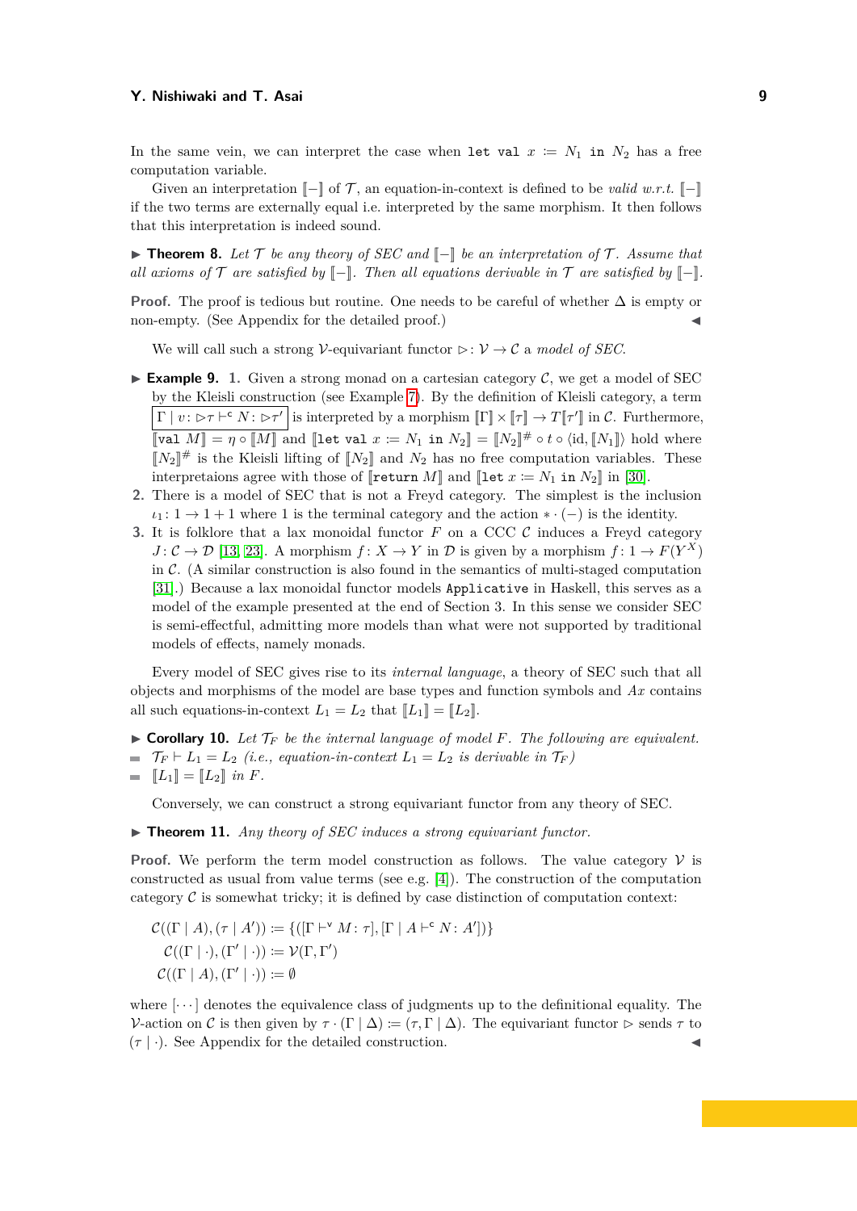In the same vein, we can interpret the case when `let val` $x \coloneqq N_1$ `in` $N_2$ has a free computation variable.

Given an interpretation $[\![-]\!]$ of $\mathcal{T}$, an equation-in-context is defined to be *valid w.r.t.* $[\![-]\!]$ if the two terms are externally equal i.e. interpreted by the same morphism. It then follows that this interpretation is indeed sound.

▶ **Theorem 8.** *Let $\mathcal{T}$ be any theory of SEC and $[\![-]\!]$ be an interpretation of $\mathcal{T}$. Assume that all axioms of $\mathcal{T}$ are satisfied by $[\![-]\!]$. Then all equations derivable in $\mathcal{T}$ are satisfied by $[\![-]\!]$.*

**Proof.** The proof is tedious but routine. One needs to be careful of whether $\Delta$ is empty or non-empty. (See Appendix for the detailed proof.) ◀

We will call such a strong $\mathcal{V}$-equivariant functor $\rhd\colon \mathcal{V} \to \mathcal{C}$ a *model of SEC.*

▶ **Example 9.**

1. Given a strong monad on a cartesian category $\mathcal{C}$, we get a model of SEC by the Kleisli construction (see Example 7). By the definition of Kleisli category, a term $\boxed{\Gamma \mid v\colon \rhd\tau \vdash^{\mathsf{c}} N\colon \rhd\tau'}$ is interpreted by a morphism $[\![\Gamma]\!] \times [\![\tau]\!] \to T[\![\tau']\!]$ in $\mathcal{C}$. Furthermore, $[\![\texttt{val } M]\!] = \eta \circ [\![M]\!]$ and $[\![\texttt{let val } x \coloneqq N_1 \texttt{ in } N_2]\!] = [\![N_2]\!]^{\#} \circ t \circ \langle \mathrm{id}, [\![N_1]\!]\rangle$ hold where $[\![N_2]\!]^{\#}$ is the Kleisli lifting of $[\![N_2]\!]$ and $N_2$ has no free computation variables. These interpretaions agree with those of $[\![\texttt{return } M]\!]$ and $[\![\texttt{let } x \coloneqq N_1 \texttt{ in } N_2]\!]$ in [30].
2. There is a model of SEC that is not a Freyd category. The simplest is the inclusion $\iota_1\colon 1 \to 1 + 1$ where 1 is the terminal category and the action $* \cdot (-)$ is the identity.
3. It is folklore that a lax monoidal functor $F$ on a CCC $\mathcal{C}$ induces a Freyd category $J\colon \mathcal{C} \to \mathcal{D}$ [13, 23]. A morphism $f\colon X \to Y$ in $\mathcal{D}$ is given by a morphism $f\colon 1 \to F(Y^X)$ in $\mathcal{C}$. (A similar construction is also found in the semantics of multi-staged computation [31].) Because a lax monoidal functor models `Applicative` in Haskell, this serves as a model of the example presented at the end of Section 3. In this sense we consider SEC is semi-effectful, admitting more models than what were not supported by traditional models of effects, namely monads.

Every model of SEC gives rise to its *internal language*, a theory of SEC such that all objects and morphisms of the model are base types and function symbols and $Ax$ contains all such equations-in-context $L_1 = L_2$ that $[\![L_1]\!] = [\![L_2]\!]$.

▶ **Corollary 10.** *Let $\mathcal{T}_F$ be the internal language of model $F$. The following are equivalent.*

- $\mathcal{T}_F \vdash L_1 = L_2$ *(i.e., equation-in-context $L_1 = L_2$ is derivable in $\mathcal{T}_F$)*
- $[\![L_1]\!] = [\![L_2]\!]$ *in $F$.*

Conversely, we can construct a strong equivariant functor from any theory of SEC.

▶ **Theorem 11.** *Any theory of SEC induces a strong equivariant functor.*

**Proof.** We perform the term model construction as follows. The value category $\mathcal{V}$ is constructed as usual from value terms (see e.g. [4]). The construction of the computation category $\mathcal{C}$ is somewhat tricky; it is defined by case distinction of computation context:

$$\mathcal{C}((\Gamma \mid A), (\tau \mid A')) \coloneqq \{([\Gamma \vdash^{\mathsf{v}} M\colon \tau], [\Gamma \mid A \vdash^{\mathsf{c}} N\colon A'])\}$$
$$\mathcal{C}((\Gamma \mid \cdot), (\Gamma' \mid \cdot)) \coloneqq \mathcal{V}(\Gamma, \Gamma')$$
$$\mathcal{C}((\Gamma \mid A), (\Gamma' \mid \cdot)) \coloneqq \emptyset$$

where $[\cdots]$ denotes the equivalence class of judgments up to the definitional equality. The $\mathcal{V}$-action on $\mathcal{C}$ is then given by $\tau \cdot (\Gamma \mid \Delta) \coloneqq (\tau, \Gamma \mid \Delta)$. The equivariant functor $\rhd$ sends $\tau$ to $(\tau \mid \cdot)$. See Appendix for the detailed construction. ◀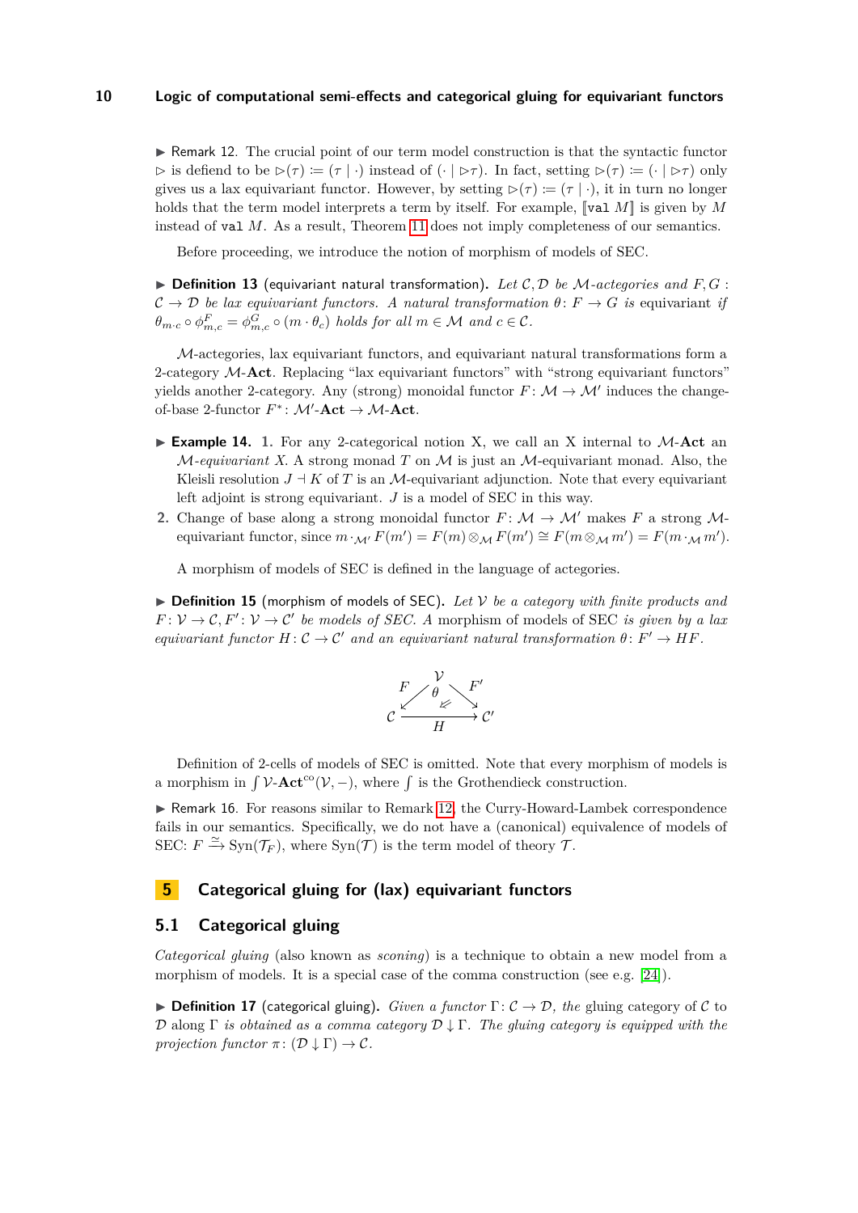▶ Remark 12. The crucial point of our term model construction is that the syntactic functor $\rhd$ is defiend to be $\rhd(\tau) \coloneqq (\tau \mid \cdot)$ instead of $(\cdot \mid \rhd\tau)$. In fact, setting $\rhd(\tau) \coloneqq (\cdot \mid \rhd\tau)$ only gives us a lax equivariant functor. However, by setting $\rhd(\tau) \coloneqq (\tau \mid \cdot)$, it in turn no longer holds that the term model interprets a term by itself. For example, $[\![\texttt{val}\ M]\!]$ is given by $M$ instead of $\texttt{val}\ M$. As a result, Theorem 11 does not imply completeness of our semantics.

Before proceeding, we introduce the notion of morphism of models of SEC.

▶ **Definition 13** (equivariant natural transformation). *Let $\mathcal{C}, \mathcal{D}$ be $\mathcal{M}$-actegories and $F, G : \mathcal{C} \to \mathcal{D}$ be lax equivariant functors. A natural transformation $\theta \colon F \to G$ is* equivariant *if $\theta_{m \cdot c} \circ \phi^F_{m,c} = \phi^G_{m,c} \circ (m \cdot \theta_c)$ holds for all $m \in \mathcal{M}$ and $c \in \mathcal{C}$.*

$\mathcal{M}$-actegories, lax equivariant functors, and equivariant natural transformations form a 2-category $\mathcal{M}$-**Act**. Replacing "lax equivariant functors" with "strong equivariant functors" yields another 2-category. Any (strong) monoidal functor $F \colon \mathcal{M} \to \mathcal{M}'$ induces the change-of-base 2-functor $F^* \colon \mathcal{M}'\text{-}\mathbf{Act} \to \mathcal{M}\text{-}\mathbf{Act}$.

▶ **Example 14.**
1. For any 2-categorical notion X, we call an X internal to $\mathcal{M}$-**Act** an $\mathcal{M}$-*equivariant* X. A strong monad $T$ on $\mathcal{M}$ is just an $\mathcal{M}$-equivariant monad. Also, the Kleisli resolution $J \dashv K$ of $T$ is an $\mathcal{M}$-equivariant adjunction. Note that every equivariant left adjoint is strong equivariant. $J$ is a model of SEC in this way.
2. Change of base along a strong monoidal functor $F \colon \mathcal{M} \to \mathcal{M}'$ makes $F$ a strong $\mathcal{M}$-equivariant functor, since $m \cdot_{\mathcal{M}'} F(m') = F(m) \otimes_{\mathcal{M}} F(m') \cong F(m \otimes_{\mathcal{M}} m') = F(m \cdot_{\mathcal{M}} m')$.

A morphism of models of SEC is defined in the language of actegories.

▶ **Definition 15** (morphism of models of SEC). *Let $\mathcal{V}$ be a category with finite products and $F \colon \mathcal{V} \to \mathcal{C}, F' \colon \mathcal{V} \to \mathcal{C}'$ be models of SEC. A* morphism of models of SEC *is given by a lax equivariant functor $H \colon \mathcal{C} \to \mathcal{C}'$ and an equivariant natural transformation $\theta \colon F' \to HF$.*

$$\begin{array}{ccc} & \mathcal{V} & \\ {}^{F}\swarrow & \theta \Leftarrow & \searrow^{F'} \\ \mathcal{C} & \xrightarrow[H]{} & \mathcal{C}' \end{array}$$

Definition of 2-cells of models of SEC is omitted. Note that every morphism of models is a morphism in $\int \mathcal{V}\text{-}\mathbf{Act}^{\mathrm{co}}(\mathcal{V}, -)$, where $\int$ is the Grothendieck construction.

▶ Remark 16. For reasons similar to Remark 12, the Curry-Howard-Lambek correspondence fails in our semantics. Specifically, we do not have a (canonical) equivalence of models of SEC: $F \xrightarrow{\simeq} \mathrm{Syn}(\mathcal{T}_F)$, where $\mathrm{Syn}(\mathcal{T})$ is the term model of theory $\mathcal{T}$.

## 5 Categorical gluing for (lax) equivariant functors

### 5.1 Categorical gluing

*Categorical gluing* (also known as *sconing*) is a technique to obtain a new model from a morphism of models. It is a special case of the comma construction (see e.g. [24]).

▶ **Definition 17** (categorical gluing). *Given a functor $\Gamma \colon \mathcal{C} \to \mathcal{D}$, the* gluing category of $\mathcal{C}$ to $\mathcal{D}$ along $\Gamma$ *is obtained as a comma category $\mathcal{D} \downarrow \Gamma$. The gluing category is equipped with the projection functor $\pi \colon (\mathcal{D} \downarrow \Gamma) \to \mathcal{C}$.*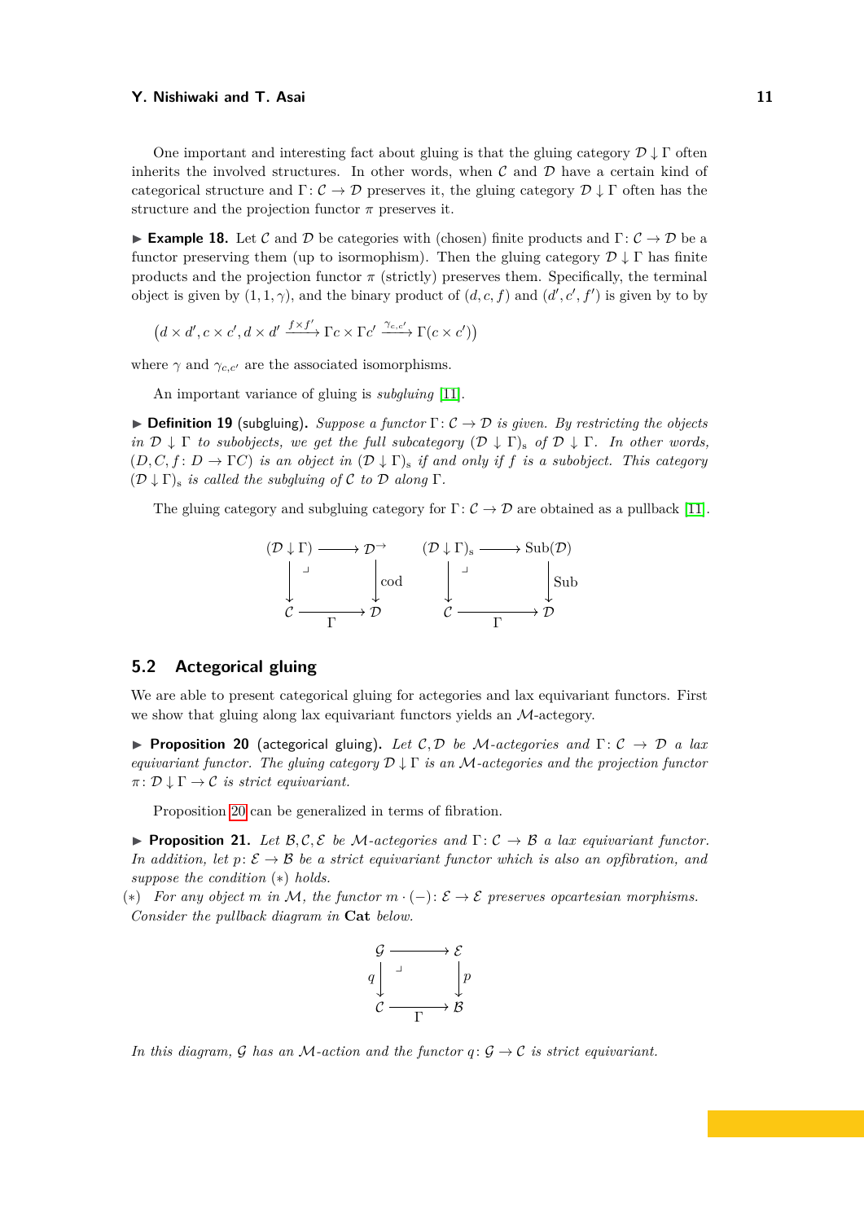One important and interesting fact about gluing is that the gluing category $\mathcal{D} \downarrow \Gamma$ often inherits the involved structures. In other words, when $\mathcal{C}$ and $\mathcal{D}$ have a certain kind of categorical structure and $\Gamma\colon \mathcal{C} \to \mathcal{D}$ preserves it, the gluing category $\mathcal{D} \downarrow \Gamma$ often has the structure and the projection functor $\pi$ preserves it.

▶ **Example 18.** Let $\mathcal{C}$ and $\mathcal{D}$ be categories with (chosen) finite products and $\Gamma\colon \mathcal{C} \to \mathcal{D}$ be a functor preserving them (up to isormophism). Then the gluing category $\mathcal{D} \downarrow \Gamma$ has finite products and the projection functor $\pi$ (strictly) preserves them. Specifically, the terminal object is given by $(1, 1, \gamma)$, and the binary product of $(d, c, f)$ and $(d', c', f')$ is given by to by

$$\left(d \times d', c \times c', d \times d' \xrightarrow{f \times f'} \Gamma c \times \Gamma c' \xrightarrow{\gamma_{c,c'}} \Gamma(c \times c')\right)$$

where $\gamma$ and $\gamma_{c,c'}$ are the associated isomorphisms.

An important variance of gluing is *subgluing* [11].

▶ **Definition 19** (subgluing). *Suppose a functor $\Gamma\colon \mathcal{C} \to \mathcal{D}$ is given. By restricting the objects in $\mathcal{D} \downarrow \Gamma$ to subobjects, we get the full subcategory $(\mathcal{D} \downarrow \Gamma)_{\mathrm{s}}$ of $\mathcal{D} \downarrow \Gamma$. In other words, $(D, C, f\colon D \to \Gamma C)$ is an object in $(\mathcal{D} \downarrow \Gamma)_{\mathrm{s}}$ if and only if $f$ is a subobject. This category $(\mathcal{D} \downarrow \Gamma)_{\mathrm{s}}$ is called the subgluing of $\mathcal{C}$ to $\mathcal{D}$ along $\Gamma$.*

The gluing category and subgluing category for $\Gamma\colon \mathcal{C} \to \mathcal{D}$ are obtained as a pullback [11].

$$\begin{array}{ccc} (\mathcal{D} \downarrow \Gamma) & \longrightarrow & \mathcal{D}^{\to} \\ \big\downarrow & \lrcorner & \big\downarrow \mathrm{cod} \\ \mathcal{C} & \xrightarrow[\Gamma]{} & \mathcal{D} \end{array} \qquad \begin{array}{ccc} (\mathcal{D} \downarrow \Gamma)_{\mathrm{s}} & \longrightarrow & \mathrm{Sub}(\mathcal{D}) \\ \big\downarrow & \lrcorner & \big\downarrow \mathrm{Sub} \\ \mathcal{C} & \xrightarrow[\Gamma]{} & \mathcal{D} \end{array}$$

## 5.2 Actegorical gluing

We are able to present categorical gluing for actegories and lax equivariant functors. First we show that gluing along lax equivariant functors yields an $\mathcal{M}$-actegory.

▶ **Proposition 20** (actegorical gluing). *Let $\mathcal{C}, \mathcal{D}$ be $\mathcal{M}$-actegories and $\Gamma\colon \mathcal{C} \to \mathcal{D}$ a lax equivariant functor. The gluing category $\mathcal{D} \downarrow \Gamma$ is an $\mathcal{M}$-actegories and the projection functor $\pi\colon \mathcal{D} \downarrow \Gamma \to \mathcal{C}$ is strict equivariant.*

Proposition 20 can be generalized in terms of fibration.

▶ **Proposition 21.** *Let $\mathcal{B}, \mathcal{C}, \mathcal{E}$ be $\mathcal{M}$-actegories and $\Gamma\colon \mathcal{C} \to \mathcal{B}$ a lax equivariant functor. In addition, let $p\colon \mathcal{E} \to \mathcal{B}$ be a strict equivariant functor which is also an opfibration, and suppose the condition $(*)$ holds.*

$(*)$ *For any object $m$ in $\mathcal{M}$, the functor $m \cdot (-)\colon \mathcal{E} \to \mathcal{E}$ preserves opcartesian morphisms.*

*Consider the pullback diagram in* **Cat** *below.*

$$\begin{array}{ccc} \mathcal{G} & \longrightarrow & \mathcal{E} \\ q \big\downarrow & \lrcorner & \big\downarrow p \\ \mathcal{C} & \xrightarrow[\Gamma]{} & \mathcal{B} \end{array}$$

*In this diagram, $\mathcal{G}$ has an $\mathcal{M}$-action and the functor $q\colon \mathcal{G} \to \mathcal{C}$ is strict equivariant.*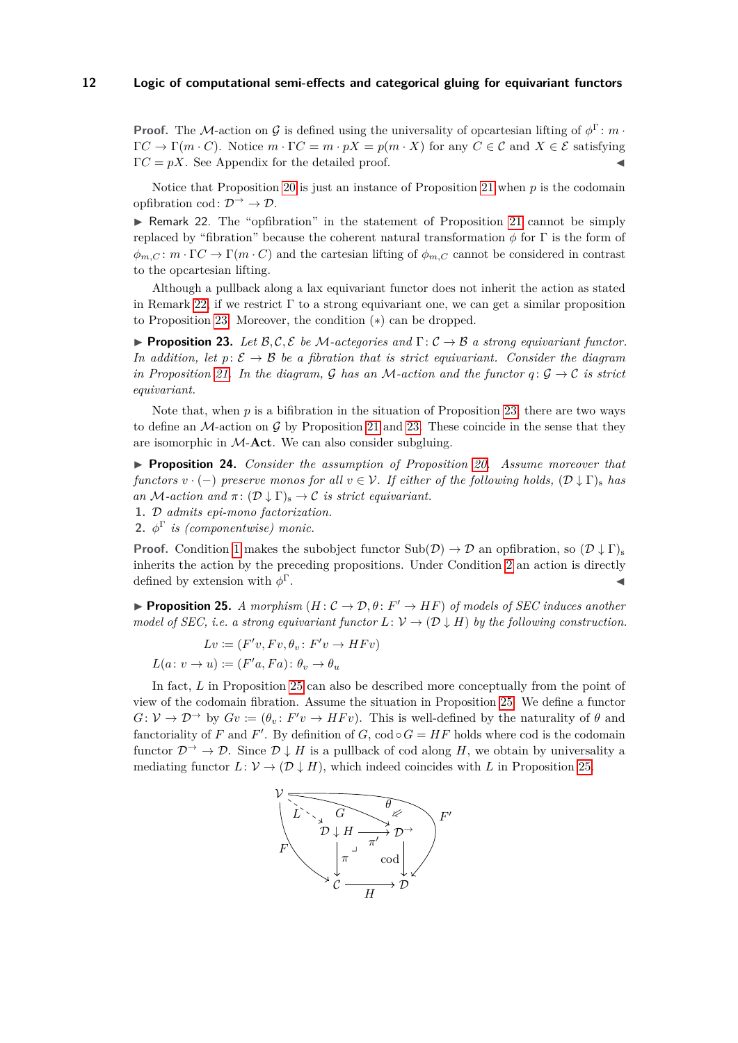**Proof.** The $\mathcal{M}$-action on $\mathcal{G}$ is defined using the universality of opcartesian lifting of $\phi^\Gamma : m \cdot \Gamma C \to \Gamma(m \cdot C)$. Notice $m \cdot \Gamma C = m \cdot pX = p(m \cdot X)$ for any $C \in \mathcal{C}$ and $X \in \mathcal{E}$ satisfying $\Gamma C = pX$. See Appendix for the detailed proof. ◀

Notice that Proposition 20 is just an instance of Proposition 21 when $p$ is the codomain opfibration $\mathrm{cod} : \mathcal{D}^\to \to \mathcal{D}$.

▶ Remark 22. The "opfibration" in the statement of Proposition 21 cannot be simply replaced by "fibration" because the coherent natural transformation $\phi$ for $\Gamma$ is the form of $\phi_{m,C} : m \cdot \Gamma C \to \Gamma(m \cdot C)$ and the cartesian lifting of $\phi_{m,C}$ cannot be considered in contrast to the opcartesian lifting.

Although a pullback along a lax equivariant functor does not inherit the action as stated in Remark 22, if we restrict $\Gamma$ to a strong equivariant one, we can get a similar proposition to Proposition 23. Moreover, the condition $(*)$ can be dropped.

▶ **Proposition 23.** *Let $\mathcal{B}, \mathcal{C}, \mathcal{E}$ be $\mathcal{M}$-actegories and $\Gamma : \mathcal{C} \to \mathcal{B}$ a strong equivariant functor. In addition, let $p : \mathcal{E} \to \mathcal{B}$ be a fibration that is strict equivariant. Consider the diagram in Proposition 21. In the diagram, $\mathcal{G}$ has an $\mathcal{M}$-action and the functor $q : \mathcal{G} \to \mathcal{C}$ is strict equivariant.*

Note that, when $p$ is a bifibration in the situation of Proposition 23, there are two ways to define an $\mathcal{M}$-action on $\mathcal{G}$ by Proposition 21 and 23. These coincide in the sense that they are isomorphic in $\mathcal{M}$-**Act**. We can also consider subgluing.

▶ **Proposition 24.** *Consider the assumption of Proposition 20. Assume moreover that functors $v \cdot (-)$ preserve monos for all $v \in \mathcal{V}$. If either of the following holds, $(\mathcal{D} \downarrow \Gamma)_s$ has an $\mathcal{M}$-action and $\pi : (\mathcal{D} \downarrow \Gamma)_s \to \mathcal{C}$ is strict equivariant.*

1. *$\mathcal{D}$ admits epi-mono factorization.*
2. *$\phi^\Gamma$ is (componentwise) monic.*

**Proof.** Condition 1 makes the subobject functor $\mathrm{Sub}(\mathcal{D}) \to \mathcal{D}$ an opfibration, so $(\mathcal{D} \downarrow \Gamma)_s$ inherits the action by the preceding propositions. Under Condition 2 an action is directly defined by extension with $\phi^\Gamma$. ◀

▶ **Proposition 25.** *A morphism $(H : \mathcal{C} \to \mathcal{D}, \theta : F' \to HF)$ of models of SEC induces another model of SEC, i.e. a strong equivariant functor $L : \mathcal{V} \to (\mathcal{D} \downarrow H)$ by the following construction.*

$$Lv := (F'v, Fv, \theta_v : F'v \to HFv)$$
$$L(a : v \to u) := (F'a, Fa) : \theta_v \to \theta_u$$

In fact, $L$ in Proposition 25 can also be described more conceptually from the point of view of the codomain fibration. Assume the situation in Proposition 25. We define a functor $G : \mathcal{V} \to \mathcal{D}^\to$ by $Gv := (\theta_v : F'v \to HFv)$. This is well-defined by the naturality of $\theta$ and fanctoriality of $F$ and $F'$. By definition of $G$, $\mathrm{cod} \circ G = HF$ holds where cod is the codomain functor $\mathcal{D}^\to \to \mathcal{D}$. Since $\mathcal{D} \downarrow H$ is a pullback of cod along $H$, we obtain by universality a mediating functor $L : \mathcal{V} \to (\mathcal{D} \downarrow H)$, which indeed coincides with $L$ in Proposition 25.

$$
\begin{array}{ccccc}
\mathcal{V} & & & & \\
 & \overset{L}{\searrow} & & \overset{G}{\searrow} & \\
 & & \mathcal{D} \downarrow H & \xrightarrow{\pi'} & \mathcal{D}^\to \\
 & & \downarrow \pi & & \downarrow \mathrm{cod} \\
 & & \mathcal{C} & \xrightarrow{H} & \mathcal{D}
\end{array}
$$

(with $F : \mathcal{V} \to \mathcal{C}$, $F' : \mathcal{V} \to \mathcal{D}$, and $\theta$ as indicated)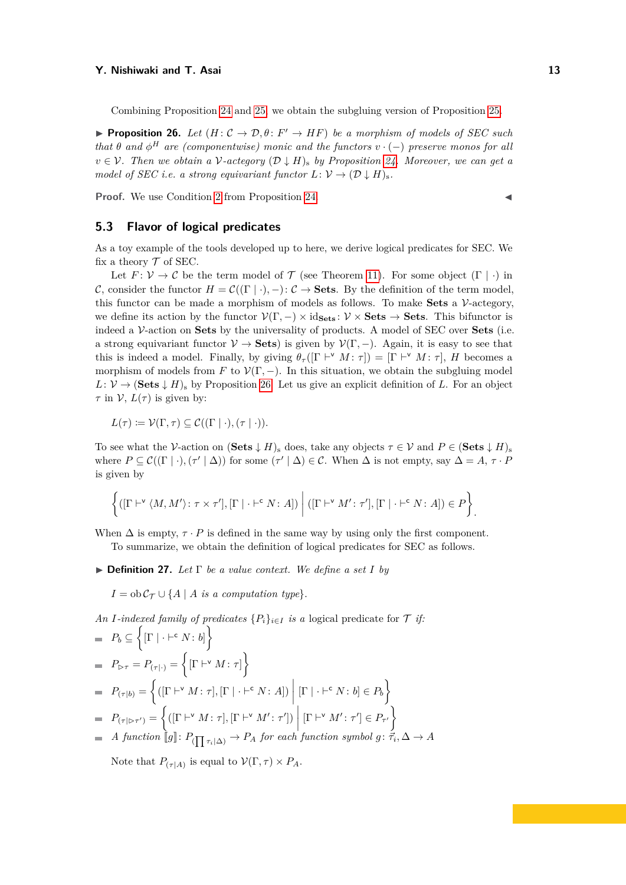Combining Proposition 24 and 25, we obtain the subgluing version of Proposition 25.

▶ **Proposition 26.** *Let $(H\colon \mathcal{C} \to \mathcal{D}, \theta\colon F' \to HF)$ be a morphism of models of SEC such that $\theta$ and $\phi^H$ are (componentwise) monic and the functors $v \cdot (-)$ preserve monos for all $v \in \mathcal{V}$. Then we obtain a $\mathcal{V}$-actegory $(\mathcal{D} \downarrow H)_{\mathrm{s}}$ by Proposition 24. Moreover, we can get a model of SEC i.e. a strong equivariant functor $L\colon \mathcal{V} \to (\mathcal{D} \downarrow H)_{\mathrm{s}}$.*

**Proof.** We use Condition 2 from Proposition 24. ◀

## 5.3 Flavor of logical predicates

As a toy example of the tools developed up to here, we derive logical predicates for SEC. We fix a theory $\mathcal{T}$ of SEC.

Let $F\colon \mathcal{V} \to \mathcal{C}$ be the term model of $\mathcal{T}$ (see Theorem 11). For some object $(\Gamma \mid \cdot)$ in $\mathcal{C}$, consider the functor $H = \mathcal{C}((\Gamma \mid \cdot), -)\colon \mathcal{C} \to \mathbf{Sets}$. By the definition of the term model, this functor can be made a morphism of models as follows. To make $\mathbf{Sets}$ a $\mathcal{V}$-actegory, we define its action by the functor $\mathcal{V}(\Gamma, -) \times \mathrm{id}_{\mathbf{Sets}}\colon \mathcal{V} \times \mathbf{Sets} \to \mathbf{Sets}$. This bifunctor is indeed a $\mathcal{V}$-action on $\mathbf{Sets}$ by the universality of products. A model of SEC over $\mathbf{Sets}$ (i.e. a strong equivariant functor $\mathcal{V} \to \mathbf{Sets}$) is given by $\mathcal{V}(\Gamma, -)$. Again, it is easy to see that this is indeed a model. Finally, by giving $\theta_\tau([\Gamma \vdash^{\mathsf{v}} M\colon \tau]) = [\Gamma \vdash^{\mathsf{v}} M\colon \tau]$, $H$ becomes a morphism of models from $F$ to $\mathcal{V}(\Gamma, -)$. In this situation, we obtain the subgluing model $L\colon \mathcal{V} \to (\mathbf{Sets} \downarrow H)_{\mathrm{s}}$ by Proposition 26. Let us give an explicit definition of $L$. For an object $\tau$ in $\mathcal{V}$, $L(\tau)$ is given by:

$$L(\tau) \coloneqq \mathcal{V}(\Gamma, \tau) \subseteq \mathcal{C}((\Gamma \mid \cdot), (\tau \mid \cdot)).$$

To see what the $\mathcal{V}$-action on $(\mathbf{Sets} \downarrow H)_{\mathrm{s}}$ does, take any objects $\tau \in \mathcal{V}$ and $P \in (\mathbf{Sets} \downarrow H)_{\mathrm{s}}$ where $P \subseteq \mathcal{C}((\Gamma \mid \cdot), (\tau' \mid \Delta))$ for some $(\tau' \mid \Delta) \in \mathcal{C}$. When $\Delta$ is not empty, say $\Delta = A$, $\tau \cdot P$ is given by

$$\left\{ ([\Gamma \vdash^{\mathsf{v}} \langle M, M' \rangle \colon \tau \times \tau'], [\Gamma \mid \cdot \vdash^{\mathsf{c}} N\colon A]) \;\middle|\; ([\Gamma \vdash^{\mathsf{v}} M'\colon \tau'], [\Gamma \mid \cdot \vdash^{\mathsf{c}} N\colon A]) \in P \right\}.$$

When $\Delta$ is empty, $\tau \cdot P$ is defined in the same way by using only the first component.

To summarize, we obtain the definition of logical predicates for SEC as follows.

▶ **Definition 27.** *Let $\Gamma$ be a value context. We define a set $I$ by*

$$I = \mathrm{ob}\, \mathcal{C}_{\mathcal{T}} \cup \{A \mid A \text{ is a computation type}\}.$$

*An $I$-indexed family of predicates $\{P_i\}_{i \in I}$ is a* logical predicate for $\mathcal{T}$ *if:*

- $P_b \subseteq \left\{ [\Gamma \mid \cdot \vdash^{\mathsf{c}} N\colon b] \right\}$
- $P_{\rhd \tau} = P_{(\tau \mid \cdot)} = \left\{ [\Gamma \vdash^{\mathsf{v}} M\colon \tau] \right\}$
- $P_{(\tau \mid b)} = \left\{ ([\Gamma \vdash^{\mathsf{v}} M\colon \tau], [\Gamma \mid \cdot \vdash^{\mathsf{c}} N\colon A]) \;\middle|\; [\Gamma \mid \cdot \vdash^{\mathsf{c}} N\colon b] \in P_b \right\}$
- $P_{(\tau \mid \rhd \tau')} = \left\{ ([\Gamma \vdash^{\mathsf{v}} M\colon \tau], [\Gamma \vdash^{\mathsf{v}} M'\colon \tau']) \;\middle|\; [\Gamma \vdash^{\mathsf{v}} M'\colon \tau'] \in P_{\tau'} \right\}$
- *A function $[\![g]\!]\colon P_{(\prod \tau_i \mid \Delta)} \to P_A$ for each function symbol $g\colon \vec{\tau_i}, \Delta \to A$*

Note that $P_{(\tau \mid A)}$ is equal to $\mathcal{V}(\Gamma, \tau) \times P_A$.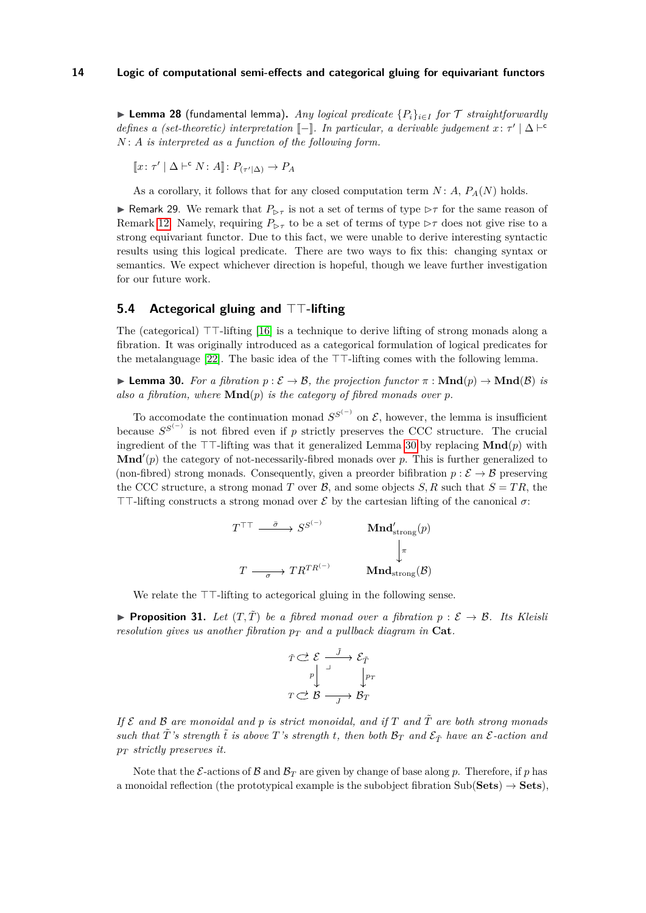▶ **Lemma 28** (fundamental lemma)**.** *Any logical predicate $\{P_i\}_{i \in I}$ for $\mathcal{T}$ straightforwardly defines a (set-theoretic) interpretation $[\![-]\!]$. In particular, a derivable judgement $x \colon \tau' \mid \Delta \vdash^{\mathsf{c}} N \colon A$ is interpreted as a function of the following form.*

$$[\![x \colon \tau' \mid \Delta \vdash^{\mathsf{c}} N \colon A]\!] \colon P_{(\tau' \mid \Delta)} \to P_A$$

As a corollary, it follows that for any closed computation term $N \colon A$, $P_A(N)$ holds.

▶ Remark 29. We remark that $P_{\triangleright\tau}$ is not a set of terms of type $\triangleright\tau$ for the same reason of Remark 12. Namely, requiring $P_{\triangleright\tau}$ to be a set of terms of type $\triangleright\tau$ does not give rise to a strong equivariant functor. Due to this fact, we were unable to derive interesting syntactic results using this logical predicate. There are two ways to fix this: changing syntax or semantics. We expect whichever direction is hopeful, though we leave further investigation for our future work.

## 5.4 Actegorical gluing and ⊤⊤-lifting

The (categorical) ⊤⊤-lifting [16] is a technique to derive lifting of strong monads along a fibration. It was originally introduced as a categorical formulation of logical predicates for the metalanguage [22]. The basic idea of the ⊤⊤-lifting comes with the following lemma.

▶ **Lemma 30.** *For a fibration $p : \mathcal{E} \to \mathcal{B}$, the projection functor $\pi : \mathbf{Mnd}(p) \to \mathbf{Mnd}(\mathcal{B})$ is also a fibration, where $\mathbf{Mnd}(p)$ is the category of fibred monads over $p$.*

To accomodate the continuation monad $S^{S^{(-)}}$ on $\mathcal{E}$, however, the lemma is insufficient because $S^{S^{(-)}}$ is not fibred even if $p$ strictly preserves the CCC structure. The crucial ingredient of the ⊤⊤-lifting was that it generalized Lemma 30 by replacing $\mathbf{Mnd}(p)$ with $\mathbf{Mnd}'(p)$ the category of not-necessarily-fibred monads over $p$. This is further generalized to (non-fibred) strong monads. Consequently, given a preorder bifibration $p : \mathcal{E} \to \mathcal{B}$ preserving the CCC structure, a strong monad $T$ over $\mathcal{B}$, and some objects $S, R$ such that $S = TR$, the ⊤⊤-lifting constructs a strong monad over $\mathcal{E}$ by the cartesian lifting of the canonical $\sigma$:

$$\begin{array}{ccc} T^{\top\top} \xrightarrow{\ \bar{\sigma}\ } S^{S^{(-)}} & \qquad & \mathbf{Mnd}'_{\text{strong}}(p) \\ & & \big\downarrow \pi \\ T \xrightarrow[\ \sigma\ ]{} TR^{TR^{(-)}} & & \mathbf{Mnd}_{\text{strong}}(\mathcal{B}) \end{array}$$

We relate the ⊤⊤-lifting to actegorical gluing in the following sense.

▶ **Proposition 31.** *Let $(T, \tilde{T})$ be a fibred monad over a fibration $p : \mathcal{E} \to \mathcal{B}$. Its Kleisli resolution gives us another fibration $p_T$ and a pullback diagram in $\mathbf{Cat}$.*

$$\begin{array}{ccc} \tilde{T} \circlearrowright \mathcal{E} & \xrightarrow{\ \tilde{J}\ } & \mathcal{E}_{\tilde{T}} \\ p \big\downarrow & \lrcorner & \big\downarrow p_T \\ T \circlearrowright \mathcal{B} & \xrightarrow[\ J\ ]{} & \mathcal{B}_T \end{array}$$

*If $\mathcal{E}$ and $\mathcal{B}$ are monoidal and $p$ is strict monoidal, and if $T$ and $\tilde{T}$ are both strong monads such that $\tilde{T}$'s strength $\tilde{t}$ is above $T$'s strength $t$, then both $\mathcal{B}_T$ and $\mathcal{E}_{\tilde{T}}$ have an $\mathcal{E}$-action and $p_T$ strictly preserves it.*

Note that the $\mathcal{E}$-actions of $\mathcal{B}$ and $\mathcal{B}_T$ are given by change of base along $p$. Therefore, if $p$ has a monoidal reflection (the prototypical example is the subobject fibration $\mathrm{Sub}(\mathbf{Sets}) \to \mathbf{Sets}$),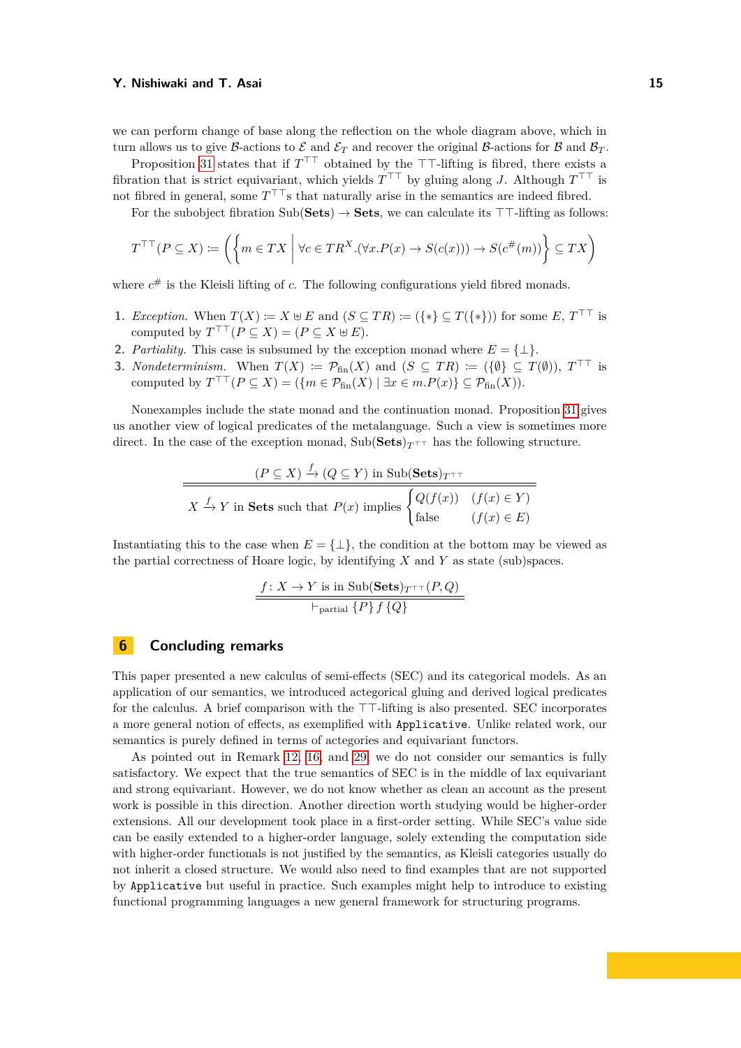we can perform change of base along the reflection on the whole diagram above, which in turn allows us to give $\mathcal{B}$-actions to $\mathcal{E}$ and $\mathcal{E}_T$ and recover the original $\mathcal{B}$-actions for $\mathcal{B}$ and $\mathcal{B}_T$.

Proposition 31 states that if $T^{\top\top}$ obtained by the $\top\top$-lifting is fibred, there exists a fibration that is strict equivariant, which yields $T^{\top\top}$ by gluing along $J$. Although $T^{\top\top}$ is not fibred in general, some $T^{\top\top}$s that naturally arise in the semantics are indeed fibred.

For the subobject fibration $\mathrm{Sub}(\mathbf{Sets}) \to \mathbf{Sets}$, we can calculate its $\top\top$-lifting as follows:

$$T^{\top\top}(P \subseteq X) \coloneqq \left( \left\{ m \in TX \;\middle|\; \forall c \in TR^X . (\forall x. P(x) \to S(c(x))) \to S(c^{\#}(m)) \right\} \subseteq TX \right)$$

where $c^{\#}$ is the Kleisli lifting of $c$. The following configurations yield fibred monads.

1. *Exception.* When $T(X) \coloneqq X \uplus E$ and $(S \subseteq TR) \coloneqq (\{*\} \subseteq T(\{*\}))$ for some $E$, $T^{\top\top}$ is computed by $T^{\top\top}(P \subseteq X) = (P \subseteq X \uplus E)$.
2. *Partiality.* This case is subsumed by the exception monad where $E = \{\bot\}$.
3. *Nondeterminism.* When $T(X) \coloneqq \mathcal{P}_{\mathrm{fin}}(X)$ and $(S \subseteq TR) \coloneqq (\{\emptyset\} \subseteq T(\emptyset))$, $T^{\top\top}$ is computed by $T^{\top\top}(P \subseteq X) = (\{m \in \mathcal{P}_{\mathrm{fin}}(X) \mid \exists x \in m. P(x)\} \subseteq \mathcal{P}_{\mathrm{fin}}(X))$.

Nonexamples include the state monad and the continuation monad. Proposition 31 gives us another view of logical predicates of the metalanguage. Such a view is sometimes more direct. In the case of the exception monad, $\mathrm{Sub}(\mathbf{Sets})_{T^{\top\top}}$ has the following structure.

$$\frac{(P \subseteq X) \xrightarrow{f} (Q \subseteq Y) \text{ in } \mathrm{Sub}(\mathbf{Sets})_{T^{\top\top}}}{X \xrightarrow{f} Y \text{ in } \mathbf{Sets} \text{ such that } P(x) \text{ implies } \begin{cases} Q(f(x)) & (f(x) \in Y) \\ \text{false} & (f(x) \in E) \end{cases}}$$

Instantiating this to the case when $E = \{\bot\}$, the condition at the bottom may be viewed as the partial correctness of Hoare logic, by identifying $X$ and $Y$ as state (sub)spaces.

$$\frac{f \colon X \to Y \text{ is in } \mathrm{Sub}(\mathbf{Sets})_{T^{\top\top}}(P, Q)}{\vdash_{\text{partial}} \{P\}\, f\, \{Q\}}$$

## 6 Concluding remarks

This paper presented a new calculus of semi-effects (SEC) and its categorical models. As an application of our semantics, we introduced actegorical gluing and derived logical predicates for the calculus. A brief comparison with the $\top\top$-lifting is also presented. SEC incorporates a more general notion of effects, as exemplified with `Applicative`. Unlike related work, our semantics is purely defined in terms of actegories and equivariant functors.

As pointed out in Remark 12, 16, and 29, we do not consider our semantics is fully satisfactory. We expect that the true semantics of SEC is in the middle of lax equivariant and strong equivariant. However, we do not know whether as clean an account as the present work is possible in this direction. Another direction worth studying would be higher-order extensions. All our development took place in a first-order setting. While SEC's value side can be easily extended to a higher-order language, solely extending the computation side with higher-order functionals is not justified by the semantics, as Kleisli categories usually do not inherit a closed structure. We would also need to find examples that are not supported by `Applicative` but useful in practice. Such examples might help to introduce to existing functional programming languages a new general framework for structuring programs.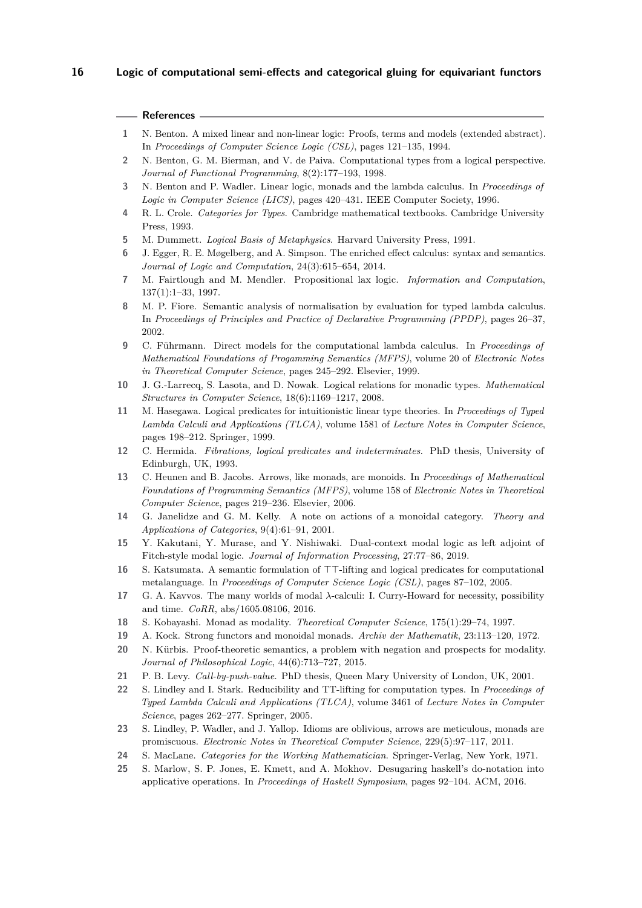## References

1. N. Benton. A mixed linear and non-linear logic: Proofs, terms and models (extended abstract). In *Proceedings of Computer Science Logic (CSL)*, pages 121–135, 1994.
2. N. Benton, G. M. Bierman, and V. de Paiva. Computational types from a logical perspective. *Journal of Functional Programming*, 8(2):177–193, 1998.
3. N. Benton and P. Wadler. Linear logic, monads and the lambda calculus. In *Proceedings of Logic in Computer Science (LICS)*, pages 420–431. IEEE Computer Society, 1996.
4. R. L. Crole. *Categories for Types*. Cambridge mathematical textbooks. Cambridge University Press, 1993.
5. M. Dummett. *Logical Basis of Metaphysics*. Harvard University Press, 1991.
6. J. Egger, R. E. Møgelberg, and A. Simpson. The enriched effect calculus: syntax and semantics. *Journal of Logic and Computation*, 24(3):615–654, 2014.
7. M. Fairtlough and M. Mendler. Propositional lax logic. *Information and Computation*, 137(1):1–33, 1997.
8. M. P. Fiore. Semantic analysis of normalisation by evaluation for typed lambda calculus. In *Proceedings of Principles and Practice of Declarative Programming (PPDP)*, pages 26–37, 2002.
9. C. Führmann. Direct models for the computational lambda calculus. In *Proceedings of Mathematical Foundations of Progamming Semantics (MFPS)*, volume 20 of *Electronic Notes in Theoretical Computer Science*, pages 245–292. Elsevier, 1999.
10. J. G.-Larrecq, S. Lasota, and D. Nowak. Logical relations for monadic types. *Mathematical Structures in Computer Science*, 18(6):1169–1217, 2008.
11. M. Hasegawa. Logical predicates for intuitionistic linear type theories. In *Proceedings of Typed Lambda Calculi and Applications (TLCA)*, volume 1581 of *Lecture Notes in Computer Science*, pages 198–212. Springer, 1999.
12. C. Hermida. *Fibrations, logical predicates and indeterminates*. PhD thesis, University of Edinburgh, UK, 1993.
13. C. Heunen and B. Jacobs. Arrows, like monads, are monoids. In *Proceedings of Mathematical Foundations of Programming Semantics (MFPS)*, volume 158 of *Electronic Notes in Theoretical Computer Science*, pages 219–236. Elsevier, 2006.
14. G. Janelidze and G. M. Kelly. A note on actions of a monoidal category. *Theory and Applications of Categories*, 9(4):61–91, 2001.
15. Y. Kakutani, Y. Murase, and Y. Nishiwaki. Dual-context modal logic as left adjoint of Fitch-style modal logic. *Journal of Information Processing*, 27:77–86, 2019.
16. S. Katsumata. A semantic formulation of $\top\top$-lifting and logical predicates for computational metalanguage. In *Proceedings of Computer Science Logic (CSL)*, pages 87–102, 2005.
17. G. A. Kavvos. The many worlds of modal $\lambda$-calculi: I. Curry-Howard for necessity, possibility and time. *CoRR*, abs/1605.08106, 2016.
18. S. Kobayashi. Monad as modality. *Theoretical Computer Science*, 175(1):29–74, 1997.
19. A. Kock. Strong functors and monoidal monads. *Archiv der Mathematik*, 23:113–120, 1972.
20. N. Kürbis. Proof-theoretic semantics, a problem with negation and prospects for modality. *Journal of Philosophical Logic*, 44(6):713–727, 2015.
21. P. B. Levy. *Call-by-push-value*. PhD thesis, Queen Mary University of London, UK, 2001.
22. S. Lindley and I. Stark. Reducibility and TT-lifting for computation types. In *Proceedings of Typed Lambda Calculi and Applications (TLCA)*, volume 3461 of *Lecture Notes in Computer Science*, pages 262–277. Springer, 2005.
23. S. Lindley, P. Wadler, and J. Yallop. Idioms are oblivious, arrows are meticulous, monads are promiscuous. *Electronic Notes in Theoretical Computer Science*, 229(5):97–117, 2011.
24. S. MacLane. *Categories for the Working Mathematician*. Springer-Verlag, New York, 1971.
25. S. Marlow, S. P. Jones, E. Kmett, and A. Mokhov. Desugaring haskell's do-notation into applicative operations. In *Proceedings of Haskell Symposium*, pages 92–104. ACM, 2016.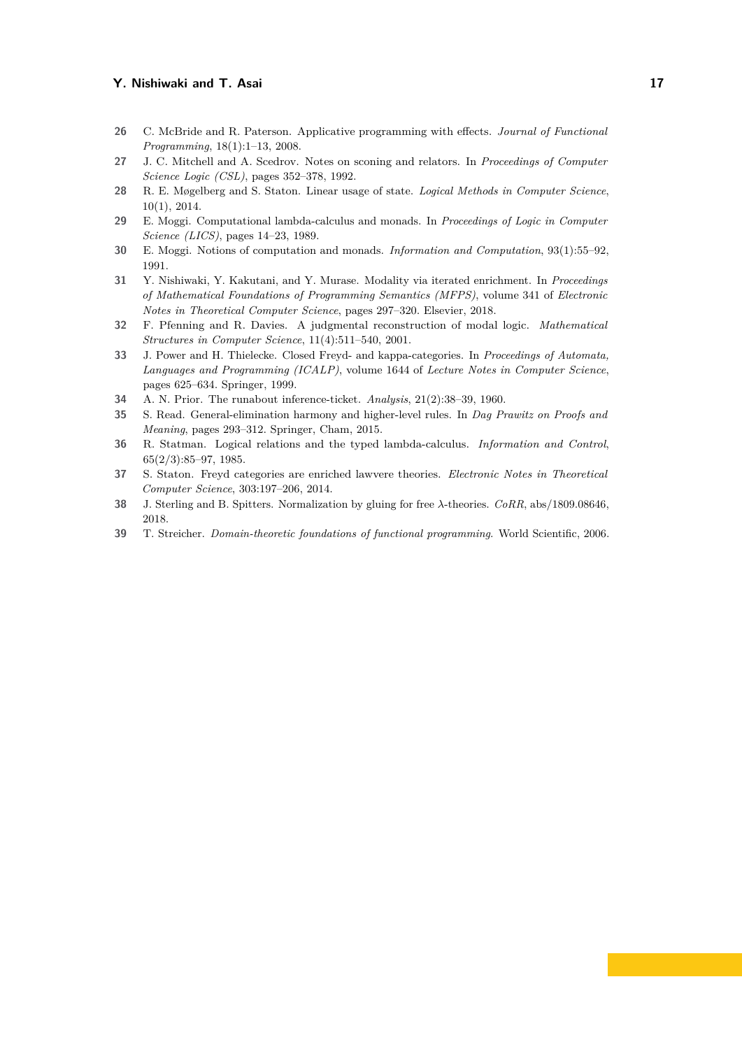26 C. McBride and R. Paterson. Applicative programming with effects. *Journal of Functional Programming*, 18(1):1–13, 2008.

27 J. C. Mitchell and A. Scedrov. Notes on sconing and relators. In *Proceedings of Computer Science Logic (CSL)*, pages 352–378, 1992.

28 R. E. Møgelberg and S. Staton. Linear usage of state. *Logical Methods in Computer Science*, 10(1), 2014.

29 E. Moggi. Computational lambda-calculus and monads. In *Proceedings of Logic in Computer Science (LICS)*, pages 14–23, 1989.

30 E. Moggi. Notions of computation and monads. *Information and Computation*, 93(1):55–92, 1991.

31 Y. Nishiwaki, Y. Kakutani, and Y. Murase. Modality via iterated enrichment. In *Proceedings of Mathematical Foundations of Programming Semantics (MFPS)*, volume 341 of *Electronic Notes in Theoretical Computer Science*, pages 297–320. Elsevier, 2018.

32 F. Pfenning and R. Davies. A judgmental reconstruction of modal logic. *Mathematical Structures in Computer Science*, 11(4):511–540, 2001.

33 J. Power and H. Thielecke. Closed Freyd- and kappa-categories. In *Proceedings of Automata, Languages and Programming (ICALP)*, volume 1644 of *Lecture Notes in Computer Science*, pages 625–634. Springer, 1999.

34 A. N. Prior. The runabout inference-ticket. *Analysis*, 21(2):38–39, 1960.

35 S. Read. General-elimination harmony and higher-level rules. In *Dag Prawitz on Proofs and Meaning*, pages 293–312. Springer, Cham, 2015.

36 R. Statman. Logical relations and the typed lambda-calculus. *Information and Control*, 65(2/3):85–97, 1985.

37 S. Staton. Freyd categories are enriched lawvere theories. *Electronic Notes in Theoretical Computer Science*, 303:197–206, 2014.

38 J. Sterling and B. Spitters. Normalization by gluing for free λ-theories. *CoRR*, abs/1809.08646, 2018.

39 T. Streicher. *Domain-theoretic foundations of functional programming*. World Scientific, 2006.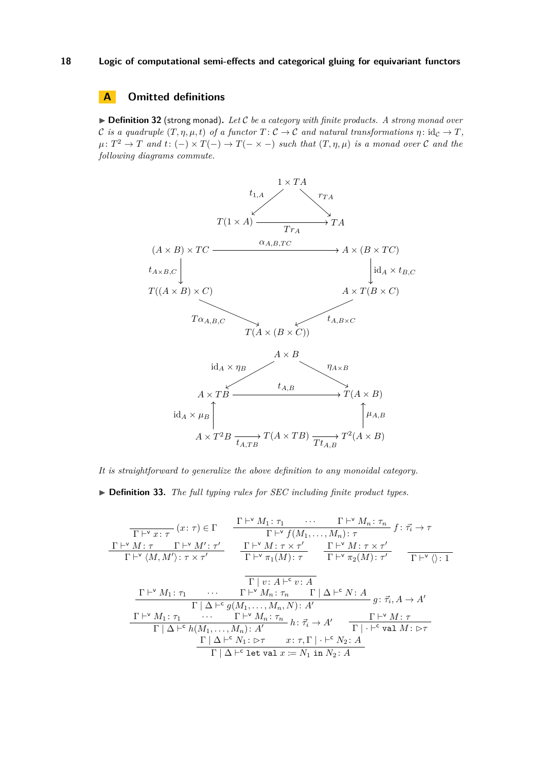## A Omitted definitions

▶ **Definition 32** (strong monad). *Let $\mathcal{C}$ be a category with finite products. A strong monad over $\mathcal{C}$ is a quadruple $(T, \eta, \mu, t)$ of a functor $T\colon \mathcal{C} \to \mathcal{C}$ and natural transformations $\eta\colon \mathrm{id}_{\mathcal{C}} \to T$, $\mu\colon T^2 \to T$ and $t\colon (-) \times T(-) \to T(- \times -)$ such that $(T, \eta, \mu)$ is a monad over $\mathcal{C}$ and the following diagrams commute.*

$$
\begin{array}{ccc}
 & 1 \times TA & \\
{\scriptstyle t_{1,A}} \swarrow & & \searrow {\scriptstyle r_{TA}} \\
T(1 \times A) & \xrightarrow{\;Tr_A\;} & TA
\end{array}
$$

$$
\begin{array}{ccc}
(A \times B) \times TC & \xrightarrow{\;\alpha_{A,B,TC}\;} & A \times (B \times TC) \\
\downarrow {\scriptstyle t_{A\times B, C}} & & \downarrow {\scriptstyle \mathrm{id}_A \times t_{B,C}} \\
T((A \times B) \times C) & & A \times T(B \times C) \\
{\scriptstyle T\alpha_{A,B,C}} \searrow & & \swarrow {\scriptstyle t_{A, B\times C}} \\
 & T(A \times (B \times C)) &
\end{array}
$$

$$
\begin{array}{ccccc}
 & & A \times B & & \\
 & {\scriptstyle \mathrm{id}_A \times \eta_B} \swarrow & & \searrow {\scriptstyle \eta_{A\times B}} & \\
A \times TB & & \xrightarrow{\;t_{A,B}\;} & & T(A \times B) \\
\uparrow {\scriptstyle \mathrm{id}_A \times \mu_B} & & & & \uparrow {\scriptstyle \mu_{A,B}} \\
A \times T^2 B & \xrightarrow{\;t_{A,TB}\;} & T(A \times TB) & \xrightarrow{\;Tt_{A,B}\;} & T^2(A \times B)
\end{array}
$$

*It is straightforward to generalize the above definition to any monoidal category.*

▶ **Definition 33.** *The full typing rules for SEC including finite product types.*

$$
\frac{}{\Gamma \vdash^{\mathsf{v}} x \colon \tau}\,(x \colon \tau) \in \Gamma
\qquad
\frac{\Gamma \vdash^{\mathsf{v}} M_1 \colon \tau_1 \quad \cdots \quad \Gamma \vdash^{\mathsf{v}} M_n \colon \tau_n}{\Gamma \vdash^{\mathsf{v}} f(M_1, \ldots, M_n) \colon \tau}\, f \colon \vec{\tau_i} \to \tau
$$

$$
\frac{\Gamma \vdash^{\mathsf{v}} M \colon \tau \quad \Gamma \vdash^{\mathsf{v}} M' \colon \tau'}{\Gamma \vdash^{\mathsf{v}} \langle M, M' \rangle \colon \tau \times \tau'}
\qquad
\frac{\Gamma \vdash^{\mathsf{v}} M \colon \tau \times \tau'}{\Gamma \vdash^{\mathsf{v}} \pi_1(M) \colon \tau}
\qquad
\frac{\Gamma \vdash^{\mathsf{v}} M \colon \tau \times \tau'}{\Gamma \vdash^{\mathsf{v}} \pi_2(M) \colon \tau'}
\qquad
\frac{}{\Gamma \vdash^{\mathsf{v}} \langle\rangle \colon 1}
$$

$$
\frac{}{\Gamma \mid v \colon A \vdash^{\mathsf{c}} v \colon A}
$$

$$
\frac{\Gamma \vdash^{\mathsf{v}} M_1 \colon \tau_1 \quad \cdots \quad \Gamma \vdash^{\mathsf{v}} M_n \colon \tau_n \quad \Gamma \mid \Delta \vdash^{\mathsf{c}} N \colon A}{\Gamma \mid \Delta \vdash^{\mathsf{c}} g(M_1, \ldots, M_n, N) \colon A'}\, g \colon \vec{\tau_i}, A \to A'
$$

$$
\frac{\Gamma \vdash^{\mathsf{v}} M_1 \colon \tau_1 \quad \cdots \quad \Gamma \vdash^{\mathsf{v}} M_n \colon \tau_n}{\Gamma \mid \Delta \vdash^{\mathsf{c}} h(M_1, \ldots, M_n) \colon A'}\, h \colon \vec{\tau_i} \to A'
\qquad
\frac{\Gamma \vdash^{\mathsf{v}} M \colon \tau}{\Gamma \mid \cdot \vdash^{\mathsf{c}} \mathtt{val}\ M \colon \rhd\tau}
$$

$$
\frac{\Gamma \mid \Delta \vdash^{\mathsf{c}} N_1 \colon \rhd\tau \qquad x \colon \tau, \Gamma \mid \cdot \vdash^{\mathsf{c}} N_2 \colon A}{\Gamma \mid \Delta \vdash^{\mathsf{c}} \mathtt{let\ val}\ x \coloneqq N_1\ \mathtt{in}\ N_2 \colon A}
$$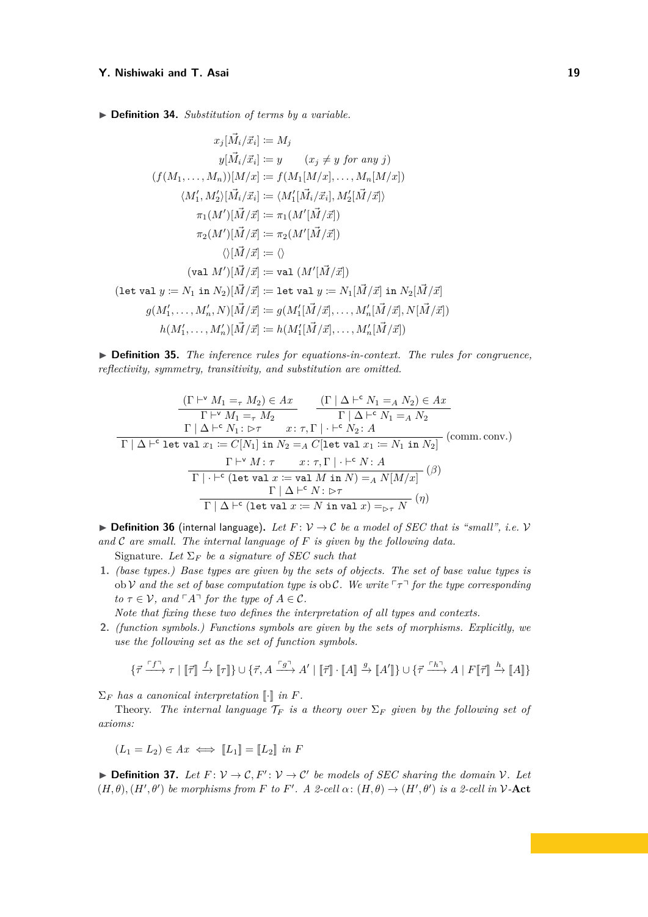▶ **Definition 34.** *Substitution of terms by a variable.*

$$
\begin{aligned}
x_j[\vec{M}_i/\vec{x}_i] &\coloneqq M_j \\
y[\vec{M}_i/\vec{x}_i] &\coloneqq y \qquad (x_j \neq y \text{ for any } j) \\
(f(M_1,\dots,M_n))[M/x] &\coloneqq f(M_1[M/x],\dots,M_n[M/x]) \\
\langle M_1', M_2'\rangle[\vec{M}_i/\vec{x}_i] &\coloneqq \langle M_1'[\vec{M}_i/\vec{x}_i], M_2'[\vec{M}/\vec{x}]\rangle \\
\pi_1(M')[\vec{M}/\vec{x}] &\coloneqq \pi_1(M'[\vec{M}/\vec{x}]) \\
\pi_2(M')[\vec{M}/\vec{x}] &\coloneqq \pi_2(M'[\vec{M}/\vec{x}]) \\
\langle\rangle[\vec{M}/\vec{x}] &\coloneqq \langle\rangle \\
(\texttt{val } M')[\vec{M}/\vec{x}] &\coloneqq \texttt{val } (M'[\vec{M}/\vec{x}]) \\
(\texttt{let val } y \coloneqq N_1 \texttt{ in } N_2)[\vec{M}/\vec{x}] &\coloneqq \texttt{let val } y \coloneqq N_1[\vec{M}/\vec{x}] \texttt{ in } N_2[\vec{M}/\vec{x}] \\
g(M_1',\dots,M_n',N)[\vec{M}/\vec{x}] &\coloneqq g(M_1'[\vec{M}/\vec{x}],\dots,M_n'[\vec{M}/\vec{x}],N[\vec{M}/\vec{x}]) \\
h(M_1',\dots,M_n')[\vec{M}/\vec{x}] &\coloneqq h(M_1'[\vec{M}/\vec{x}],\dots,M_n'[\vec{M}/\vec{x}])
\end{aligned}
$$

▶ **Definition 35.** *The inference rules for equations-in-context. The rules for congruence, reflectivity, symmetry, transitivity, and substitution are omitted.*

$$
\frac{(\Gamma \vdash^{\mathsf{v}} M_1 =_\tau M_2) \in Ax}{\Gamma \vdash^{\mathsf{v}} M_1 =_\tau M_2}
\qquad
\frac{(\Gamma \mid \Delta \vdash^{\mathsf{c}} N_1 =_A N_2) \in Ax}{\Gamma \mid \Delta \vdash^{\mathsf{c}} N_1 =_A N_2}
$$

$$
\frac{\Gamma \mid \Delta \vdash^{\mathsf{c}} N_1 \colon \rhd\tau \qquad x\colon \tau, \Gamma \mid \cdot \vdash^{\mathsf{c}} N_2 \colon A}{\Gamma \mid \Delta \vdash^{\mathsf{c}} \texttt{let val } x_1 \coloneqq C[N_1] \texttt{ in } N_2 =_A C[\texttt{let val } x_1 \coloneqq N_1 \texttt{ in } N_2]}\ (\text{comm. conv.})
$$

$$
\frac{\Gamma \vdash^{\mathsf{v}} M \colon \tau \qquad x\colon \tau, \Gamma \mid \cdot \vdash^{\mathsf{c}} N \colon A}{\Gamma \mid \cdot \vdash^{\mathsf{c}} (\texttt{let val } x \coloneqq \texttt{val } M \texttt{ in } N) =_A N[M/x]}\ (\beta)
$$

$$
\frac{\Gamma \mid \Delta \vdash^{\mathsf{c}} N \colon \rhd\tau}{\Gamma \mid \Delta \vdash^{\mathsf{c}} (\texttt{let val } x \coloneqq N \texttt{ in val } x) =_{\rhd\tau} N}\ (\eta)
$$

▶ **Definition 36** (internal language)**.** *Let $F\colon \mathcal{V} \to \mathcal{C}$ be a model of SEC that is "small", i.e. $\mathcal{V}$ and $\mathcal{C}$ are small. The internal language of $F$ is given by the following data.*

Signature. *Let $\Sigma_F$ be a signature of SEC such that*

1. *(base types.) Base types are given by the sets of objects. The set of base value types is $\operatorname{ob}\mathcal{V}$ and the set of base computation type is $\operatorname{ob}\mathcal{C}$. We write $\ulcorner\tau\urcorner$ for the type corresponding to $\tau \in \mathcal{V}$, and $\ulcorner A\urcorner$ for the type of $A \in \mathcal{C}$.*
   *Note that fixing these two defines the interpretation of all types and contexts.*
2. *(function symbols.) Functions symbols are given by the sets of morphisms. Explicitly, we use the following set as the set of function symbols.*

$$
\{\vec{\tau} \xrightarrow{\ulcorner f\urcorner} \tau \mid [\![\vec{\tau}]\!] \xrightarrow{f} [\![\tau]\!]\} \cup \{\vec{\tau}, A \xrightarrow{\ulcorner g\urcorner} A' \mid [\![\vec{\tau}]\!] \cdot [\![A]\!] \xrightarrow{g} [\![A']\!]\} \cup \{\vec{\tau} \xrightarrow{\ulcorner h\urcorner} A \mid F[\![\vec{\tau}]\!] \xrightarrow{h} [\![A]\!]\}
$$

*$\Sigma_F$ has a canonical interpretation $[\![\cdot]\!]$ in $F$.*

Theory. *The internal language $\mathcal{T}_F$ is a theory over $\Sigma_F$ given by the following set of axioms:*

$$
(L_1 = L_2) \in Ax \iff [\![L_1]\!] = [\![L_2]\!] \text{ in } F
$$

▶ **Definition 37.** *Let $F\colon \mathcal{V} \to \mathcal{C}, F'\colon \mathcal{V} \to \mathcal{C}'$ be models of SEC sharing the domain $\mathcal{V}$. Let $(H,\theta),(H',\theta')$ be morphisms from $F$ to $F'$. A 2-cell $\alpha\colon (H,\theta) \to (H',\theta')$ is a 2-cell in $\mathcal{V}$-**Act***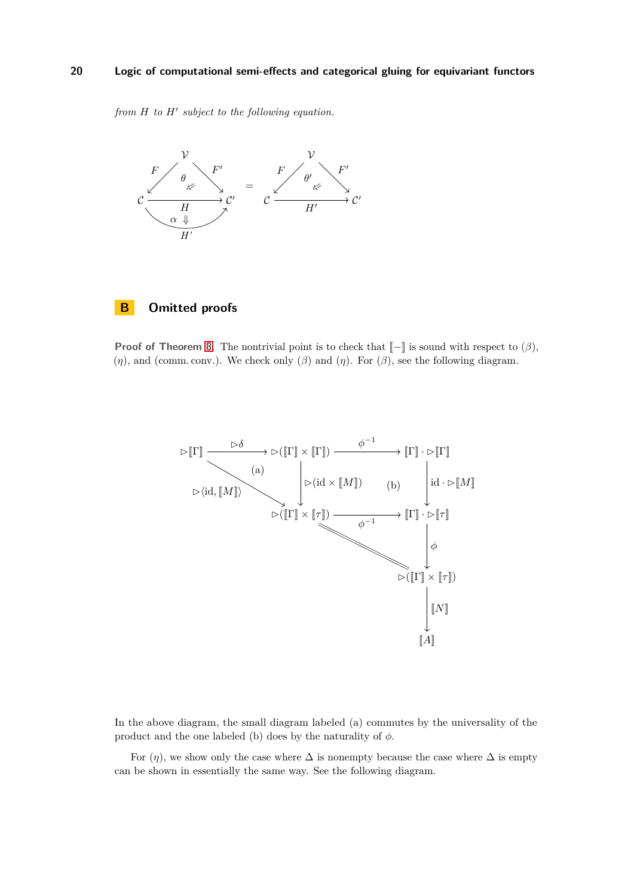*from $H$ to $H'$ subject to the following equation.*

$$
\begin{array}{ccc}
\begin{array}{c}
\mathcal{V} \\
F \swarrow \;\; \theta \Swarrow \;\; \searrow F' \\
\mathcal{C} \xrightarrow{H} \mathcal{C}' \\
\alpha \Downarrow \\
H'
\end{array}
& = &
\begin{array}{c}
\mathcal{V} \\
F \swarrow \;\; \theta' \Swarrow \;\; \searrow F' \\
\mathcal{C} \xrightarrow{H'} \mathcal{C}'
\end{array}
\end{array}
$$

# B Omitted proofs

**Proof of Theorem 8.** The nontrivial point is to check that $[\![-]\!]$ is sound with respect to $(\beta)$, $(\eta)$, and (comm. conv.). We check only $(\beta)$ and $(\eta)$. For $(\beta)$, see the following diagram.

$$
\begin{array}{ccccc}
\rhd[\![\Gamma]\!] & \xrightarrow{\rhd\delta} & \rhd([\![\Gamma]\!]\times[\![\Gamma]\!]) & \xrightarrow{\phi^{-1}} & [\![\Gamma]\!]\cdot\rhd[\![\Gamma]\!] \\
& \searrow^{\rhd\langle \mathrm{id}, [\![M]\!]\rangle} \;\text{(a)} & \downarrow{\scriptstyle \rhd(\mathrm{id}\times[\![M]\!])} & \text{(b)} & \downarrow{\scriptstyle \mathrm{id}\cdot\rhd[\![M]\!]} \\
& & \rhd([\![\Gamma]\!]\times[\![\tau]\!]) & \xrightarrow{\phi^{-1}} & [\![\Gamma]\!]\cdot\rhd[\![\tau]\!] \\
& & & \searrow^{=} & \downarrow{\scriptstyle \phi} \\
& & & & \rhd([\![\Gamma]\!]\times[\![\tau]\!]) \\
& & & & \downarrow{\scriptstyle [\![N]\!]} \\
& & & & [\![A]\!]
\end{array}
$$

In the above diagram, the small diagram labeled (a) commutes by the universality of the product and the one labeled (b) does by the naturality of $\phi$.

For $(\eta)$, we show only the case where $\Delta$ is nonempty because the case where $\Delta$ is empty can be shown in essentially the same way. See the following diagram.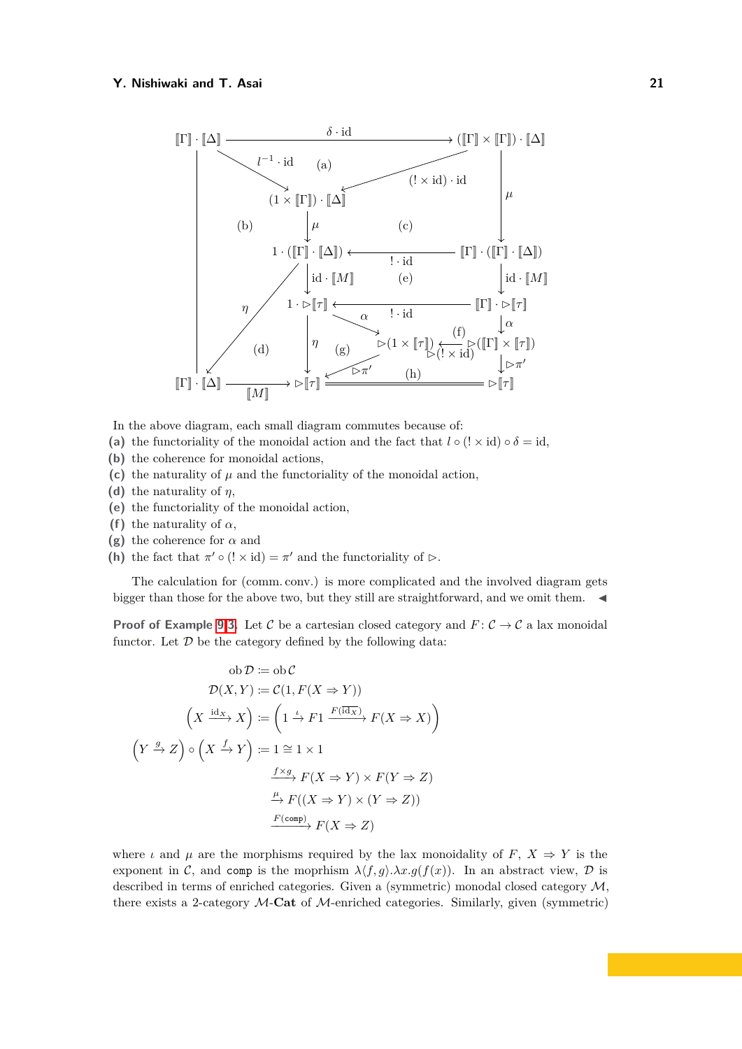$$
\begin{tikzcd}
\llbracket\Gamma\rrbracket \cdot \llbracket\Delta\rrbracket \arrow[rrr, "\delta \cdot \mathrm{id}"] \arrow[dr, "l^{-1} \cdot \mathrm{id}"'] \arrow[ddddd, no head] & & & (\llbracket\Gamma\rrbracket \times \llbracket\Gamma\rrbracket) \cdot \llbracket\Delta\rrbracket \arrow[dll, "(! \times \mathrm{id}) \cdot \mathrm{id}"'] \arrow[dd, "\mu"] \\
& (1 \times \llbracket\Gamma\rrbracket) \cdot \llbracket\Delta\rrbracket \arrow[d, "\mu"] & & \\
& 1 \cdot (\llbracket\Gamma\rrbracket \cdot \llbracket\Delta\rrbracket) \arrow[d, "\mathrm{id} \cdot \llbracket M\rrbracket"] \arrow[dddl, "\eta"'] & & \llbracket\Gamma\rrbracket \cdot (\llbracket\Gamma\rrbracket \cdot \llbracket\Delta\rrbracket) \arrow[ll, "! \cdot \mathrm{id}"'] \arrow[d, "\mathrm{id} \cdot \llbracket M\rrbracket"] \\
& 1 \cdot \rhd\llbracket\tau\rrbracket \arrow[dr, "\alpha"] \arrow[dd, "\eta"] & & \llbracket\Gamma\rrbracket \cdot \rhd\llbracket\tau\rrbracket \arrow[ll, "! \cdot \mathrm{id}"'] \arrow[d, "\alpha"] \\
& & \rhd(1 \times \llbracket\tau\rrbracket) \arrow[dl, "\rhd\pi'"] & \rhd(\llbracket\Gamma\rrbracket \times \llbracket\tau\rrbracket) \arrow[l, "\rhd(! \times \mathrm{id})"'] \arrow[d, "\rhd\pi'"] \\
\llbracket\Gamma\rrbracket \cdot \llbracket\Delta\rrbracket \arrow[r, "\llbracket M\rrbracket"'] & \rhd\llbracket\tau\rrbracket \arrow[rr, equal] & & \rhd\llbracket\tau\rrbracket
\end{tikzcd}
$$

(The small diagrams are labelled (a)–(h).)

In the above diagram, each small diagram commutes because of:

**(a)** the functoriality of the monoidal action and the fact that $l \circ (! \times \mathrm{id}) \circ \delta = \mathrm{id}$,
**(b)** the coherence for monoidal actions,
**(c)** the naturality of $\mu$ and the functoriality of the monoidal action,
**(d)** the naturality of $\eta$,
**(e)** the functoriality of the monoidal action,
**(f)** the naturality of $\alpha$,
**(g)** the coherence for $\alpha$ and
**(h)** the fact that $\pi' \circ (! \times \mathrm{id}) = \pi'$ and the functoriality of $\rhd$.

The calculation for (comm. conv.) is more complicated and the involved diagram gets bigger than those for the above two, but they still are straightforward, and we omit them. ◀

**Proof of Example 9.3.** Let $\mathcal{C}$ be a cartesian closed category and $F \colon \mathcal{C} \to \mathcal{C}$ a lax monoidal functor. Let $\mathcal{D}$ be the category defined by the following data:

$$
\begin{aligned}
\mathrm{ob}\,\mathcal{D} &:= \mathrm{ob}\,\mathcal{C} \\
\mathcal{D}(X, Y) &:= \mathcal{C}(1, F(X \Rightarrow Y)) \\
\left(X \xrightarrow{\mathrm{id}_X} X\right) &:= \left(1 \xrightarrow{\iota} F1 \xrightarrow{F(\overline{\mathrm{id}_X})} F(X \Rightarrow X)\right) \\
\left(Y \xrightarrow{g} Z\right) \circ \left(X \xrightarrow{f} Y\right) &:= 1 \cong 1 \times 1 \\
&\xrightarrow{f \times g} F(X \Rightarrow Y) \times F(Y \Rightarrow Z) \\
&\xrightarrow{\mu} F((X \Rightarrow Y) \times (Y \Rightarrow Z)) \\
&\xrightarrow{F(\mathtt{comp})} F(X \Rightarrow Z)
\end{aligned}
$$

where $\iota$ and $\mu$ are the morphisms required by the lax monoidality of $F$, $X \Rightarrow Y$ is the exponent in $\mathcal{C}$, and $\mathtt{comp}$ is the moprhism $\lambda\langle f, g\rangle.\lambda x.g(f(x))$. In an abstract view, $\mathcal{D}$ is described in terms of enriched categories. Given a (symmetric) monodal closed category $\mathcal{M}$, there exists a 2-category $\mathcal{M}$-**Cat** of $\mathcal{M}$-enriched categories. Similarly, given (symmetric)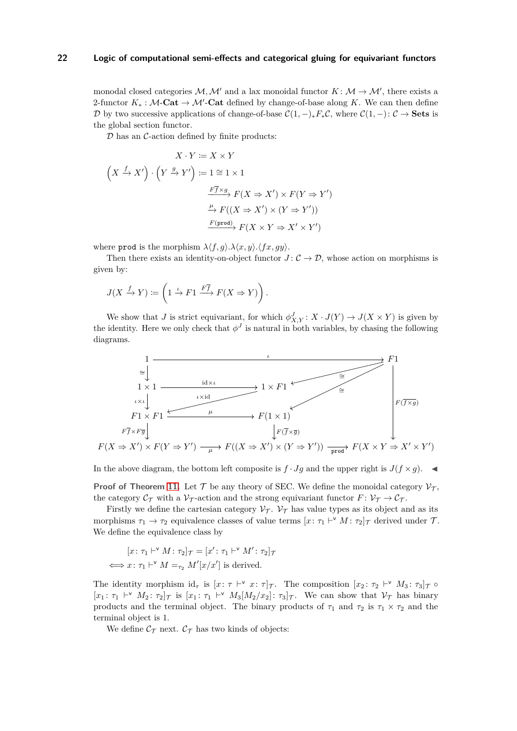monodal closed categories $\mathcal{M}, \mathcal{M}'$ and a lax monoidal functor $K: \mathcal{M} \to \mathcal{M}'$, there exists a 2-functor $K_*: \mathcal{M}\text{-}\mathbf{Cat} \to \mathcal{M}'\text{-}\mathbf{Cat}$ defined by change-of-base along $K$. We can then define $\mathcal{D}$ by two successive applications of change-of-base $\mathcal{C}(1,-)_* F_* \mathcal{C}$, where $\mathcal{C}(1,-): \mathcal{C} \to \mathbf{Sets}$ is the global section functor.

$\mathcal{D}$ has an $\mathcal{C}$-action defined by finite products:

$$
\begin{aligned}
X \cdot Y &:= X \times Y \\
\left(X \xrightarrow{f} X'\right) \cdot \left(Y \xrightarrow{g} Y'\right) &:= 1 \cong 1 \times 1 \\
&\xrightarrow{F\overline{f} \times g} F(X \Rightarrow X') \times F(Y \Rightarrow Y') \\
&\xrightarrow{\mu} F((X \Rightarrow X') \times (Y \Rightarrow Y')) \\
&\xrightarrow{F(\mathtt{prod})} F(X \times Y \Rightarrow X' \times Y')
\end{aligned}
$$

where $\mathtt{prod}$ is the morphism $\lambda\langle f, g\rangle.\lambda\langle x, y\rangle.\langle fx, gy\rangle$.

Then there exists an identity-on-object functor $J: \mathcal{C} \to \mathcal{D}$, whose action on morphisms is given by:

$$
J(X \xrightarrow{f} Y) := \left(1 \xrightarrow{\iota} F1 \xrightarrow{F\overline{f}} F(X \Rightarrow Y)\right).
$$

We show that $J$ is strict equivariant, for which $\phi^J_{X,Y}: X \cdot J(Y) \to J(X \times Y)$ is given by the identity. Here we only check that $\phi^J$ is natural in both variables, by chasing the following diagrams.

$$
\begin{array}{ccccc}
1 & & \xrightarrow{\iota} & & F1 \\
\downarrow\cong & & & & \\
1 \times 1 & \xrightarrow{\mathrm{id}\times\iota} & 1 \times F1 & \xleftarrow{\cong} & F1 \\
\downarrow\iota\times\iota & \swarrow_{\iota\times\mathrm{id}} & & & \\
F1 \times F1 & \xrightarrow{\mu} & F(1 \times 1) & \xleftarrow{\cong} & F1 \\
\downarrow F\overline{f}\times F\overline{g} & & \downarrow F(\overline{f}\times\overline{g}) & & \downarrow F(\overline{f \times g}) \\
F(X \Rightarrow X') \times F(Y \Rightarrow Y') & \xrightarrow{\mu} & F((X \Rightarrow X') \times (Y \Rightarrow Y')) & \xrightarrow{\mathtt{prod}} & F(X \times Y \Rightarrow X' \times Y')
\end{array}
$$

In the above diagram, the bottom left composite is $f \cdot Jg$ and the upper right is $J(f \times g)$. ◀

**Proof of Theorem 11.** Let $\mathcal{T}$ be any theory of SEC. We define the monoidal category $\mathcal{V}_\mathcal{T}$, the category $\mathcal{C}_\mathcal{T}$ with a $\mathcal{V}_\mathcal{T}$-action and the strong equivariant functor $F: \mathcal{V}_\mathcal{T} \to \mathcal{C}_\mathcal{T}$.

Firstly we define the cartesian category $\mathcal{V}_\mathcal{T}$. $\mathcal{V}_\mathcal{T}$ has value types as its object and as its morphisms $\tau_1 \to \tau_2$ equivalence classes of value terms $[x\colon \tau_1 \vdash^{\mathsf{v}} M\colon \tau_2]_\mathcal{T}$ derived under $\mathcal{T}$. We define the equivalence class by

$$
\begin{aligned}
&[x\colon \tau_1 \vdash^{\mathsf{v}} M\colon \tau_2]_\mathcal{T} = [x'\colon \tau_1 \vdash^{\mathsf{v}} M'\colon \tau_2]_\mathcal{T} \\
\iff &x\colon \tau_1 \vdash^{\mathsf{v}} M =_{\tau_2} M'[x/x'] \text{ is derived.}
\end{aligned}
$$

The identity morphism $\mathrm{id}_\tau$ is $[x\colon \tau \vdash^{\mathsf{v}} x\colon \tau]_\mathcal{T}$. The composition $[x_2\colon \tau_2 \vdash^{\mathsf{v}} M_3\colon \tau_3]_\mathcal{T} \circ [x_1\colon \tau_1 \vdash^{\mathsf{v}} M_2\colon \tau_2]_\mathcal{T}$ is $[x_1\colon \tau_1 \vdash^{\mathsf{v}} M_3[M_2/x_2]\colon \tau_3]_\mathcal{T}$. We can show that $\mathcal{V}_\mathcal{T}$ has binary products and the terminal object. The binary products of $\tau_1$ and $\tau_2$ is $\tau_1 \times \tau_2$ and the terminal object is 1.

We define $\mathcal{C}_\mathcal{T}$ next. $\mathcal{C}_\mathcal{T}$ has two kinds of objects: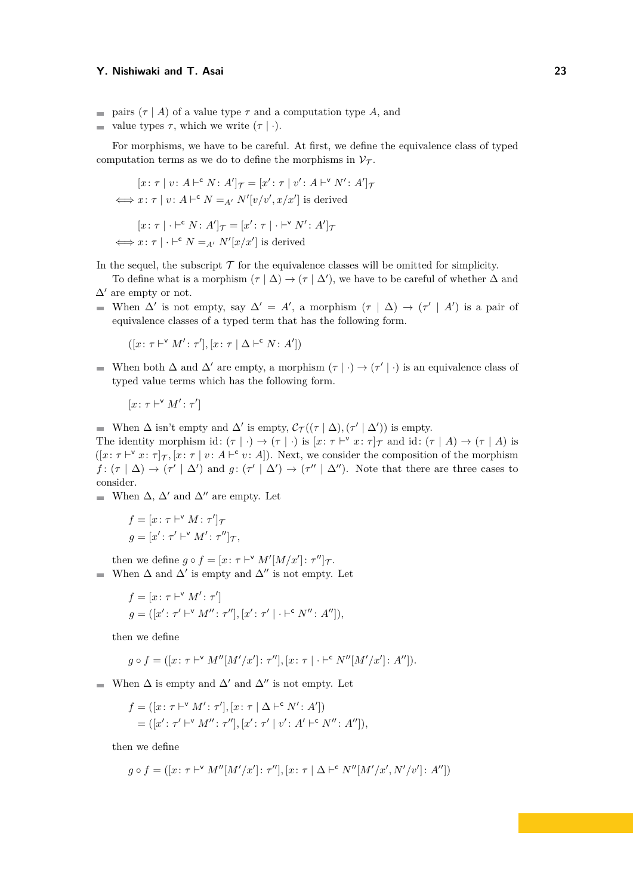- pairs $(\tau \mid A)$ of a value type $\tau$ and a computation type $A$, and
- value types $\tau$, which we write $(\tau \mid \cdot)$.

For morphisms, we have to be careful. At first, we define the equivalence class of typed computation terms as we do to define the morphisms in $\mathcal{V}_{\mathcal{T}}$.

$$[x\colon \tau \mid v\colon A \vdash^{\mathsf{c}} N\colon A']_{\mathcal{T}} = [x'\colon \tau \mid v'\colon A \vdash^{\mathsf{v}} N'\colon A']_{\mathcal{T}}$$
$$\iff x\colon \tau \mid v\colon A \vdash^{\mathsf{c}} N =_{A'} N'[v/v', x/x'] \text{ is derived}$$

$$[x\colon \tau \mid \cdot \vdash^{\mathsf{c}} N\colon A']_{\mathcal{T}} = [x'\colon \tau \mid \cdot \vdash^{\mathsf{v}} N'\colon A']_{\mathcal{T}}$$
$$\iff x\colon \tau \mid \cdot \vdash^{\mathsf{c}} N =_{A'} N'[x/x'] \text{ is derived}$$

In the sequel, the subscript $\mathcal{T}$ for the equivalence classes will be omitted for simplicity.

To define what is a morphism $(\tau \mid \Delta) \to (\tau \mid \Delta')$, we have to be careful of whether $\Delta$ and $\Delta'$ are empty or not.

- When $\Delta'$ is not empty, say $\Delta' = A'$, a morphism $(\tau \mid \Delta) \to (\tau' \mid A')$ is a pair of equivalence classes of a typed term that has the following form.

  $$([x\colon \tau \vdash^{\mathsf{v}} M'\colon \tau'], [x\colon \tau \mid \Delta \vdash^{\mathsf{c}} N\colon A'])$$

- When both $\Delta$ and $\Delta'$ are empty, a morphism $(\tau \mid \cdot) \to (\tau' \mid \cdot)$ is an equivalence class of typed value terms which has the following form.

  $$[x\colon \tau \vdash^{\mathsf{v}} M'\colon \tau']$$

- When $\Delta$ isn't empty and $\Delta'$ is empty, $\mathcal{C}_{\mathcal{T}}((\tau \mid \Delta), (\tau' \mid \Delta'))$ is empty.

The identity morphism $\mathrm{id}\colon (\tau \mid \cdot) \to (\tau \mid \cdot)$ is $[x\colon \tau \vdash^{\mathsf{v}} x\colon \tau]_{\mathcal{T}}$ and $\mathrm{id}\colon (\tau \mid A) \to (\tau \mid A)$ is $([x\colon \tau \vdash^{\mathsf{v}} x\colon \tau]_{\mathcal{T}}, [x\colon \tau \mid v\colon A \vdash^{\mathsf{c}} v\colon A])$. Next, we consider the composition of the morphism $f\colon (\tau \mid \Delta) \to (\tau' \mid \Delta')$ and $g\colon (\tau' \mid \Delta') \to (\tau'' \mid \Delta'')$. Note that there are three cases to consider.

- When $\Delta$, $\Delta'$ and $\Delta''$ are empty. Let

  $$f = [x\colon \tau \vdash^{\mathsf{v}} M\colon \tau']_{\mathcal{T}}$$
  $$g = [x'\colon \tau' \vdash^{\mathsf{v}} M'\colon \tau'']_{\mathcal{T}},$$

  then we define $g \circ f = [x\colon \tau \vdash^{\mathsf{v}} M'[M/x']\colon \tau'']_{\mathcal{T}}$.

- When $\Delta$ and $\Delta'$ is empty and $\Delta''$ is not empty. Let

  $$f = [x\colon \tau \vdash^{\mathsf{v}} M'\colon \tau']$$
  $$g = ([x'\colon \tau' \vdash^{\mathsf{v}} M''\colon \tau''], [x'\colon \tau' \mid \cdot \vdash^{\mathsf{c}} N''\colon A'']),$$

  then we define

  $$g \circ f = ([x\colon \tau \vdash^{\mathsf{v}} M''[M'/x']\colon \tau''], [x\colon \tau \mid \cdot \vdash^{\mathsf{c}} N''[M'/x']\colon A'']).$$

- When $\Delta$ is empty and $\Delta'$ and $\Delta''$ is not empty. Let

  $$f = ([x\colon \tau \vdash^{\mathsf{v}} M'\colon \tau'], [x\colon \tau \mid \Delta \vdash^{\mathsf{c}} N'\colon A'])$$
  $$= ([x'\colon \tau' \vdash^{\mathsf{v}} M''\colon \tau''], [x'\colon \tau' \mid v'\colon A' \vdash^{\mathsf{c}} N''\colon A'']),$$

  then we define

  $$g \circ f = ([x\colon \tau \vdash^{\mathsf{v}} M''[M'/x']\colon \tau''], [x\colon \tau \mid \Delta \vdash^{\mathsf{c}} N''[M'/x', N'/v']\colon A''])$$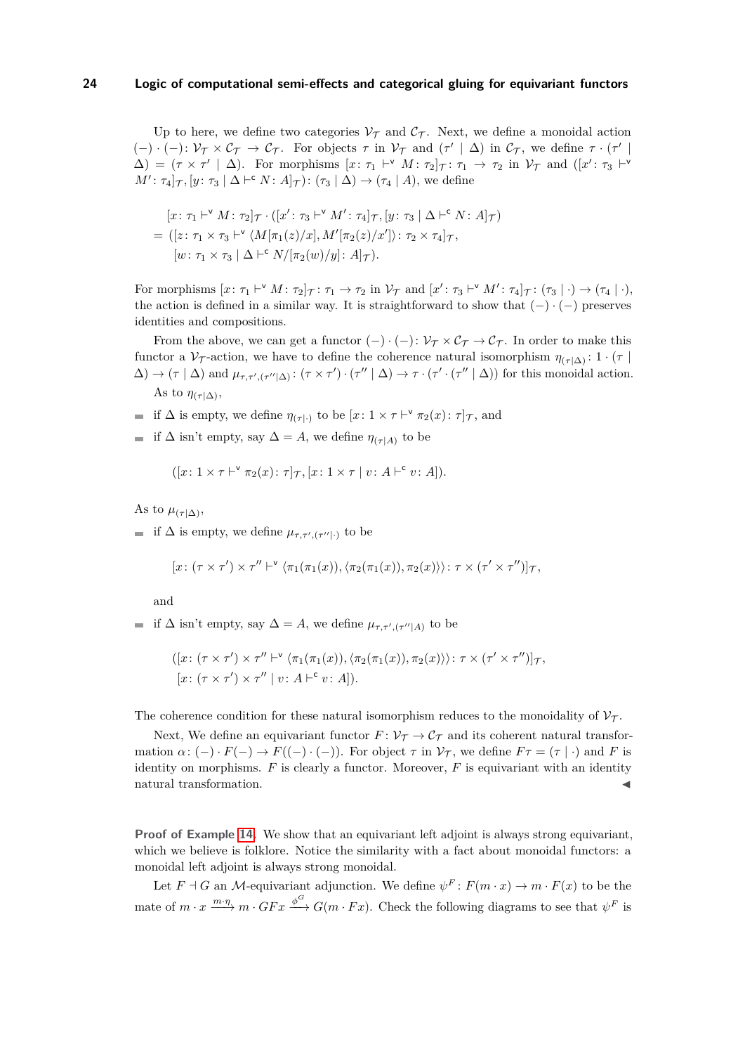Up to here, we define two categories $\mathcal{V}_\mathcal{T}$ and $\mathcal{C}_\mathcal{T}$. Next, we define a monoidal action $(-)\cdot(-)\colon \mathcal{V}_\mathcal{T} \times \mathcal{C}_\mathcal{T} \to \mathcal{C}_\mathcal{T}$. For objects $\tau$ in $\mathcal{V}_\mathcal{T}$ and $(\tau' \mid \Delta)$ in $\mathcal{C}_\mathcal{T}$, we define $\tau \cdot (\tau' \mid \Delta) = (\tau \times \tau' \mid \Delta)$. For morphisms $[x\colon \tau_1 \vdash^{\mathsf{v}} M\colon \tau_2]_\mathcal{T}\colon \tau_1 \to \tau_2$ in $\mathcal{V}_\mathcal{T}$ and $([x'\colon \tau_3 \vdash^{\mathsf{v}} M'\colon \tau_4]_\mathcal{T}, [y\colon \tau_3 \mid \Delta \vdash^{\mathsf{c}} N\colon A]_\mathcal{T})\colon (\tau_3 \mid \Delta) \to (\tau_4 \mid A)$, we define

$$
\begin{aligned}
&[x\colon \tau_1 \vdash^{\mathsf{v}} M\colon \tau_2]_\mathcal{T} \cdot ([x'\colon \tau_3 \vdash^{\mathsf{v}} M'\colon \tau_4]_\mathcal{T}, [y\colon \tau_3 \mid \Delta \vdash^{\mathsf{c}} N\colon A]_\mathcal{T}) \\
&= ([z\colon \tau_1 \times \tau_3 \vdash^{\mathsf{v}} \langle M[\pi_1(z)/x], M'[\pi_2(z)/x']\rangle\colon \tau_2 \times \tau_4]_\mathcal{T}, \\
&\quad [w\colon \tau_1 \times \tau_3 \mid \Delta \vdash^{\mathsf{c}} N/[\pi_2(w)/y]\colon A]_\mathcal{T}).
\end{aligned}
$$

For morphisms $[x\colon \tau_1 \vdash^{\mathsf{v}} M\colon \tau_2]_\mathcal{T}\colon \tau_1 \to \tau_2$ in $\mathcal{V}_\mathcal{T}$ and $[x'\colon \tau_3 \vdash^{\mathsf{v}} M'\colon \tau_4]_\mathcal{T}\colon (\tau_3 \mid \cdot) \to (\tau_4 \mid \cdot)$, the action is defined in a similar way. It is straightforward to show that $(-)\cdot(-)$ preserves identities and compositions.

From the above, we can get a functor $(-)\cdot(-)\colon \mathcal{V}_\mathcal{T} \times \mathcal{C}_\mathcal{T} \to \mathcal{C}_\mathcal{T}$. In order to make this functor a $\mathcal{V}_\mathcal{T}$-action, we have to define the coherence natural isomorphism $\eta_{(\tau\mid\Delta)}\colon 1 \cdot (\tau \mid \Delta) \to (\tau \mid \Delta)$ and $\mu_{\tau,\tau',(\tau''\mid\Delta)}\colon (\tau \times \tau')\cdot(\tau'' \mid \Delta) \to \tau \cdot (\tau' \cdot (\tau'' \mid \Delta))$ for this monoidal action.

As to $\eta_{(\tau\mid\Delta)}$,

- if $\Delta$ is empty, we define $\eta_{(\tau\mid\cdot)}$ to be $[x\colon 1 \times \tau \vdash^{\mathsf{v}} \pi_2(x)\colon \tau]_\mathcal{T}$, and
- if $\Delta$ isn't empty, say $\Delta = A$, we define $\eta_{(\tau\mid A)}$ to be

$$([x\colon 1 \times \tau \vdash^{\mathsf{v}} \pi_2(x)\colon \tau]_\mathcal{T}, [x\colon 1 \times \tau \mid v\colon A \vdash^{\mathsf{c}} v\colon A]).$$

As to $\mu_{(\tau\mid\Delta)}$,

- if $\Delta$ is empty, we define $\mu_{\tau,\tau',(\tau''\mid\cdot)}$ to be

$$[x\colon (\tau \times \tau') \times \tau'' \vdash^{\mathsf{v}} \langle \pi_1(\pi_1(x)), \langle \pi_2(\pi_1(x)), \pi_2(x)\rangle\rangle\colon \tau \times (\tau' \times \tau'')]_\mathcal{T},$$

  and
- if $\Delta$ isn't empty, say $\Delta = A$, we define $\mu_{\tau,\tau',(\tau''\mid A)}$ to be

$$
\begin{aligned}
&([x\colon (\tau \times \tau') \times \tau'' \vdash^{\mathsf{v}} \langle \pi_1(\pi_1(x)), \langle \pi_2(\pi_1(x)), \pi_2(x)\rangle\rangle\colon \tau \times (\tau' \times \tau'')]_\mathcal{T}, \\
&[x\colon (\tau \times \tau') \times \tau'' \mid v\colon A \vdash^{\mathsf{c}} v\colon A]).
\end{aligned}
$$

The coherence condition for these natural isomorphism reduces to the monoidality of $\mathcal{V}_\mathcal{T}$.

Next, We define an equivariant functor $F\colon \mathcal{V}_\mathcal{T} \to \mathcal{C}_\mathcal{T}$ and its coherent natural transformation $\alpha\colon (-)\cdot F(-) \to F((-)\cdot(-))$. For object $\tau$ in $\mathcal{V}_\mathcal{T}$, we define $F\tau = (\tau \mid \cdot)$ and $F$ is identity on morphisms. $F$ is clearly a functor. Moreover, $F$ is equivariant with an identity natural transformation. ◀

**Proof of Example 14.** We show that an equivariant left adjoint is always strong equivariant, which we believe is folklore. Notice the similarity with a fact about monoidal functors: a monoidal left adjoint is always strong monoidal.

Let $F \dashv G$ an $\mathcal{M}$-equivariant adjunction. We define $\psi^F\colon F(m \cdot x) \to m \cdot F(x)$ to be the mate of $m \cdot x \xrightarrow{m\cdot\eta} m \cdot GFx \xrightarrow{\phi^G} G(m \cdot Fx)$. Check the following diagrams to see that $\psi^F$ is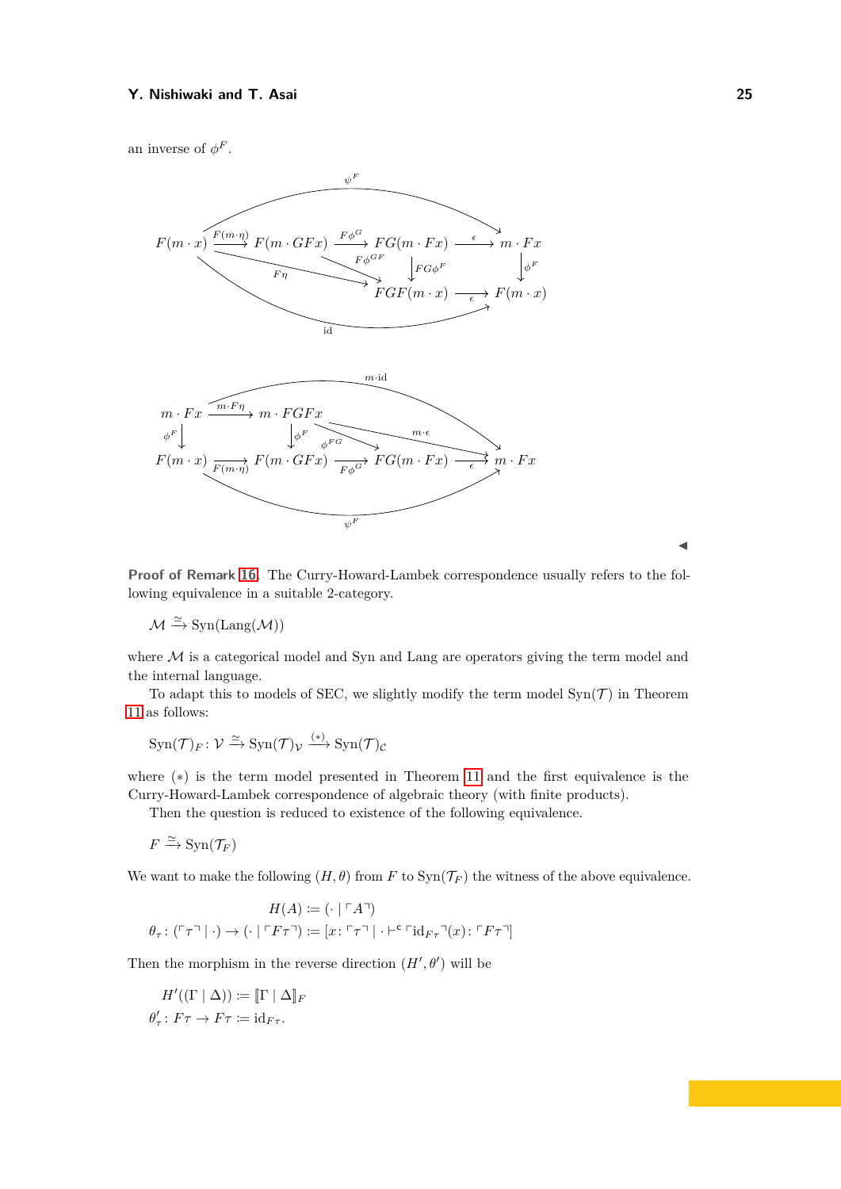an inverse of $\phi^F$.

$$
\begin{array}{ccccccc}
F(m\cdot x) & \xrightarrow{F(m\cdot\eta)} & F(m\cdot GFx) & \xrightarrow{F\phi^G} & FG(m\cdot Fx) & \xrightarrow{\epsilon} & m\cdot Fx \\
 & & & \searrow^{F\phi^{GF}} & \downarrow{\scriptstyle FG\phi^F} & & \downarrow{\scriptstyle \phi^F} \\
 & & & & FGF(m\cdot x) & \xrightarrow{\epsilon} & F(m\cdot x)
\end{array}
$$

(with $\psi^F: F(m\cdot x)\to m\cdot Fx$ along the top, $F\eta: F(m\cdot x)\to FGF(m\cdot x)$, and $\mathrm{id}: F(m\cdot x)\to F(m\cdot x)$ along the bottom)

$$
\begin{array}{ccccccc}
m\cdot Fx & \xrightarrow{m\cdot F\eta} & m\cdot FGFx & & & & \\
\downarrow{\scriptstyle \phi^F} & & \downarrow{\scriptstyle \phi^F} & \searrow^{\phi^{FG}} & & & \\
F(m\cdot x) & \xrightarrow[F(m\cdot\eta)]{} & F(m\cdot GFx) & \xrightarrow[F\phi^G]{} & FG(m\cdot Fx) & \xrightarrow[\epsilon]{} & m\cdot Fx
\end{array}
$$

(with $m\cdot\mathrm{id}: m\cdot Fx\to m\cdot Fx$ along the top, $m\cdot\epsilon: m\cdot FGFx \to m\cdot Fx$, and $\psi^F: F(m\cdot x)\to m\cdot Fx$ along the bottom)

◀

**Proof of Remark 16.** The Curry-Howard-Lambek correspondence usually refers to the following equivalence in a suitable 2-category.

$$\mathcal{M} \xrightarrow{\simeq} \mathrm{Syn}(\mathrm{Lang}(\mathcal{M}))$$

where $\mathcal{M}$ is a categorical model and Syn and Lang are operators giving the term model and the internal language.

To adapt this to models of SEC, we slightly modify the term model $\mathrm{Syn}(\mathcal{T})$ in Theorem 11 as follows:

$$\mathrm{Syn}(\mathcal{T})_F \colon \mathcal{V} \xrightarrow{\simeq} \mathrm{Syn}(\mathcal{T})_{\mathcal{V}} \xrightarrow{(*)} \mathrm{Syn}(\mathcal{T})_{\mathcal{C}}$$

where $(*)$ is the term model presented in Theorem 11 and the first equivalence is the Curry-Howard-Lambek correspondence of algebraic theory (with finite products).

Then the question is reduced to existence of the following equivalence.

$$F \xrightarrow{\simeq} \mathrm{Syn}(\mathcal{T}_F)$$

We want to make the following $(H,\theta)$ from $F$ to $\mathrm{Syn}(\mathcal{T}_F)$ the witness of the above equivalence.

$$
\begin{aligned}
H(A) &\coloneqq (\cdot \mid \ulcorner A \urcorner)\\
\theta_\tau \colon (\ulcorner \tau \urcorner \mid \cdot) \to (\cdot \mid \ulcorner F\tau \urcorner) &\coloneqq [x \colon \ulcorner \tau \urcorner \mid \cdot \vdash^{\mathsf{c}} \ulcorner \mathrm{id}_{F\tau} \urcorner(x) \colon \ulcorner F\tau \urcorner]
\end{aligned}
$$

Then the morphism in the reverse direction $(H',\theta')$ will be

$$
\begin{aligned}
H'((\Gamma \mid \Delta)) &\coloneqq [\![\Gamma \mid \Delta]\!]_F\\
\theta'_\tau \colon F\tau \to F\tau &\coloneqq \mathrm{id}_{F\tau}.
\end{aligned}
$$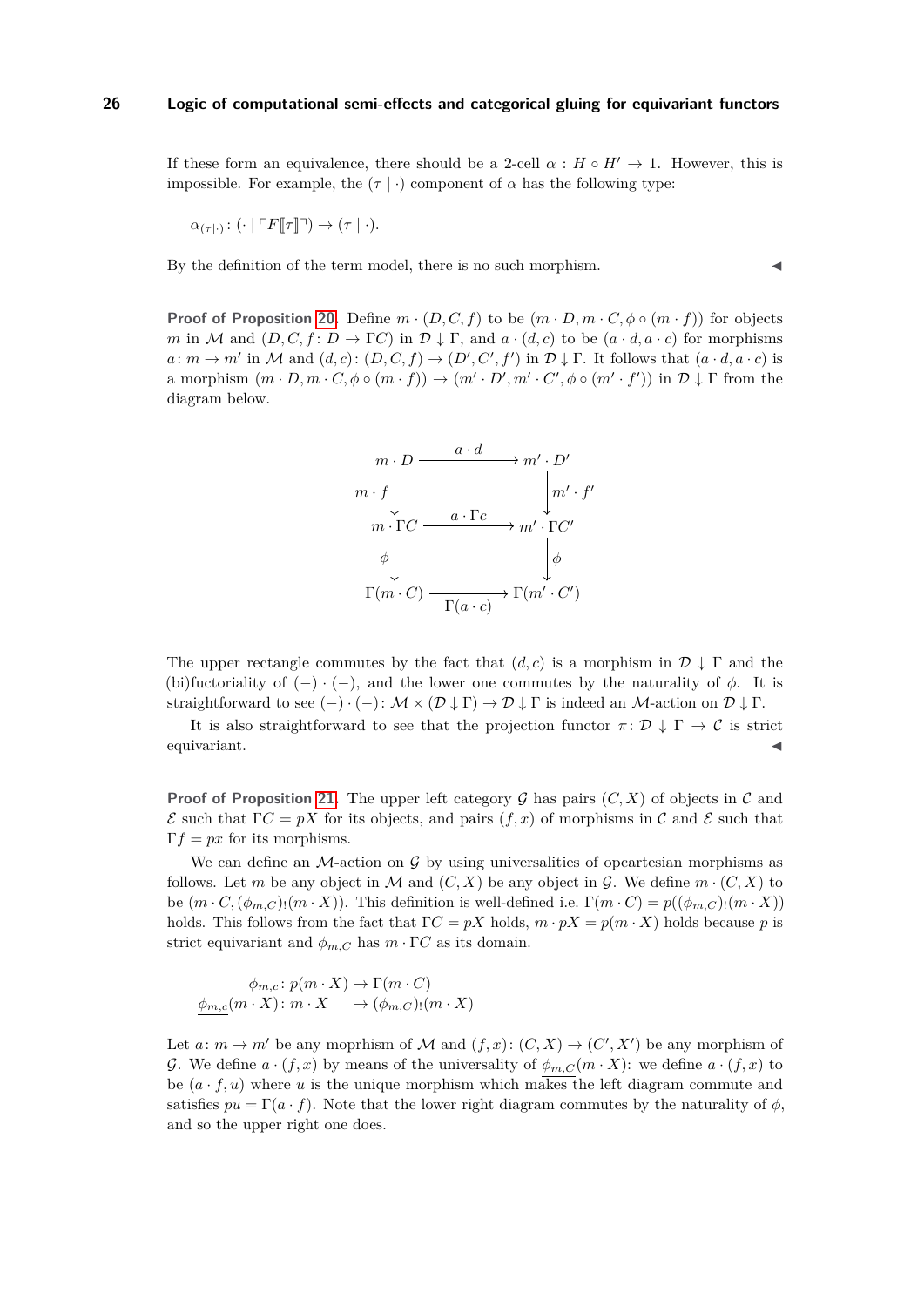If these form an equivalence, there should be a 2-cell $\alpha : H \circ H' \to 1$. However, this is impossible. For example, the $(\tau \mid \cdot)$ component of $\alpha$ has the following type:

$$\alpha_{(\tau|\cdot)} \colon (\cdot \mid \ulcorner F[\![\tau]\!] \urcorner) \to (\tau \mid \cdot).$$

By the definition of the term model, there is no such morphism. ◀

**Proof of Proposition 20.** Define $m \cdot (D, C, f)$ to be $(m \cdot D, m \cdot C, \phi \circ (m \cdot f))$ for objects $m$ in $\mathcal{M}$ and $(D, C, f \colon D \to \Gamma C)$ in $\mathcal{D} \downarrow \Gamma$, and $a \cdot (d, c)$ to be $(a \cdot d, a \cdot c)$ for morphisms $a \colon m \to m'$ in $\mathcal{M}$ and $(d, c) \colon (D, C, f) \to (D', C', f')$ in $\mathcal{D} \downarrow \Gamma$. It follows that $(a \cdot d, a \cdot c)$ is a morphism $(m \cdot D, m \cdot C, \phi \circ (m \cdot f)) \to (m' \cdot D', m' \cdot C', \phi \circ (m' \cdot f'))$ in $\mathcal{D} \downarrow \Gamma$ from the diagram below.

$$\begin{array}{ccc}
m \cdot D & \xrightarrow{\;a \cdot d\;} & m' \cdot D' \\
{\scriptstyle m \cdot f}\downarrow & & \downarrow{\scriptstyle m' \cdot f'} \\
m \cdot \Gamma C & \xrightarrow{\;a \cdot \Gamma c\;} & m' \cdot \Gamma C' \\
{\scriptstyle \phi}\downarrow & & \downarrow{\scriptstyle \phi} \\
\Gamma(m \cdot C) & \xrightarrow[\;\Gamma(a \cdot c)\;]{} & \Gamma(m' \cdot C')
\end{array}$$

The upper rectangle commutes by the fact that $(d, c)$ is a morphism in $\mathcal{D} \downarrow \Gamma$ and the (bi)fuctoriality of $(-) \cdot (-)$, and the lower one commutes by the naturality of $\phi$. It is straightforward to see $(-) \cdot (-) \colon \mathcal{M} \times (\mathcal{D} \downarrow \Gamma) \to \mathcal{D} \downarrow \Gamma$ is indeed an $\mathcal{M}$-action on $\mathcal{D} \downarrow \Gamma$.

It is also straightforward to see that the projection functor $\pi \colon \mathcal{D} \downarrow \Gamma \to \mathcal{C}$ is strict equivariant. ◀

**Proof of Proposition 21.** The upper left category $\mathcal{G}$ has pairs $(C, X)$ of objects in $\mathcal{C}$ and $\mathcal{E}$ such that $\Gamma C = pX$ for its objects, and pairs $(f, x)$ of morphisms in $\mathcal{C}$ and $\mathcal{E}$ such that $\Gamma f = px$ for its morphisms.

We can define an $\mathcal{M}$-action on $\mathcal{G}$ by using universalities of opcartesian morphisms as follows. Let $m$ be any object in $\mathcal{M}$ and $(C, X)$ be any object in $\mathcal{G}$. We define $m \cdot (C, X)$ to be $(m \cdot C, (\phi_{m,C})_!(m \cdot X))$. This definition is well-defined i.e. $\Gamma(m \cdot C) = p((\phi_{m,C})_!(m \cdot X))$ holds. This follows from the fact that $\Gamma C = pX$ holds, $m \cdot pX = p(m \cdot X)$ holds because $p$ is strict equivariant and $\phi_{m,C}$ has $m \cdot \Gamma C$ as its domain.

$$\begin{aligned}
\phi_{m,c} &\colon p(m \cdot X) \to \Gamma(m \cdot C) \\
\underline{\phi_{m,c}}(m \cdot X) &\colon m \cdot X \quad \to (\phi_{m,C})_!(m \cdot X)
\end{aligned}$$

Let $a \colon m \to m'$ be any moprhism of $\mathcal{M}$ and $(f, x) \colon (C, X) \to (C', X')$ be any morphism of $\mathcal{G}$. We define $a \cdot (f, x)$ by means of the universality of $\underline{\phi_{m,C}}(m \cdot X)$: we define $a \cdot (f, x)$ to be $(a \cdot f, u)$ where $u$ is the unique morphism which makes the left diagram commute and satisfies $pu = \Gamma(a \cdot f)$. Note that the lower right diagram commutes by the naturality of $\phi$, and so the upper right one does.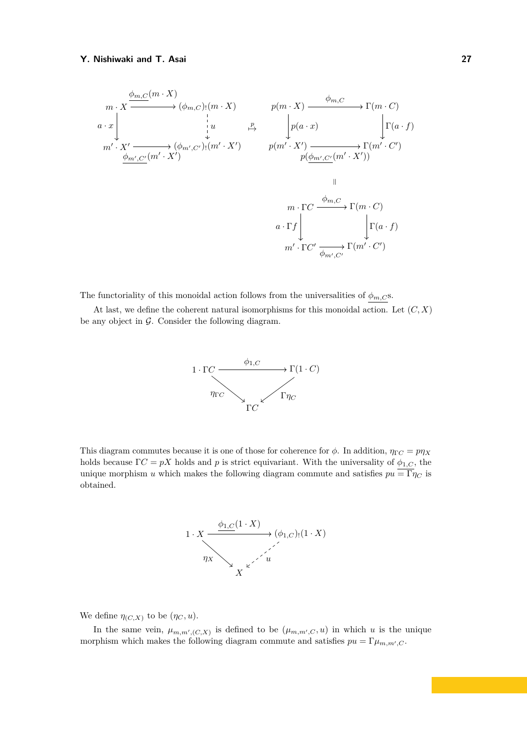$$\begin{array}{ccc}
m \cdot X & \xrightarrow{\underline{\phi_{m,C}}(m \cdot X)} & (\phi_{m,C})_!(m \cdot X) \\
{\scriptstyle a \cdot x}\downarrow & & \downarrow{\scriptstyle u} \\
m' \cdot X' & \xrightarrow[\underline{\phi_{m',C'}}(m' \cdot X')]{} & (\phi_{m',C'})_!(m' \cdot X')
\end{array}
\quad \overset{p}{\mapsto} \quad
\begin{array}{ccc}
p(m \cdot X) & \xrightarrow{\phi_{m,C}} & \Gamma(m \cdot C) \\
{\scriptstyle p(a \cdot x)}\downarrow & & \downarrow{\scriptstyle \Gamma(a \cdot f)} \\
p(m' \cdot X') & \xrightarrow[p(\underline{\phi_{m',C'}}(m' \cdot X'))]{} & \Gamma(m' \cdot C')
\end{array}$$

$$\parallel$$

$$\begin{array}{ccc}
m \cdot \Gamma C & \xrightarrow{\phi_{m,C}} & \Gamma(m \cdot C) \\
{\scriptstyle a \cdot \Gamma f}\downarrow & & \downarrow{\scriptstyle \Gamma(a \cdot f)} \\
m' \cdot \Gamma C' & \xrightarrow[\phi_{m',C'}]{} & \Gamma(m' \cdot C')
\end{array}$$

The functoriality of this monoidal action follows from the universalities of $\underline{\phi_{m,C}}$s.

At last, we define the coherent natural isomorphisms for this monoidal action. Let $(C, X)$ be any object in $\mathcal{G}$. Consider the following diagram.

$$\begin{array}{ccc}
1 \cdot \Gamma C & \xrightarrow{\phi_{1,C}} & \Gamma(1 \cdot C) \\
& {\scriptstyle \eta_{\Gamma C}}\searrow \quad \swarrow{\scriptstyle \Gamma \eta_C} & \\
& \Gamma C &
\end{array}$$

This diagram commutes because it is one of those for coherence for $\phi$. In addition, $\eta_{\Gamma C} = p\eta_X$ holds because $\Gamma C = pX$ holds and $p$ is strict equivariant. With the universality of $\underline{\phi_{1,C}}$, the unique morphism $u$ which makes the following diagram commute and satisfies $pu = \Gamma\eta_C$ is obtained.

$$\begin{array}{ccc}
1 \cdot X & \xrightarrow{\underline{\phi_{1,C}}(1 \cdot X)} & (\phi_{1,C})_!(1 \cdot X) \\
& {\scriptstyle \eta_X}\searrow \quad \swarrow{\scriptstyle u} & \\
& X &
\end{array}$$

We define $\eta_{(C,X)}$ to be $(\eta_C, u)$.

In the same vein, $\mu_{m,m',(C,X)}$ is defined to be $(\mu_{m,m',C}, u)$ in which $u$ is the unique morphism which makes the following diagram commute and satisfies $pu = \Gamma\mu_{m,m',C}$.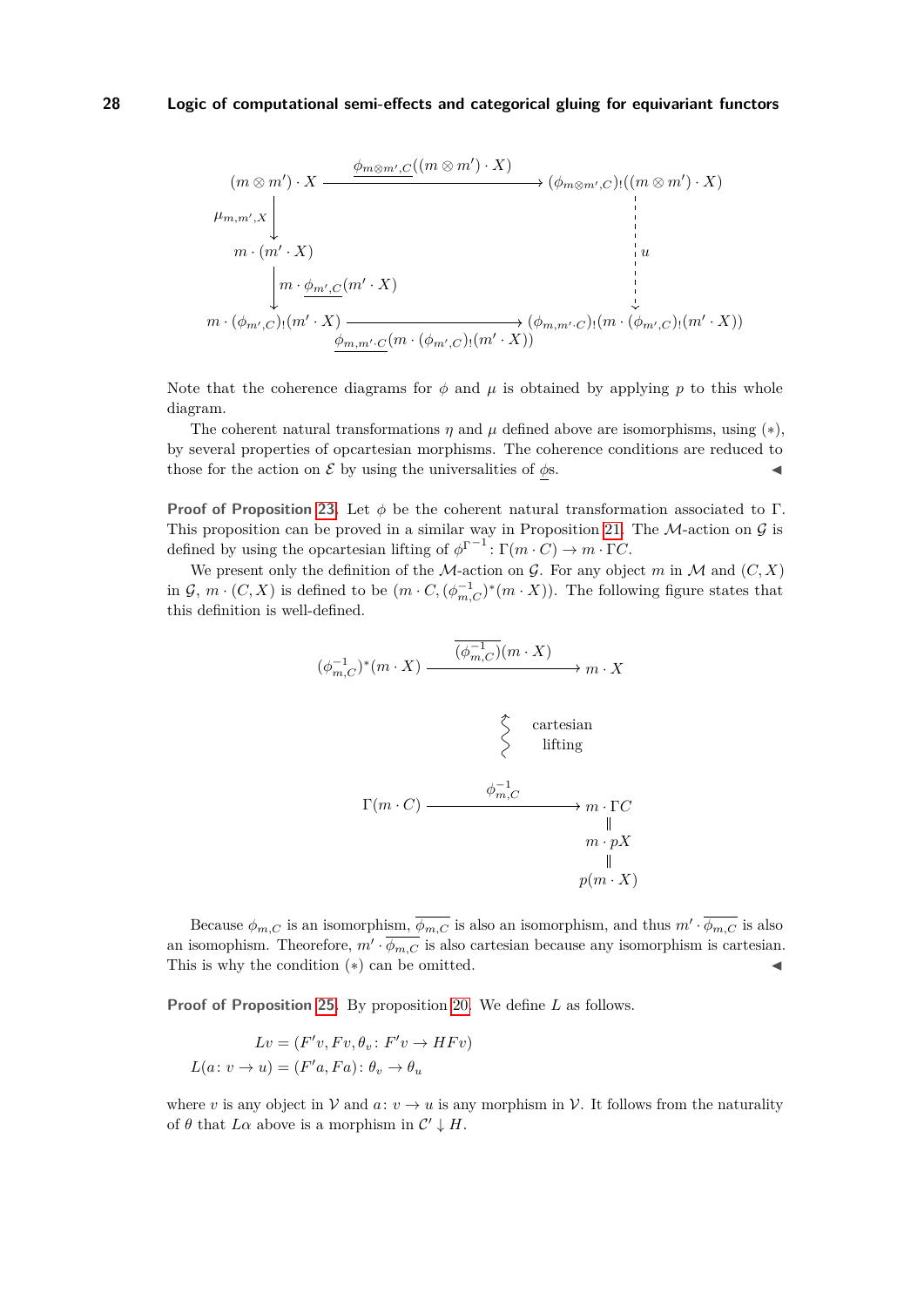$$\begin{array}{ccc}
(m \otimes m') \cdot X & \xrightarrow{\underline{\phi_{m\otimes m',C}}((m\otimes m')\cdot X)} & (\phi_{m\otimes m',C})_!((m\otimes m')\cdot X) \\
\Big\downarrow \mu_{m,m',X} & & \\
m \cdot (m' \cdot X) & & \Big\downarrow u \\
\Big\downarrow m \cdot \underline{\phi_{m',C}}(m' \cdot X) & & \\
m \cdot (\phi_{m',C})_!(m' \cdot X) & \xrightarrow[\underline{\phi_{m,m'\cdot C}}(m\cdot(\phi_{m',C})_!(m'\cdot X))]{} & (\phi_{m,m'\cdot C})_!(m \cdot (\phi_{m',C})_!(m' \cdot X))
\end{array}$$

Note that the coherence diagrams for $\phi$ and $\mu$ is obtained by applying $p$ to this whole diagram.

The coherent natural transformations $\eta$ and $\mu$ defined above are isomorphisms, using $(*)$, by several properties of opcartesian morphisms. The coherence conditions are reduced to those for the action on $\mathcal{E}$ by using the universalities of $\underline{\phi}$s. ◀

**Proof of Proposition 23.** Let $\phi$ be the coherent natural transformation associated to $\Gamma$. This proposition can be proved in a similar way in Proposition 21. The $\mathcal{M}$-action on $\mathcal{G}$ is defined by using the opcartesian lifting of $\phi^{\Gamma^{-1}} \colon \Gamma(m \cdot C) \to m \cdot \Gamma C$.

We present only the definition of the $\mathcal{M}$-action on $\mathcal{G}$. For any object $m$ in $\mathcal{M}$ and $(C, X)$ in $\mathcal{G}$, $m \cdot (C, X)$ is defined to be $(m \cdot C, (\phi^{-1}_{m,C})^*(m \cdot X))$. The following figure states that this definition is well-defined.

$$\begin{array}{ccc}
(\phi^{-1}_{m,C})^*(m \cdot X) & \xrightarrow{\overline{(\phi^{-1}_{m,C})}(m\cdot X)} & m \cdot X \\
 & & \updownarrow \text{cartesian lifting} \\
\Gamma(m \cdot C) & \xrightarrow{\phi^{-1}_{m,C}} & m \cdot \Gamma C \\
 & & \| \\
 & & m \cdot pX \\
 & & \| \\
 & & p(m \cdot X)
\end{array}$$

Because $\phi_{m,C}$ is an isomorphism, $\overline{\phi_{m,C}}$ is also an isomorphism, and thus $m' \cdot \overline{\phi_{m,C}}$ is also an isomophism. Theorefore, $m' \cdot \overline{\phi_{m,C}}$ is also cartesian because any isomorphism is cartesian. This is why the condition $(*)$ can be omitted. ◀

**Proof of Proposition 25.** By proposition 20. We define $L$ as follows.

$$\begin{aligned}
Lv &= (F'v, Fv, \theta_v \colon F'v \to HFv) \\
L(a \colon v \to u) &= (F'a, Fa) \colon \theta_v \to \theta_u
\end{aligned}$$

where $v$ is any object in $\mathcal{V}$ and $a \colon v \to u$ is any morphism in $\mathcal{V}$. It follows from the naturality of $\theta$ that $L\alpha$ above is a morphism in $\mathcal{C}' \downarrow H$.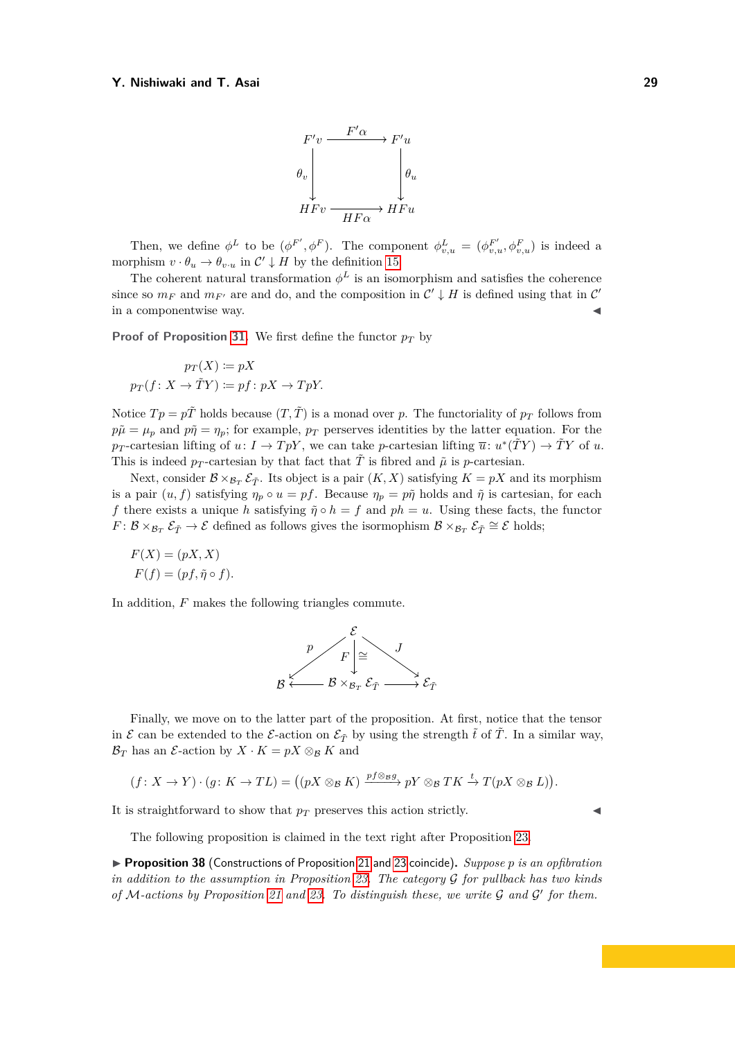$$
\begin{array}{ccc}
F'v & \xrightarrow{F'\alpha} & F'u \\
\Big\downarrow{\scriptstyle \theta_v} & & \Big\downarrow{\scriptstyle \theta_u} \\
HFv & \xrightarrow[HF\alpha]{} & HFu
\end{array}
$$

Then, we define $\phi^L$ to be $(\phi^{F'}, \phi^F)$. The component $\phi^L_{v,u} = (\phi^{F'}_{v,u}, \phi^F_{v,u})$ is indeed a morphism $v \cdot \theta_u \to \theta_{v \cdot u}$ in $\mathcal{C}' \downarrow H$ by the definition 15.

The coherent natural transformation $\phi^L$ is an isomorphism and satisfies the coherence since so $m_F$ and $m_{F'}$ are and do, and the composition in $\mathcal{C}' \downarrow H$ is defined using that in $\mathcal{C}'$ in a componentwise way. ◀

**Proof of Proposition 31.** We first define the functor $p_T$ by

$$
\begin{aligned}
p_T(X) &\coloneqq pX \\
p_T(f\colon X \to \tilde{T}Y) &\coloneqq pf\colon pX \to TpY.
\end{aligned}
$$

Notice $Tp = p\tilde{T}$ holds because $(T, \tilde{T})$ is a monad over $p$. The functoriality of $p_T$ follows from $p\tilde{\mu} = \mu_p$ and $p\tilde{\eta} = \eta_p$; for example, $p_T$ perserves identities by the latter equation. For the $p_T$-cartesian lifting of $u\colon I \to TpY$, we can take $p$-cartesian lifting $\overline{u}\colon u^*(\tilde{T}Y) \to \tilde{T}Y$ of $u$. This is indeed $p_T$-cartesian by that fact that $\tilde{T}$ is fibred and $\tilde{\mu}$ is $p$-cartesian.

Next, consider $\mathcal{B} \times_{\mathcal{B}_T} \mathcal{E}_{\tilde{T}}$. Its object is a pair $(K, X)$ satisfying $K = pX$ and its morphism is a pair $(u, f)$ satisfying $\eta_p \circ u = pf$. Because $\eta_p = p\tilde{\eta}$ holds and $\tilde{\eta}$ is cartesian, for each $f$ there exists a unique $h$ satisfying $\tilde{\eta} \circ h = f$ and $ph = u$. Using these facts, the functor $F\colon \mathcal{B} \times_{\mathcal{B}_T} \mathcal{E}_{\tilde{T}} \to \mathcal{E}$ defined as follows gives the isormophism $\mathcal{B} \times_{\mathcal{B}_T} \mathcal{E}_{\tilde{T}} \cong \mathcal{E}$ holds;

$$
\begin{aligned}
F(X) &= (pX, X) \\
F(f) &= (pf, \tilde{\eta} \circ f).
\end{aligned}
$$

In addition, $F$ makes the following triangles commute.

$$
\begin{array}{ccccc}
 & & \mathcal{E} & & \\
 & \swarrow{\scriptstyle p} & \Big\downarrow{\scriptstyle F}\ \cong & \searrow{\scriptstyle J} & \\
\mathcal{B} & \longleftarrow & \mathcal{B} \times_{\mathcal{B}_T} \mathcal{E}_{\tilde{T}} & \longrightarrow & \mathcal{E}_{\tilde{T}}
\end{array}
$$

Finally, we move on to the latter part of the proposition. At first, notice that the tensor in $\mathcal{E}$ can be extended to the $\mathcal{E}$-action on $\mathcal{E}_{\tilde{T}}$ by using the strength $\tilde{t}$ of $\tilde{T}$. In a similar way, $\mathcal{B}_T$ has an $\mathcal{E}$-action by $X \cdot K = pX \otimes_{\mathcal{B}} K$ and

$$
(f\colon X \to Y) \cdot (g\colon K \to TL) = \big((pX \otimes_{\mathcal{B}} K) \xrightarrow{pf \otimes_{\mathcal{B}} g} pY \otimes_{\mathcal{B}} TK \xrightarrow{t} T(pX \otimes_{\mathcal{B}} L)\big).
$$

It is straightforward to show that $p_T$ preserves this action strictly. ◀

The following proposition is claimed in the text right after Proposition 23.

▶ **Proposition 38** (Constructions of Proposition 21 and 23 coincide)**.** *Suppose $p$ is an opfibration in addition to the assumption in Proposition 23. The category $\mathcal{G}$ for pullback has two kinds of $\mathcal{M}$-actions by Proposition 21 and 23. To distinguish these, we write $\mathcal{G}$ and $\mathcal{G}'$ for them.*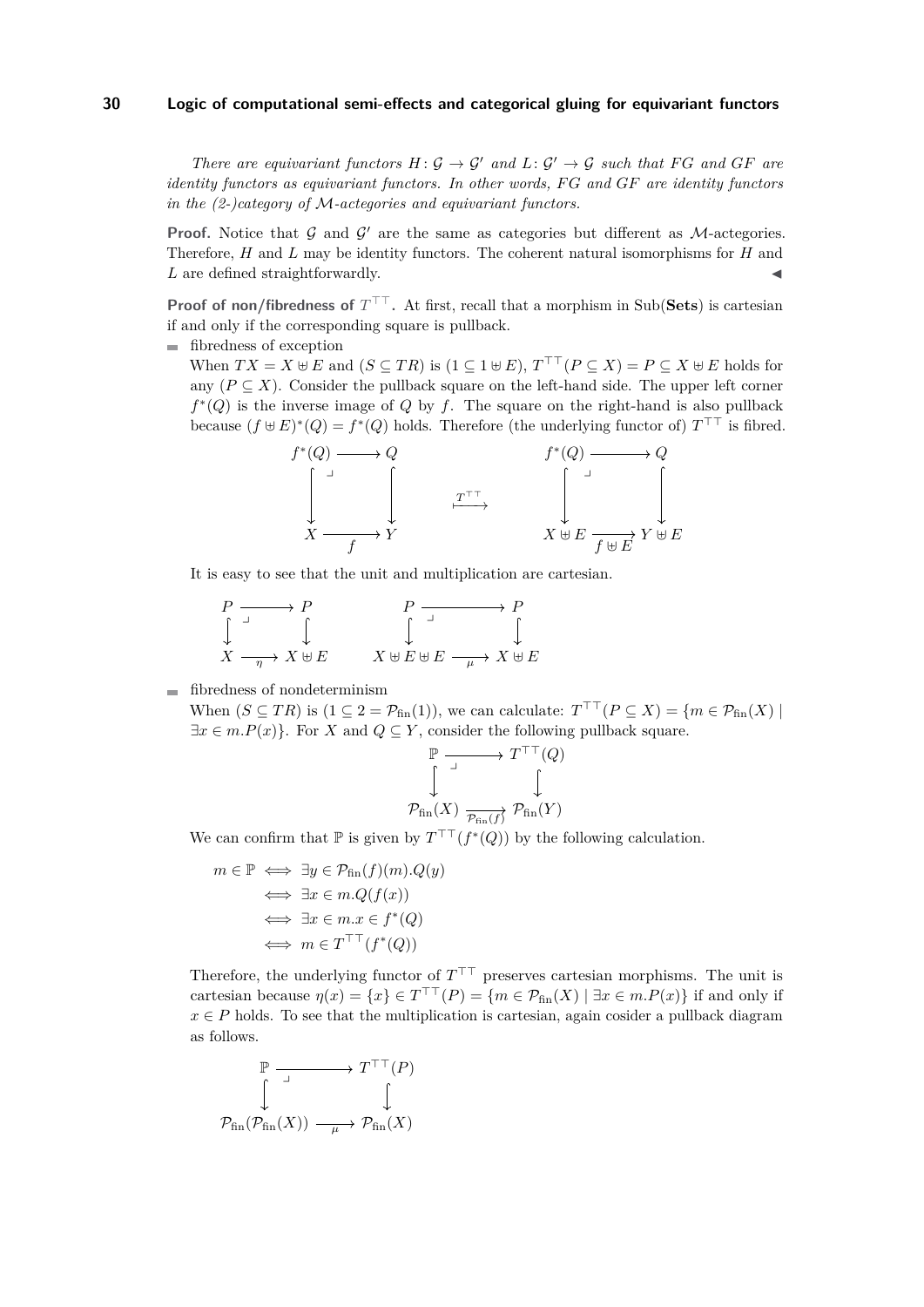*There are equivariant functors $H\colon \mathcal{G} \to \mathcal{G}'$ and $L\colon \mathcal{G}' \to \mathcal{G}$ such that $FG$ and $GF$ are identity functors as equivariant functors. In other words, $FG$ and $GF$ are identity functors in the (2-)category of $\mathcal{M}$-actegories and equivariant functors.*

**Proof.** Notice that $\mathcal{G}$ and $\mathcal{G}'$ are the same as categories but different as $\mathcal{M}$-actegories. Therefore, $H$ and $L$ may be identity functors. The coherent natural isomorphisms for $H$ and $L$ are defined straightforwardly. ◀

**Proof of non/fibredness of $T^{\top\top}$.** At first, recall that a morphism in Sub(**Sets**) is cartesian if and only if the corresponding square is pullback.

- fibredness of exception

  When $TX = X \uplus E$ and $(S \subseteq TR)$ is $(1 \subseteq 1 \uplus E)$, $T^{\top\top}(P \subseteq X) = P \subseteq X \uplus E$ holds for any $(P \subseteq X)$. Consider the pullback square on the left-hand side. The upper left corner $f^*(Q)$ is the inverse image of $Q$ by $f$. The square on the right-hand is also pullback because $(f \uplus E)^*(Q) = f^*(Q)$ holds. Therefore (the underlying functor of) $T^{\top\top}$ is fibred.

$$\begin{array}{ccc} f^*(Q) & \longrightarrow & Q \\ \downarrow & \lrcorner & \downarrow \\ X & \xrightarrow[f]{} & Y \end{array} \quad \overset{T^{\top\top}}{\longmapsto} \quad \begin{array}{ccc} f^*(Q) & \longrightarrow & Q \\ \downarrow & \lrcorner & \downarrow \\ X \uplus E & \xrightarrow[f \uplus E]{} & Y \uplus E \end{array}$$

  It is easy to see that the unit and multiplication are cartesian.

$$\begin{array}{ccc} P & \longrightarrow & P \\ \downarrow & \lrcorner & \downarrow \\ X & \xrightarrow[\eta]{} & X \uplus E \end{array} \qquad \begin{array}{ccc} P & \longrightarrow & P \\ \downarrow & \lrcorner & \downarrow \\ X \uplus E \uplus E & \xrightarrow[\mu]{} & X \uplus E \end{array}$$

- fibredness of nondeterminism

  When $(S \subseteq TR)$ is $(1 \subseteq 2 = \mathcal{P}_{\text{fin}}(1))$, we can calculate: $T^{\top\top}(P \subseteq X) = \{m \in \mathcal{P}_{\text{fin}}(X) \mid \exists x \in m.P(x)\}$. For $X$ and $Q \subseteq Y$, consider the following pullback square.

$$\begin{array}{ccc} \mathbb{P} & \longrightarrow & T^{\top\top}(Q) \\ \downarrow & \lrcorner & \downarrow \\ \mathcal{P}_{\text{fin}}(X) & \xrightarrow[\mathcal{P}_{\text{fin}}(f)]{} & \mathcal{P}_{\text{fin}}(Y) \end{array}$$

  We can confirm that $\mathbb{P}$ is given by $T^{\top\top}(f^*(Q))$ by the following calculation.

$$\begin{aligned} m \in \mathbb{P} &\iff \exists y \in \mathcal{P}_{\text{fin}}(f)(m).Q(y) \\ &\iff \exists x \in m.Q(f(x)) \\ &\iff \exists x \in m.x \in f^*(Q) \\ &\iff m \in T^{\top\top}(f^*(Q)) \end{aligned}$$

  Therefore, the underlying functor of $T^{\top\top}$ preserves cartesian morphisms. The unit is cartesian because $\eta(x) = \{x\} \in T^{\top\top}(P) = \{m \in \mathcal{P}_{\text{fin}}(X) \mid \exists x \in m.P(x)\}$ if and only if $x \in P$ holds. To see that the multiplication is cartesian, again cosider a pullback diagram as follows.

$$\begin{array}{ccc} \mathbb{P} & \longrightarrow & T^{\top\top}(P) \\ \downarrow & \lrcorner & \downarrow \\ \mathcal{P}_{\text{fin}}(\mathcal{P}_{\text{fin}}(X)) & \xrightarrow[\mu]{} & \mathcal{P}_{\text{fin}}(X) \end{array}$$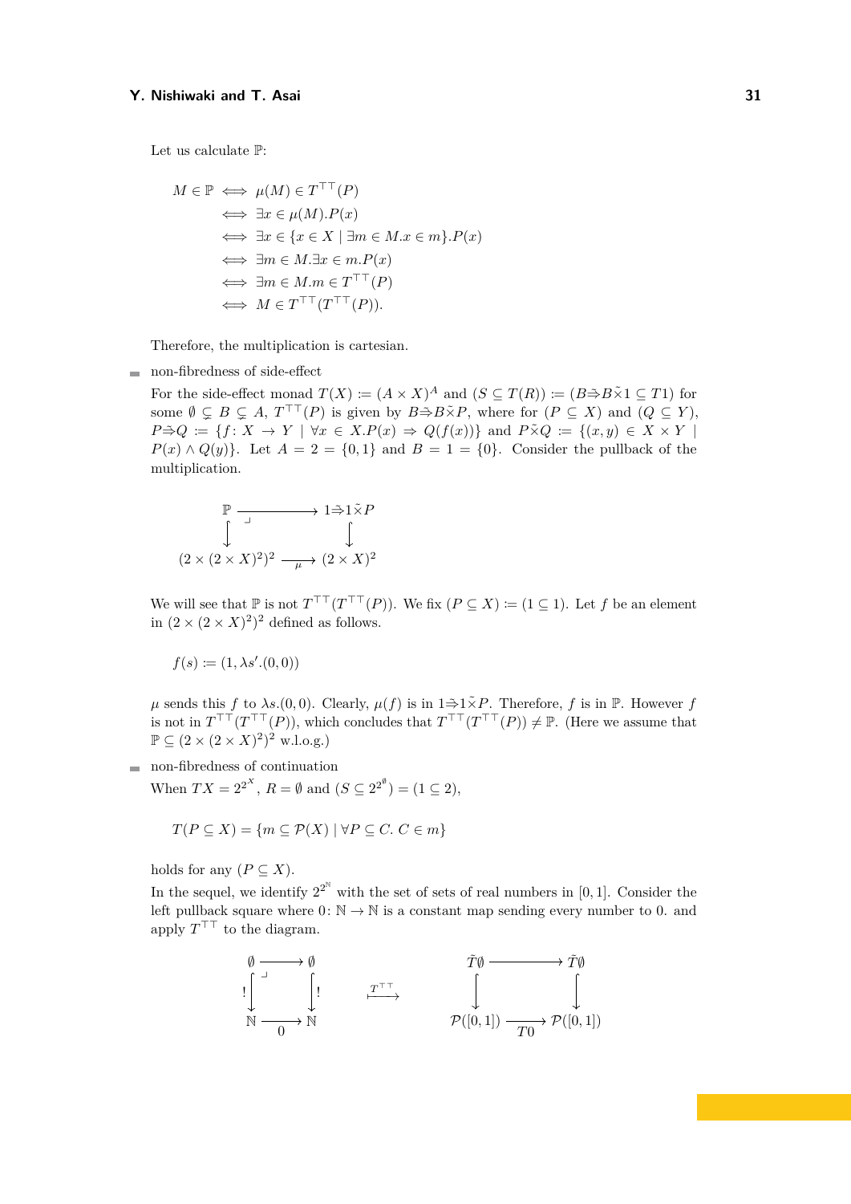Let us calculate $\mathbb{P}$:

$$
\begin{aligned}
M \in \mathbb{P} &\iff \mu(M) \in T^{\top\top}(P) \\
&\iff \exists x \in \mu(M).P(x) \\
&\iff \exists x \in \{x \in X \mid \exists m \in M.x \in m\}.P(x) \\
&\iff \exists m \in M.\exists x \in m.P(x) \\
&\iff \exists m \in M.m \in T^{\top\top}(P) \\
&\iff M \in T^{\top\top}(T^{\top\top}(P)).
\end{aligned}
$$

Therefore, the multiplication is cartesian.

- non-fibredness of side-effect

  For the side-effect monad $T(X) := (A \times X)^A$ and $(S \subseteq T(R)) := (B \dot{\Rightarrow} B \check{\times} 1 \subseteq T1)$ for some $\emptyset \subsetneq B \subsetneq A$, $T^{\top\top}(P)$ is given by $B \dot{\Rightarrow} B \check{\times} P$, where for $(P \subseteq X)$ and $(Q \subseteq Y)$, $P \dot{\Rightarrow} Q := \{f \colon X \to Y \mid \forall x \in X.P(x) \Rightarrow Q(f(x))\}$ and $P \check{\times} Q := \{(x, y) \in X \times Y \mid P(x) \wedge Q(y)\}$. Let $A = 2 = \{0, 1\}$ and $B = 1 = \{0\}$. Consider the pullback of the multiplication.

$$
\begin{array}{ccc}
\mathbb{P} & \longrightarrow & 1 \dot{\Rightarrow} 1 \check{\times} P \\
\downarrow & \lrcorner & \downarrow \\
(2 \times (2 \times X)^2)^2 & \xrightarrow{\mu} & (2 \times X)^2
\end{array}
$$

  We will see that $\mathbb{P}$ is not $T^{\top\top}(T^{\top\top}(P))$. We fix $(P \subseteq X) := (1 \subseteq 1)$. Let $f$ be an element in $(2 \times (2 \times X)^2)^2$ defined as follows.

$$
f(s) := (1, \lambda s'.(0, 0))
$$

  $\mu$ sends this $f$ to $\lambda s.(0, 0)$. Clearly, $\mu(f)$ is in $1 \dot{\Rightarrow} 1 \check{\times} P$. Therefore, $f$ is in $\mathbb{P}$. However $f$ is not in $T^{\top\top}(T^{\top\top}(P))$, which concludes that $T^{\top\top}(T^{\top\top}(P)) \neq \mathbb{P}$. (Here we assume that $\mathbb{P} \subseteq (2 \times (2 \times X)^2)^2$ w.l.o.g.)

- non-fibredness of continuation

  When $TX = 2^{2^X}$, $R = \emptyset$ and $(S \subseteq 2^{2^\emptyset}) = (1 \subseteq 2)$,

$$
T(P \subseteq X) = \{m \subseteq \mathcal{P}(X) \mid \forall P \subseteq C.\ C \in m\}
$$

  holds for any $(P \subseteq X)$.

  In the sequel, we identify $2^{2^\mathbb{N}}$ with the set of sets of real numbers in $[0, 1]$. Consider the left pullback square where $0 \colon \mathbb{N} \to \mathbb{N}$ is a constant map sending every number to 0. and apply $T^{\top\top}$ to the diagram.

$$
\begin{array}{ccc}
\emptyset & \longrightarrow & \emptyset \\
{!}\downarrow & \lrcorner & \downarrow{!} \\
\mathbb{N} & \xrightarrow[0]{} & \mathbb{N}
\end{array}
\qquad \overset{T^{\top\top}}{\longmapsto} \qquad
\begin{array}{ccc}
\tilde{T}\emptyset & \longrightarrow & \tilde{T}\emptyset \\
\downarrow & & \downarrow \\
\mathcal{P}([0,1]) & \xrightarrow[T0]{} & \mathcal{P}([0,1])
\end{array}
$$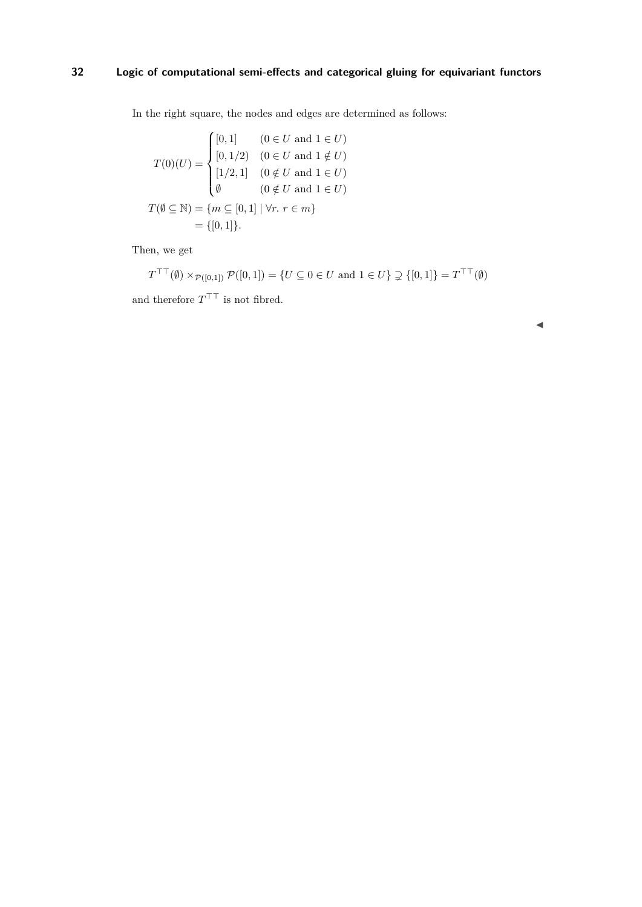In the right square, the nodes and edges are determined as follows:

$$
T(0)(U) = \begin{cases} [0,1] & (0 \in U \text{ and } 1 \in U) \\ [0,1/2) & (0 \in U \text{ and } 1 \notin U) \\ [1/2,1] & (0 \notin U \text{ and } 1 \in U) \\ \emptyset & (0 \notin U \text{ and } 1 \in U) \end{cases}
$$

$$
\begin{aligned}
T(\emptyset \subseteq \mathbb{N}) &= \{m \subseteq [0,1] \mid \forall r.\ r \in m\} \\
&= \{[0,1]\}.
\end{aligned}
$$

Then, we get

$$
T^{\top\top}(\emptyset) \times_{\mathcal{P}([0,1])} \mathcal{P}([0,1]) = \{U \subseteq 0 \in U \text{ and } 1 \in U\} \supsetneq \{[0,1]\} = T^{\top\top}(\emptyset)
$$

and therefore $T^{\top\top}$ is not fibred.

◀